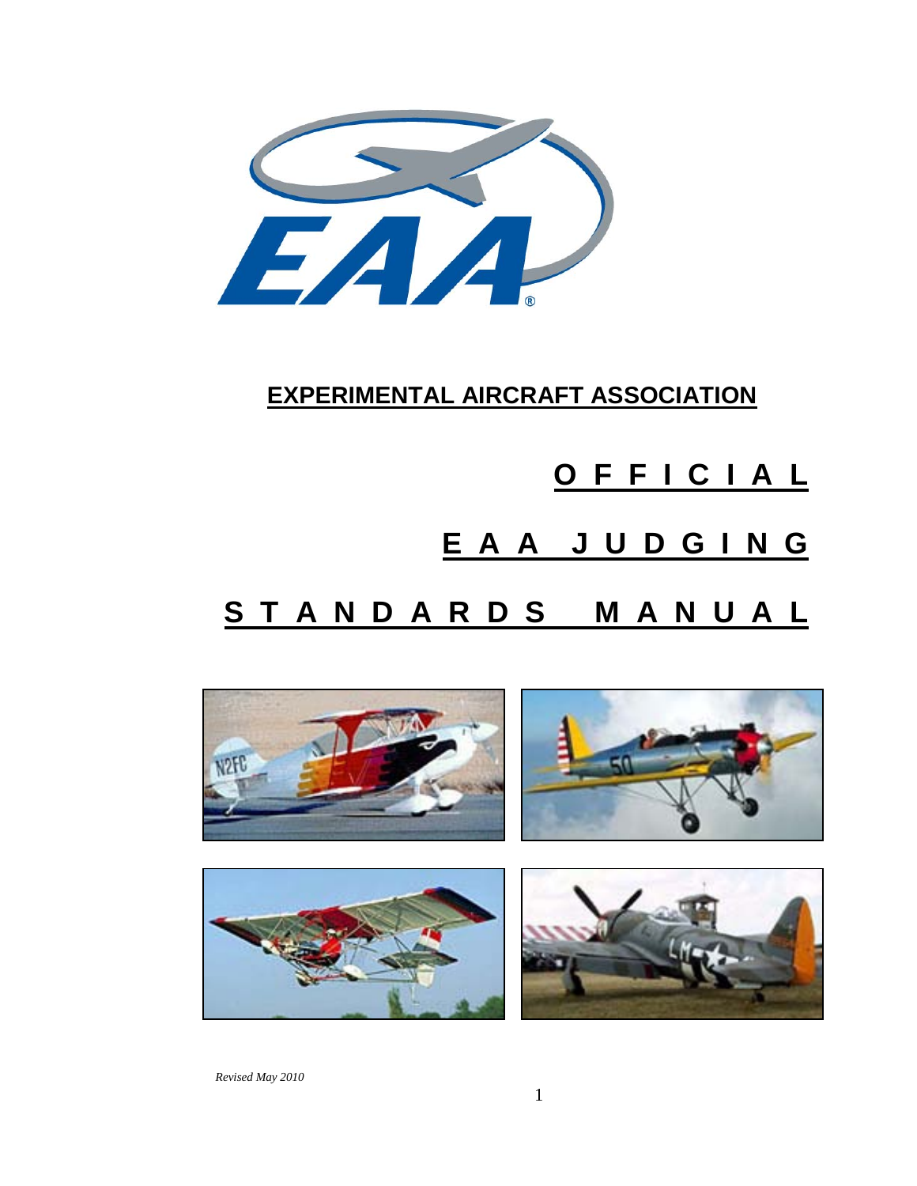# EXPERIMENTAL AIRCRAFT ASSOCIATION

# OFFICIAL EAA JUDGING STANDARDS MANUAL

*Revised May 2010*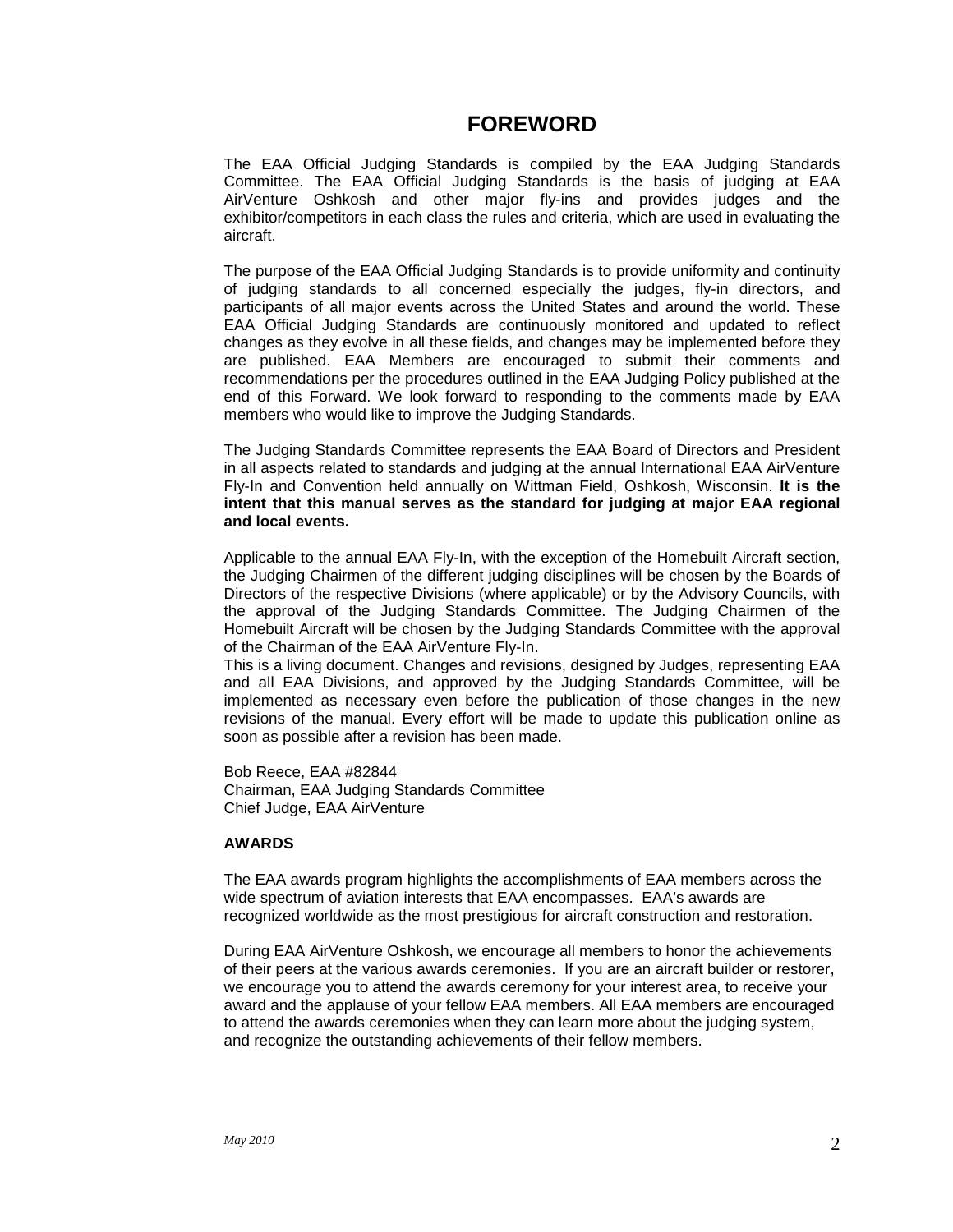# FOREWORD

The EAA Official Judging Standards is compiled by the EAA Judging Standards Committee. The EAA Official Judging Standards is the basis of judging at EAA AirVenture Oshkosh and other major fly-ins and provides judges and the exhibitor/competitors in each class the rules and criteria, which are used in evaluating the aircraft.

The purpose of the EAA Official Judging Standards is to provide uniformity and continuity of judging standards to all concerned especially the judges, fly-in directors, and participants of all major events across the United States and around the world. These EAA Official Judging Standards are continuously monitored and updated to reflect changes as they evolve in all these fields, and changes may be implemented before they are published. EAA Members are encouraged to submit their comments and recommendations per the procedures outlined in the EAA Judging Policy published at the end of this Forward. We look forward to responding to the comments made by EAA members who would like to improve the Judging Standards.

The Judging Standards Committee represents the EAA Board of Directors and President in all aspects related to standards and judging at the annual International EAA AirVenture Fly-In and Convention held annually on Wittman Field, Oshkosh, Wisconsin. **It is the intent that this manual serves as the standard for judging at major EAA regional and local events.**

Applicable to the annual EAA Fly-In, with the exception of the Homebuilt Aircraft section, the Judging Chairmen of the different judging disciplines will be chosen by the Boards of Directors of the respective Divisions (where applicable) or by the Advisory Councils, with the approval of the Judging Standards Committee. The Judging Chairmen of the Homebuilt Aircraft will be chosen by the Judging Standards Committee with the approval of the Chairman of the EAA AirVenture Fly-In.

This is a living document. Changes and revisions, designed by Judges, representing EAA and all EAA Divisions, and approved by the Judging Standards Committee, will be implemented as necessary even before the publication of those changes in the new revisions of the manual. Every effort will be made to update this publication online as soon as possible after a revision has been made.

Bob Reece, EAA #82844
Chairman, EAA Judging Standards Committee
Chief Judge, EAA AirVenture

**AWARDS**

The EAA awards program highlights the accomplishments of EAA members across the wide spectrum of aviation interests that EAA encompasses. EAA's awards are recognized worldwide as the most prestigious for aircraft construction and restoration.

During EAA AirVenture Oshkosh, we encourage all members to honor the achievements of their peers at the various awards ceremonies. If you are an aircraft builder or restorer, we encourage you to attend the awards ceremony for your interest area, to receive your award and the applause of your fellow EAA members. All EAA members are encouraged to attend the awards ceremonies when they can learn more about the judging system, and recognize the outstanding achievements of their fellow members.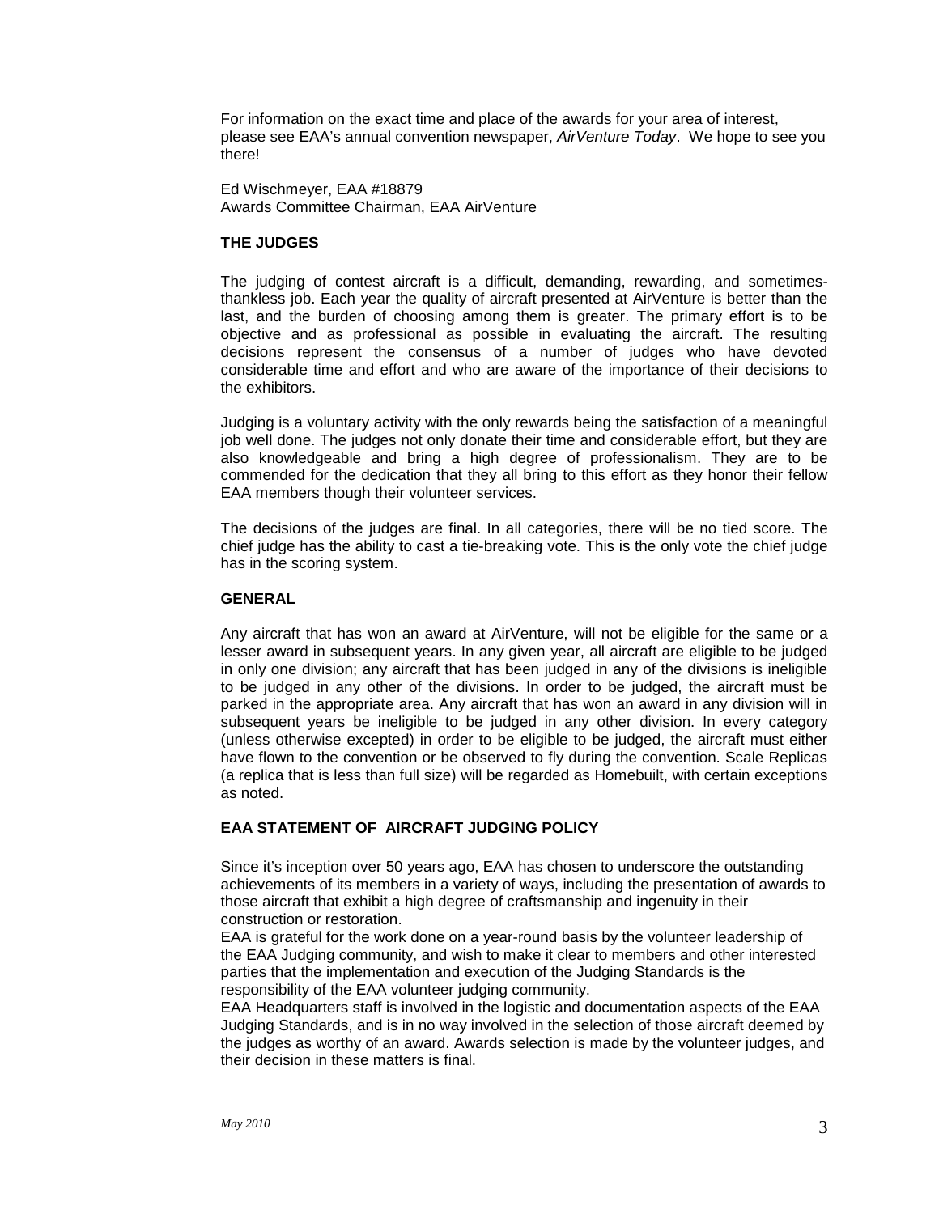For information on the exact time and place of the awards for your area of interest, please see EAA's annual convention newspaper, *AirVenture Today*. We hope to see you there!

Ed Wischmeyer, EAA #18879
Awards Committee Chairman, EAA AirVenture

**THE JUDGES**

The judging of contest aircraft is a difficult, demanding, rewarding, and sometimes-thankless job. Each year the quality of aircraft presented at AirVenture is better than the last, and the burden of choosing among them is greater. The primary effort is to be objective and as professional as possible in evaluating the aircraft. The resulting decisions represent the consensus of a number of judges who have devoted considerable time and effort and who are aware of the importance of their decisions to the exhibitors.

Judging is a voluntary activity with the only rewards being the satisfaction of a meaningful job well done. The judges not only donate their time and considerable effort, but they are also knowledgeable and bring a high degree of professionalism. They are to be commended for the dedication that they all bring to this effort as they honor their fellow EAA members though their volunteer services.

The decisions of the judges are final. In all categories, there will be no tied score. The chief judge has the ability to cast a tie-breaking vote. This is the only vote the chief judge has in the scoring system.

**GENERAL**

Any aircraft that has won an award at AirVenture, will not be eligible for the same or a lesser award in subsequent years. In any given year, all aircraft are eligible to be judged in only one division; any aircraft that has been judged in any of the divisions is ineligible to be judged in any other of the divisions. In order to be judged, the aircraft must be parked in the appropriate area. Any aircraft that has won an award in any division will in subsequent years be ineligible to be judged in any other division. In every category (unless otherwise excepted) in order to be eligible to be judged, the aircraft must either have flown to the convention or be observed to fly during the convention. Scale Replicas (a replica that is less than full size) will be regarded as Homebuilt, with certain exceptions as noted.

**EAA STATEMENT OF AIRCRAFT JUDGING POLICY**

Since it's inception over 50 years ago, EAA has chosen to underscore the outstanding achievements of its members in a variety of ways, including the presentation of awards to those aircraft that exhibit a high degree of craftsmanship and ingenuity in their construction or restoration.

EAA is grateful for the work done on a year-round basis by the volunteer leadership of the EAA Judging community, and wish to make it clear to members and other interested parties that the implementation and execution of the Judging Standards is the responsibility of the EAA volunteer judging community.

EAA Headquarters staff is involved in the logistic and documentation aspects of the EAA Judging Standards, and is in no way involved in the selection of those aircraft deemed by the judges as worthy of an award. Awards selection is made by the volunteer judges, and their decision in these matters is final.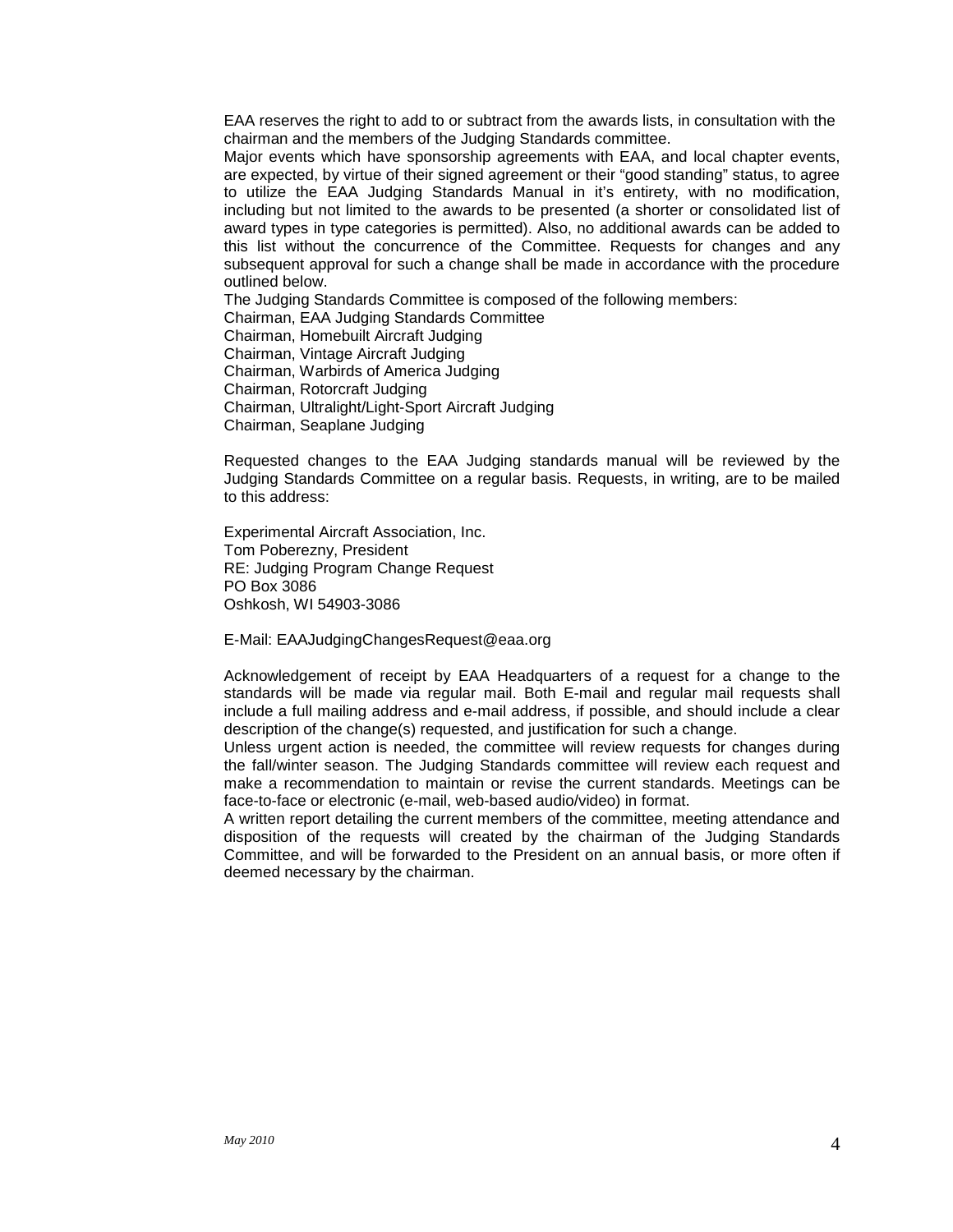EAA reserves the right to add to or subtract from the awards lists, in consultation with the chairman and the members of the Judging Standards committee.

Major events which have sponsorship agreements with EAA, and local chapter events, are expected, by virtue of their signed agreement or their "good standing" status, to agree to utilize the EAA Judging Standards Manual in it's entirety, with no modification, including but not limited to the awards to be presented (a shorter or consolidated list of award types in type categories is permitted). Also, no additional awards can be added to this list without the concurrence of the Committee. Requests for changes and any subsequent approval for such a change shall be made in accordance with the procedure outlined below.

The Judging Standards Committee is composed of the following members:

Chairman, EAA Judging Standards Committee
Chairman, Homebuilt Aircraft Judging
Chairman, Vintage Aircraft Judging
Chairman, Warbirds of America Judging
Chairman, Rotorcraft Judging
Chairman, Ultralight/Light-Sport Aircraft Judging
Chairman, Seaplane Judging

Requested changes to the EAA Judging standards manual will be reviewed by the Judging Standards Committee on a regular basis. Requests, in writing, are to be mailed to this address:

Experimental Aircraft Association, Inc.
Tom Poberezny, President
RE: Judging Program Change Request
PO Box 3086
Oshkosh, WI 54903-3086

E-Mail: EAAJudgingChangesRequest@eaa.org

Acknowledgement of receipt by EAA Headquarters of a request for a change to the standards will be made via regular mail. Both E-mail and regular mail requests shall include a full mailing address and e-mail address, if possible, and should include a clear description of the change(s) requested, and justification for such a change.

Unless urgent action is needed, the committee will review requests for changes during the fall/winter season. The Judging Standards committee will review each request and make a recommendation to maintain or revise the current standards. Meetings can be face-to-face or electronic (e-mail, web-based audio/video) in format.

A written report detailing the current members of the committee, meeting attendance and disposition of the requests will created by the chairman of the Judging Standards Committee, and will be forwarded to the President on an annual basis, or more often if deemed necessary by the chairman.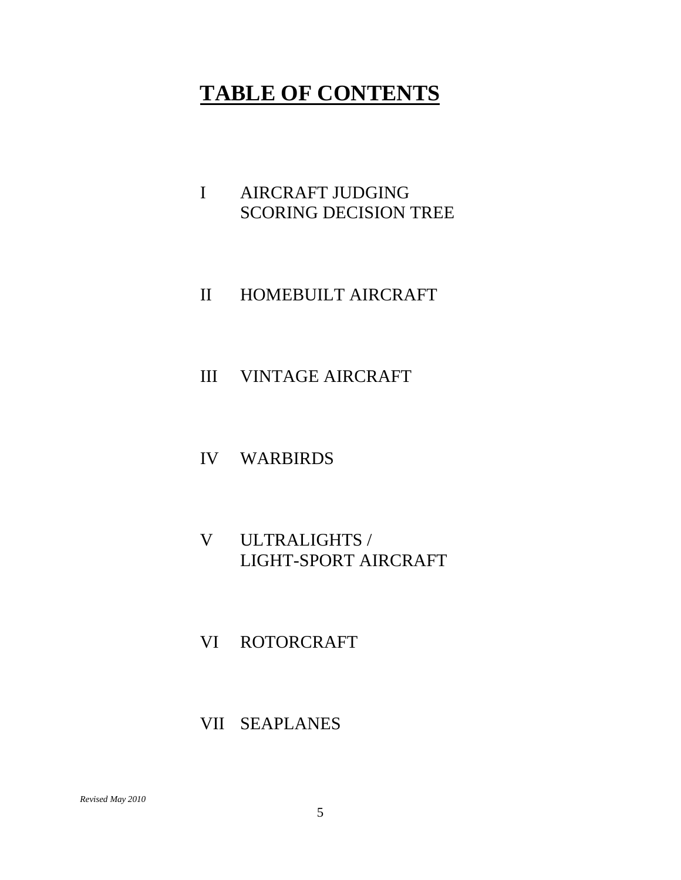# TABLE OF CONTENTS

I AIRCRAFT JUDGING SCORING DECISION TREE

II HOMEBUILT AIRCRAFT

III VINTAGE AIRCRAFT

IV WARBIRDS

V ULTRALIGHTS / LIGHT-SPORT AIRCRAFT

VI ROTORCRAFT

VII SEAPLANES

*Revised May 2010*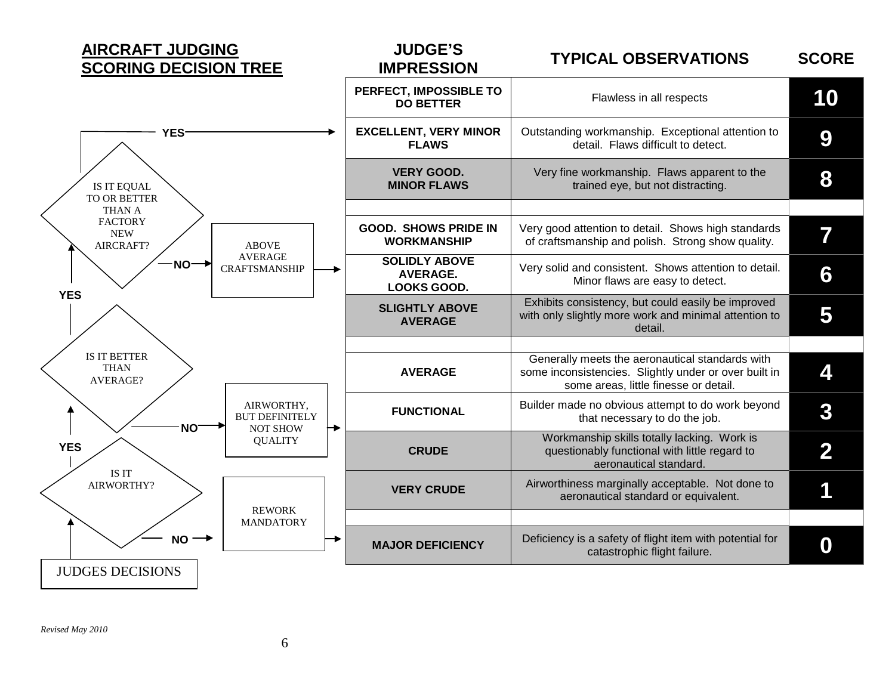## AIRCRAFT JUDGING SCORING DECISION TREE

**Decision tree (JUDGES DECISIONS):**

- **IS IT AIRWORTHY?**
  - NO → REWORK MANDATORY → MAJOR DEFICIENCY (0)
  - YES → **IS IT BETTER THAN AVERAGE?**
    - NO → AIRWORTHY, BUT DEFINITELY NOT SHOW QUALITY → scores 1–4
    - YES → **IS IT EQUAL TO OR BETTER THAN A FACTORY NEW AIRCRAFT?**
      - NO → ABOVE AVERAGE CRAFTSMANSHIP → scores 5–7
      - YES → scores 8–10

| JUDGE'S IMPRESSION | TYPICAL OBSERVATIONS | SCORE |
|---|---|---|
| **PERFECT, IMPOSSIBLE TO DO BETTER** | Flawless in all respects | **10** |
| **EXCELLENT, VERY MINOR FLAWS** | Outstanding workmanship. Exceptional attention to detail. Flaws difficult to detect. | **9** |
| **VERY GOOD. MINOR FLAWS** | Very fine workmanship. Flaws apparent to the trained eye, but not distracting. | **8** |
| | | |
| **GOOD. SHOWS PRIDE IN WORKMANSHIP** | Very good attention to detail. Shows high standards of craftsmanship and polish. Strong show quality. | **7** |
| **SOLIDLY ABOVE AVERAGE. LOOKS GOOD.** | Very solid and consistent. Shows attention to detail. Minor flaws are easy to detect. | **6** |
| **SLIGHTLY ABOVE AVERAGE** | Exhibits consistency, but could easily be improved with only slightly more work and minimal attention to detail. | **5** |
| | | |
| **AVERAGE** | Generally meets the aeronautical standards with some inconsistencies. Slightly under or over built in some areas, little finesse or detail. | **4** |
| **FUNCTIONAL** | Builder made no obvious attempt to do work beyond that necessary to do the job. | **3** |
| **CRUDE** | Workmanship skills totally lacking. Work is questionably functional with little regard to aeronautical standard. | **2** |
| **VERY CRUDE** | Airworthiness marginally acceptable. Not done to aeronautical standard or equivalent. | **1** |
| | | |
| **MAJOR DEFICIENCY** | Deficiency is a safety of flight item with potential for catastrophic flight failure. | **0** |

*Revised May 2010*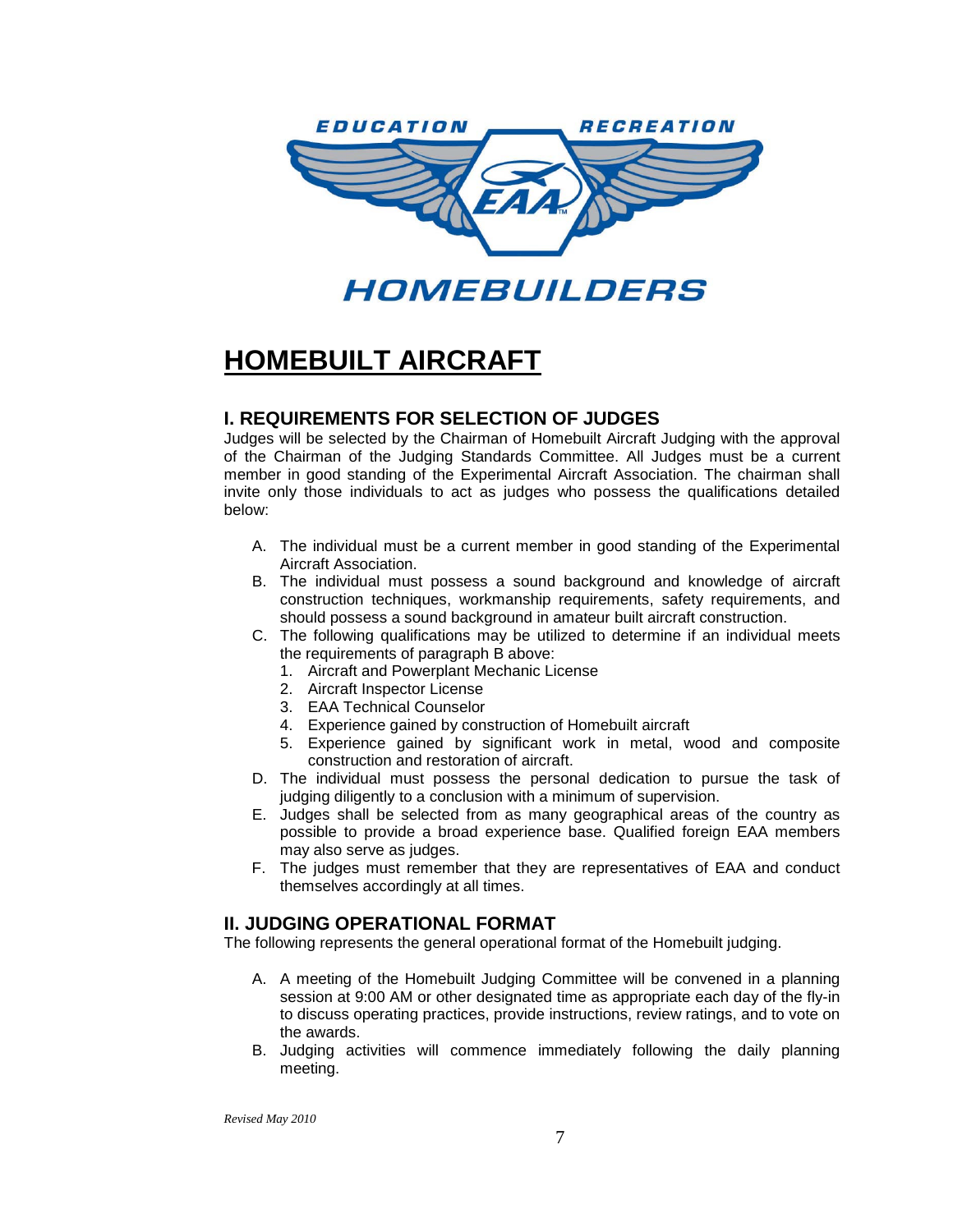EDUCATION RECREATION

EAA

HOMEBUILDERS

# HOMEBUILT AIRCRAFT

## I. REQUIREMENTS FOR SELECTION OF JUDGES

Judges will be selected by the Chairman of Homebuilt Aircraft Judging with the approval of the Chairman of the Judging Standards Committee. All Judges must be a current member in good standing of the Experimental Aircraft Association. The chairman shall invite only those individuals to act as judges who possess the qualifications detailed below:

A. The individual must be a current member in good standing of the Experimental Aircraft Association.
B. The individual must possess a sound background and knowledge of aircraft construction techniques, workmanship requirements, safety requirements, and should possess a sound background in amateur built aircraft construction.
C. The following qualifications may be utilized to determine if an individual meets the requirements of paragraph B above:
   1. Aircraft and Powerplant Mechanic License
   2. Aircraft Inspector License
   3. EAA Technical Counselor
   4. Experience gained by construction of Homebuilt aircraft
   5. Experience gained by significant work in metal, wood and composite construction and restoration of aircraft.
D. The individual must possess the personal dedication to pursue the task of judging diligently to a conclusion with a minimum of supervision.
E. Judges shall be selected from as many geographical areas of the country as possible to provide a broad experience base. Qualified foreign EAA members may also serve as judges.
F. The judges must remember that they are representatives of EAA and conduct themselves accordingly at all times.

## II. JUDGING OPERATIONAL FORMAT

The following represents the general operational format of the Homebuilt judging.

A. A meeting of the Homebuilt Judging Committee will be convened in a planning session at 9:00 AM or other designated time as appropriate each day of the fly-in to discuss operating practices, provide instructions, review ratings, and to vote on the awards.
B. Judging activities will commence immediately following the daily planning meeting.

*Revised May 2010*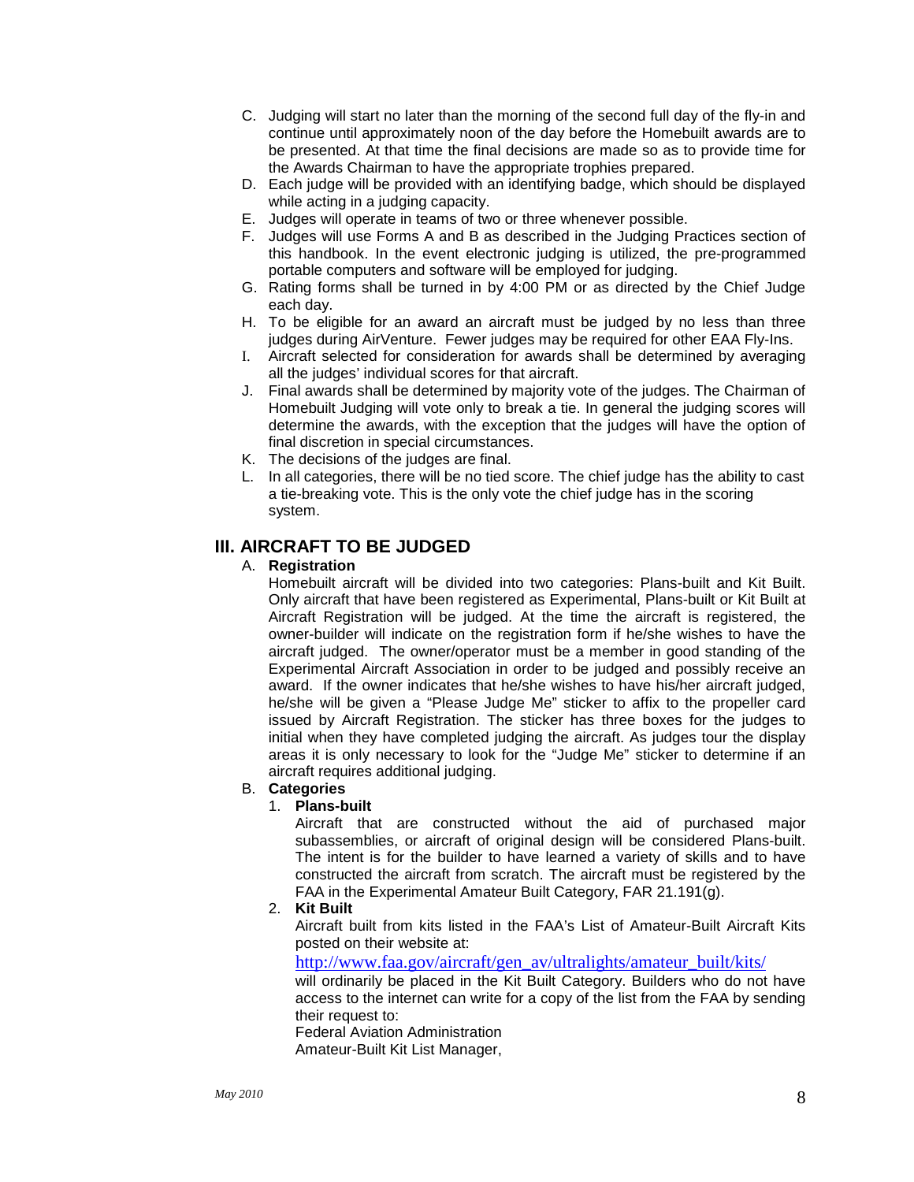C. Judging will start no later than the morning of the second full day of the fly-in and continue until approximately noon of the day before the Homebuilt awards are to be presented. At that time the final decisions are made so as to provide time for the Awards Chairman to have the appropriate trophies prepared.
D. Each judge will be provided with an identifying badge, which should be displayed while acting in a judging capacity.
E. Judges will operate in teams of two or three whenever possible.
F. Judges will use Forms A and B as described in the Judging Practices section of this handbook. In the event electronic judging is utilized, the pre-programmed portable computers and software will be employed for judging.
G. Rating forms shall be turned in by 4:00 PM or as directed by the Chief Judge each day.
H. To be eligible for an award an aircraft must be judged by no less than three judges during AirVenture. Fewer judges may be required for other EAA Fly-Ins.
I. Aircraft selected for consideration for awards shall be determined by averaging all the judges' individual scores for that aircraft.
J. Final awards shall be determined by majority vote of the judges. The Chairman of Homebuilt Judging will vote only to break a tie. In general the judging scores will determine the awards, with the exception that the judges will have the option of final discretion in special circumstances.
K. The decisions of the judges are final.
L. In all categories, there will be no tied score. The chief judge has the ability to cast a tie-breaking vote. This is the only vote the chief judge has in the scoring system.

## III. AIRCRAFT TO BE JUDGED

A. **Registration**

Homebuilt aircraft will be divided into two categories: Plans-built and Kit Built. Only aircraft that have been registered as Experimental, Plans-built or Kit Built at Aircraft Registration will be judged. At the time the aircraft is registered, the owner-builder will indicate on the registration form if he/she wishes to have the aircraft judged. The owner/operator must be a member in good standing of the Experimental Aircraft Association in order to be judged and possibly receive an award. If the owner indicates that he/she wishes to have his/her aircraft judged, he/she will be given a "Please Judge Me" sticker to affix to the propeller card issued by Aircraft Registration. The sticker has three boxes for the judges to initial when they have completed judging the aircraft. As judges tour the display areas it is only necessary to look for the "Judge Me" sticker to determine if an aircraft requires additional judging.

B. **Categories**

1. **Plans-built**

   Aircraft that are constructed without the aid of purchased major subassemblies, or aircraft of original design will be considered Plans-built. The intent is for the builder to have learned a variety of skills and to have constructed the aircraft from scratch. The aircraft must be registered by the FAA in the Experimental Amateur Built Category, FAR 21.191(g).

2. **Kit Built**

   Aircraft built from kits listed in the FAA's List of Amateur-Built Aircraft Kits posted on their website at:

   http://www.faa.gov/aircraft/gen_av/ultralights/amateur_built/kits/

   will ordinarily be placed in the Kit Built Category. Builders who do not have access to the internet can write for a copy of the list from the FAA by sending their request to:

   Federal Aviation Administration
   Amateur-Built Kit List Manager,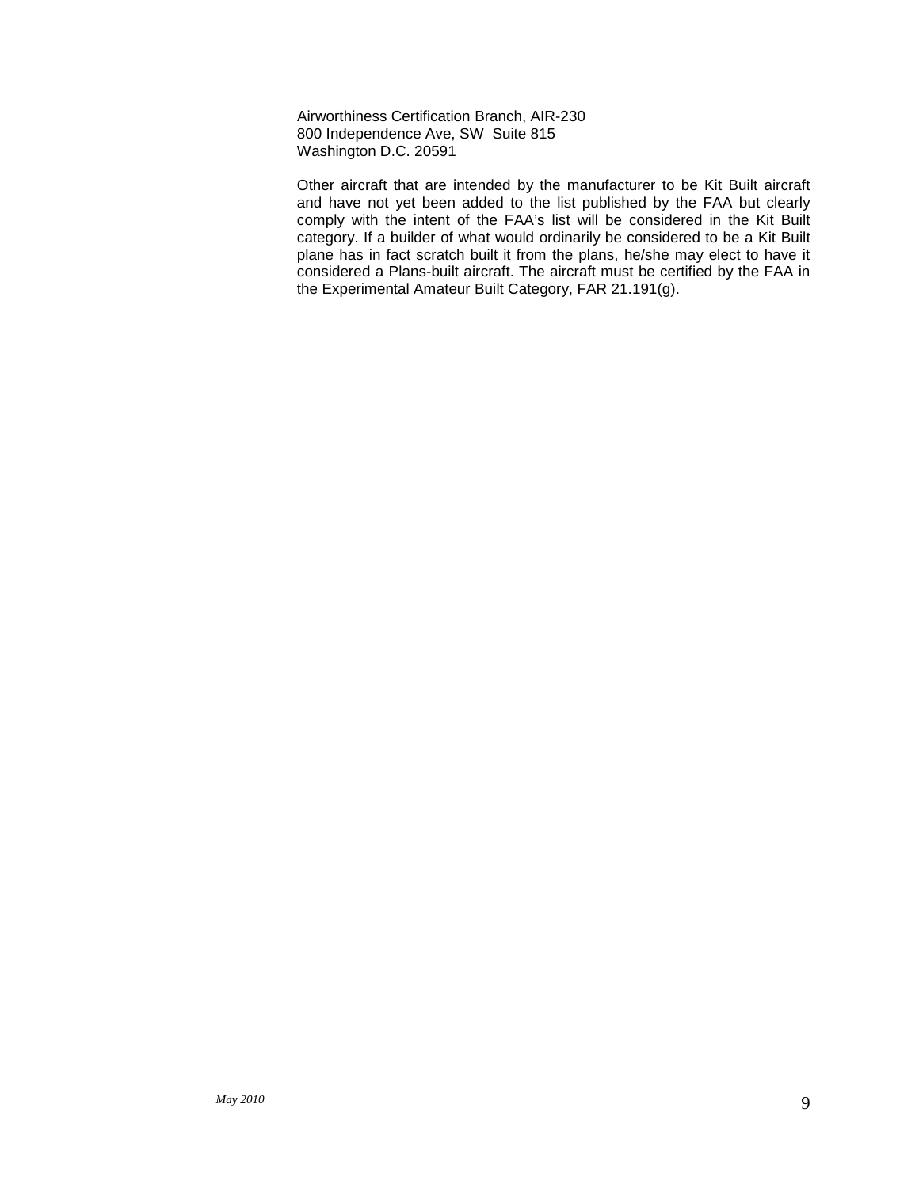Airworthiness Certification Branch, AIR-230
800 Independence Ave, SW Suite 815
Washington D.C. 20591

Other aircraft that are intended by the manufacturer to be Kit Built aircraft and have not yet been added to the list published by the FAA but clearly comply with the intent of the FAA's list will be considered in the Kit Built category. If a builder of what would ordinarily be considered to be a Kit Built plane has in fact scratch built it from the plans, he/she may elect to have it considered a Plans-built aircraft. The aircraft must be certified by the FAA in the Experimental Amateur Built Category, FAR 21.191(g).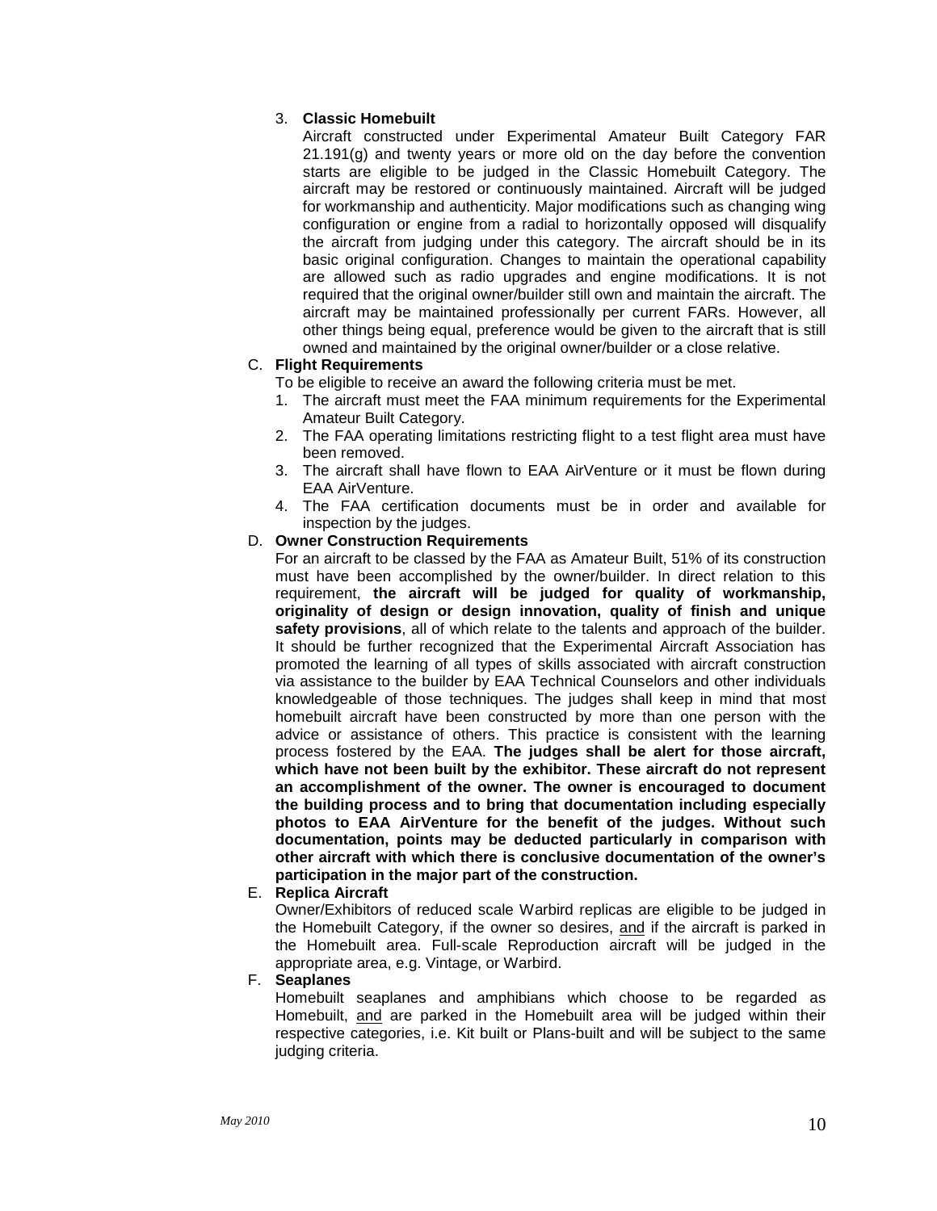3. **Classic Homebuilt**

   Aircraft constructed under Experimental Amateur Built Category FAR 21.191(g) and twenty years or more old on the day before the convention starts are eligible to be judged in the Classic Homebuilt Category. The aircraft may be restored or continuously maintained. Aircraft will be judged for workmanship and authenticity. Major modifications such as changing wing configuration or engine from a radial to horizontally opposed will disqualify the aircraft from judging under this category. The aircraft should be in its basic original configuration. Changes to maintain the operational capability are allowed such as radio upgrades and engine modifications. It is not required that the original owner/builder still own and maintain the aircraft. The aircraft may be maintained professionally per current FARs. However, all other things being equal, preference would be given to the aircraft that is still owned and maintained by the original owner/builder or a close relative.

C. **Flight Requirements**

   To be eligible to receive an award the following criteria must be met.

   1. The aircraft must meet the FAA minimum requirements for the Experimental Amateur Built Category.
   2. The FAA operating limitations restricting flight to a test flight area must have been removed.
   3. The aircraft shall have flown to EAA AirVenture or it must be flown during EAA AirVenture.
   4. The FAA certification documents must be in order and available for inspection by the judges.

D. **Owner Construction Requirements**

   For an aircraft to be classed by the FAA as Amateur Built, 51% of its construction must have been accomplished by the owner/builder. In direct relation to this requirement, **the aircraft will be judged for quality of workmanship, originality of design or design innovation, quality of finish and unique safety provisions**, all of which relate to the talents and approach of the builder. It should be further recognized that the Experimental Aircraft Association has promoted the learning of all types of skills associated with aircraft construction via assistance to the builder by EAA Technical Counselors and other individuals knowledgeable of those techniques. The judges shall keep in mind that most homebuilt aircraft have been constructed by more than one person with the advice or assistance of others. This practice is consistent with the learning process fostered by the EAA. **The judges shall be alert for those aircraft, which have not been built by the exhibitor. These aircraft do not represent an accomplishment of the owner. The owner is encouraged to document the building process and to bring that documentation including especially photos to EAA AirVenture for the benefit of the judges. Without such documentation, points may be deducted particularly in comparison with other aircraft with which there is conclusive documentation of the owner's participation in the major part of the construction.**

E. **Replica Aircraft**

   Owner/Exhibitors of reduced scale Warbird replicas are eligible to be judged in the Homebuilt Category, if the owner so desires, and if the aircraft is parked in the Homebuilt area. Full-scale Reproduction aircraft will be judged in the appropriate area, e.g. Vintage, or Warbird.

F. **Seaplanes**

   Homebuilt seaplanes and amphibians which choose to be regarded as Homebuilt, and are parked in the Homebuilt area will be judged within their respective categories, i.e. Kit built or Plans-built and will be subject to the same judging criteria.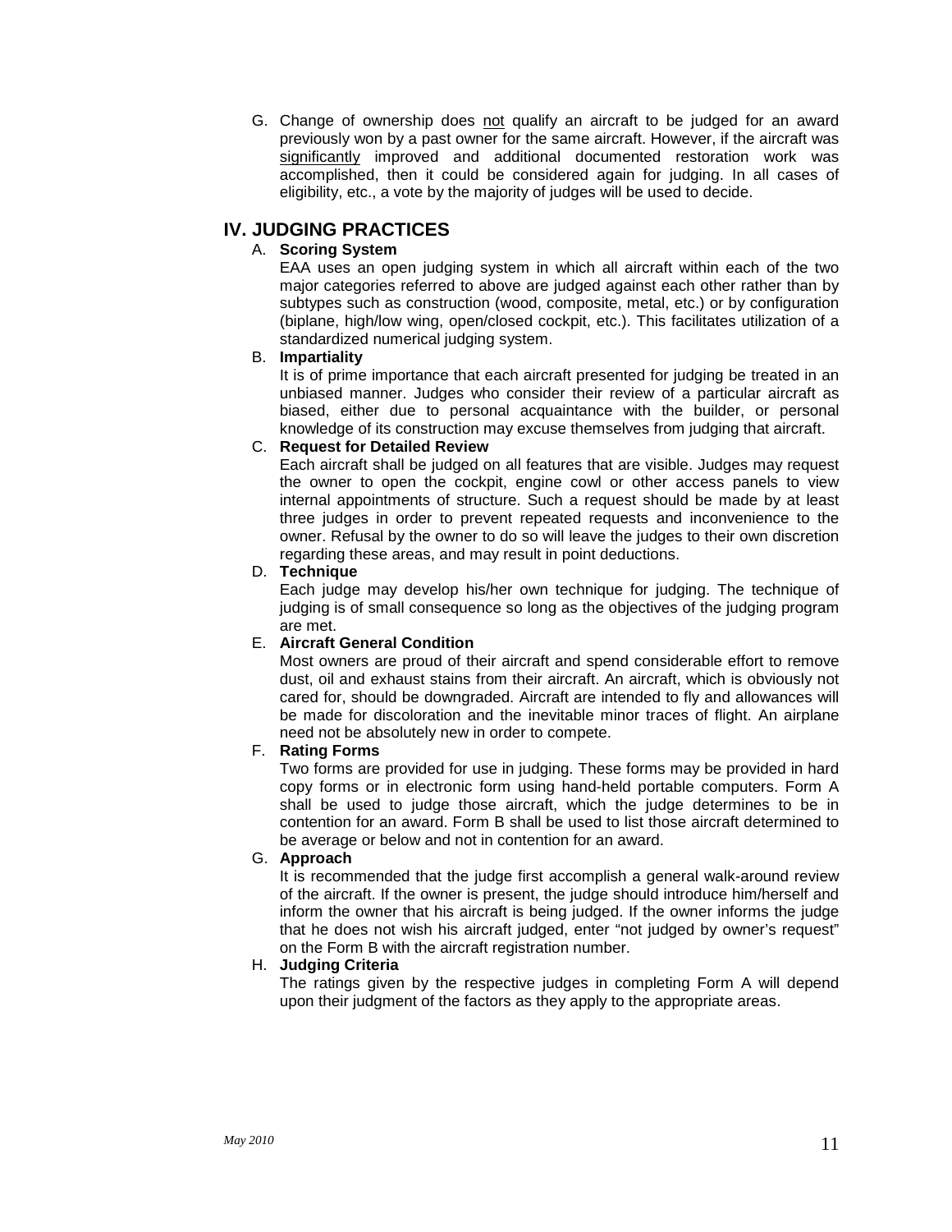G. Change of ownership does <u>not</u> qualify an aircraft to be judged for an award previously won by a past owner for the same aircraft. However, if the aircraft was <u>significantly</u> improved and additional documented restoration work was accomplished, then it could be considered again for judging. In all cases of eligibility, etc., a vote by the majority of judges will be used to decide.

## IV. JUDGING PRACTICES

A. **Scoring System**

EAA uses an open judging system in which all aircraft within each of the two major categories referred to above are judged against each other rather than by subtypes such as construction (wood, composite, metal, etc.) or by configuration (biplane, high/low wing, open/closed cockpit, etc.). This facilitates utilization of a standardized numerical judging system.

B. **Impartiality**

It is of prime importance that each aircraft presented for judging be treated in an unbiased manner. Judges who consider their review of a particular aircraft as biased, either due to personal acquaintance with the builder, or personal knowledge of its construction may excuse themselves from judging that aircraft.

C. **Request for Detailed Review**

Each aircraft shall be judged on all features that are visible. Judges may request the owner to open the cockpit, engine cowl or other access panels to view internal appointments of structure. Such a request should be made by at least three judges in order to prevent repeated requests and inconvenience to the owner. Refusal by the owner to do so will leave the judges to their own discretion regarding these areas, and may result in point deductions.

D. **Technique**

Each judge may develop his/her own technique for judging. The technique of judging is of small consequence so long as the objectives of the judging program are met.

E. **Aircraft General Condition**

Most owners are proud of their aircraft and spend considerable effort to remove dust, oil and exhaust stains from their aircraft. An aircraft, which is obviously not cared for, should be downgraded. Aircraft are intended to fly and allowances will be made for discoloration and the inevitable minor traces of flight. An airplane need not be absolutely new in order to compete.

F. **Rating Forms**

Two forms are provided for use in judging. These forms may be provided in hard copy forms or in electronic form using hand-held portable computers. Form A shall be used to judge those aircraft, which the judge determines to be in contention for an award. Form B shall be used to list those aircraft determined to be average or below and not in contention for an award.

G. **Approach**

It is recommended that the judge first accomplish a general walk-around review of the aircraft. If the owner is present, the judge should introduce him/herself and inform the owner that his aircraft is being judged. If the owner informs the judge that he does not wish his aircraft judged, enter "not judged by owner's request" on the Form B with the aircraft registration number.

H. **Judging Criteria**

The ratings given by the respective judges in completing Form A will depend upon their judgment of the factors as they apply to the appropriate areas.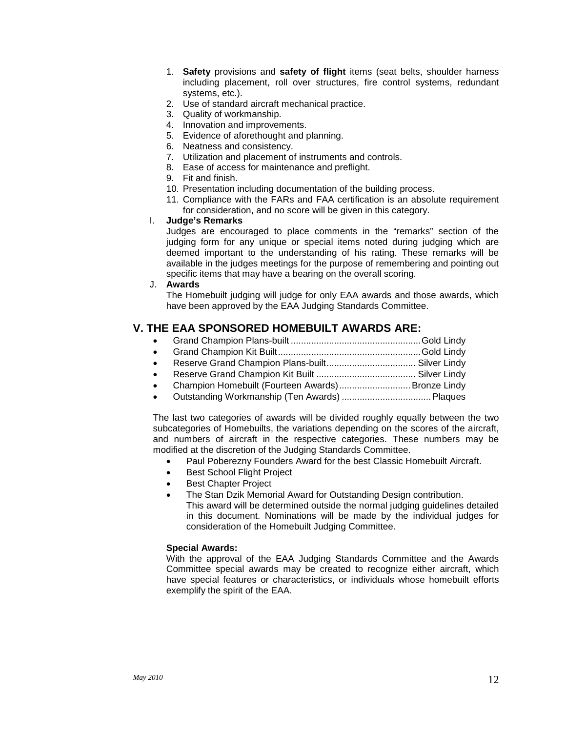1. **Safety** provisions and **safety of flight** items (seat belts, shoulder harness including placement, roll over structures, fire control systems, redundant systems, etc.).
2. Use of standard aircraft mechanical practice.
3. Quality of workmanship.
4. Innovation and improvements.
5. Evidence of aforethought and planning.
6. Neatness and consistency.
7. Utilization and placement of instruments and controls.
8. Ease of access for maintenance and preflight.
9. Fit and finish.
10. Presentation including documentation of the building process.
11. Compliance with the FARs and FAA certification is an absolute requirement for consideration, and no score will be given in this category.

I. **Judge's Remarks**

Judges are encouraged to place comments in the "remarks" section of the judging form for any unique or special items noted during judging which are deemed important to the understanding of his rating. These remarks will be available in the judges meetings for the purpose of remembering and pointing out specific items that may have a bearing on the overall scoring.

J. **Awards**

The Homebuilt judging will judge for only EAA awards and those awards, which have been approved by the EAA Judging Standards Committee.

## V. THE EAA SPONSORED HOMEBUILT AWARDS ARE:

- Grand Champion Plans-built .................................................. Gold Lindy
- Grand Champion Kit Built....................................................... Gold Lindy
- Reserve Grand Champion Plans-built.................................. Silver Lindy
- Reserve Grand Champion Kit Built ...................................... Silver Lindy
- Champion Homebuilt (Fourteen Awards)........................... Bronze Lindy
- Outstanding Workmanship (Ten Awards) .................................. Plaques

The last two categories of awards will be divided roughly equally between the two subcategories of Homebuilts, the variations depending on the scores of the aircraft, and numbers of aircraft in the respective categories. These numbers may be modified at the discretion of the Judging Standards Committee.

- Paul Poberezny Founders Award for the best Classic Homebuilt Aircraft.
- Best School Flight Project
- Best Chapter Project
- The Stan Dzik Memorial Award for Outstanding Design contribution. This award will be determined outside the normal judging guidelines detailed in this document. Nominations will be made by the individual judges for consideration of the Homebuilt Judging Committee.

**Special Awards:**

With the approval of the EAA Judging Standards Committee and the Awards Committee special awards may be created to recognize either aircraft, which have special features or characteristics, or individuals whose homebuilt efforts exemplify the spirit of the EAA.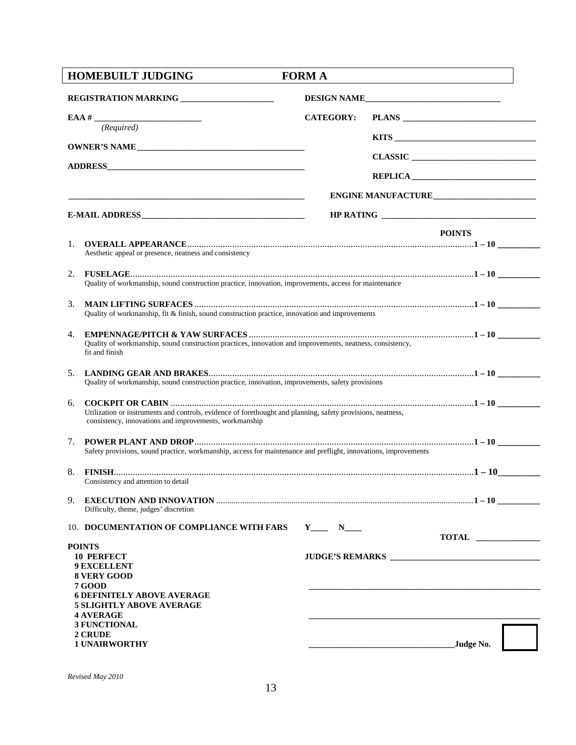## HOMEBUILT JUDGING FORM A

**REGISTRATION MARKING** ______________________

**DESIGN NAME**________________________________

**EAA #** _________________________
*(Required)*

**CATEGORY:**
- **PLANS** _______________________________
- **KITS** _________________________________
- **CLASSIC** _____________________________
- **REPLICA** _____________________________

**OWNER'S NAME**_______________________________________

**ADDRESS**_______________________________________________

_______________________________________________________

**ENGINE MANUFACTURE**________________________

**E-MAIL ADDRESS**_____________________________________

**HP RATING** ___________________________________

| | | POINTS |
|---|---|---|
| 1. | **OVERALL APPEARANCE** — Aesthetic appeal or presence, neatness and consistency | 1 – 10 ________ |
| 2. | **FUSELAGE** — Quality of workmanship, sound construction practice, innovation, improvements, access for maintenance | 1 – 10 ________ |
| 3. | **MAIN LIFTING SURFACES** — Quality of workmanship, fit & finish, sound construction practice, innovation and improvements | 1 – 10 ________ |
| 4. | **EMPENNAGE/PITCH & YAW SURFACES** — Quality of workmanship, sound construction practices, innovation and improvements, neatness, consistency, fit and finish | 1 – 10 ________ |
| 5. | **LANDING GEAR AND BRAKES** — Quality of workmanship, sound construction practice, innovation, improvements, safety provisions | 1 – 10 ________ |
| 6. | **COCKPIT OR CABIN** — Utilization or instruments and controls, evidence of forethought and planning, safety provisions, neatness, consistency, innovations and improvements, workmanship | 1 – 10 ________ |
| 7. | **POWER PLANT AND DROP** — Safety provisions, sound practice, workmanship, access for maintenance and preflight, innovations, improvements | 1 – 10 ________ |
| 8. | **FINISH** — Consistency and attention to detail | 1 – 10 ________ |
| 9. | **EXECUTION AND INNOVATION** — Difficulty, theme, judges' discretion | 1 – 10 ________ |
| 10. | **DOCUMENTATION OF COMPLIANCE WITH FARS** Y____ N____ | |

**TOTAL** _______________

**POINTS**
- **10 PERFECT**
- **9 EXCELLENT**
- **8 VERY GOOD**
- **7 GOOD**
- **6 DEFINITELY ABOVE AVERAGE**
- **5 SLIGHTLY ABOVE AVERAGE**
- **4 AVERAGE**
- **3 FUNCTIONAL**
- **2 CRUDE**
- **1 UNAIRWORTHY**

**JUDGE'S REMARKS** ___________________________________

_______________________________________________________

_______________________________________________________

__________________________________**Judge No.** [ ]

*Revised May 2010*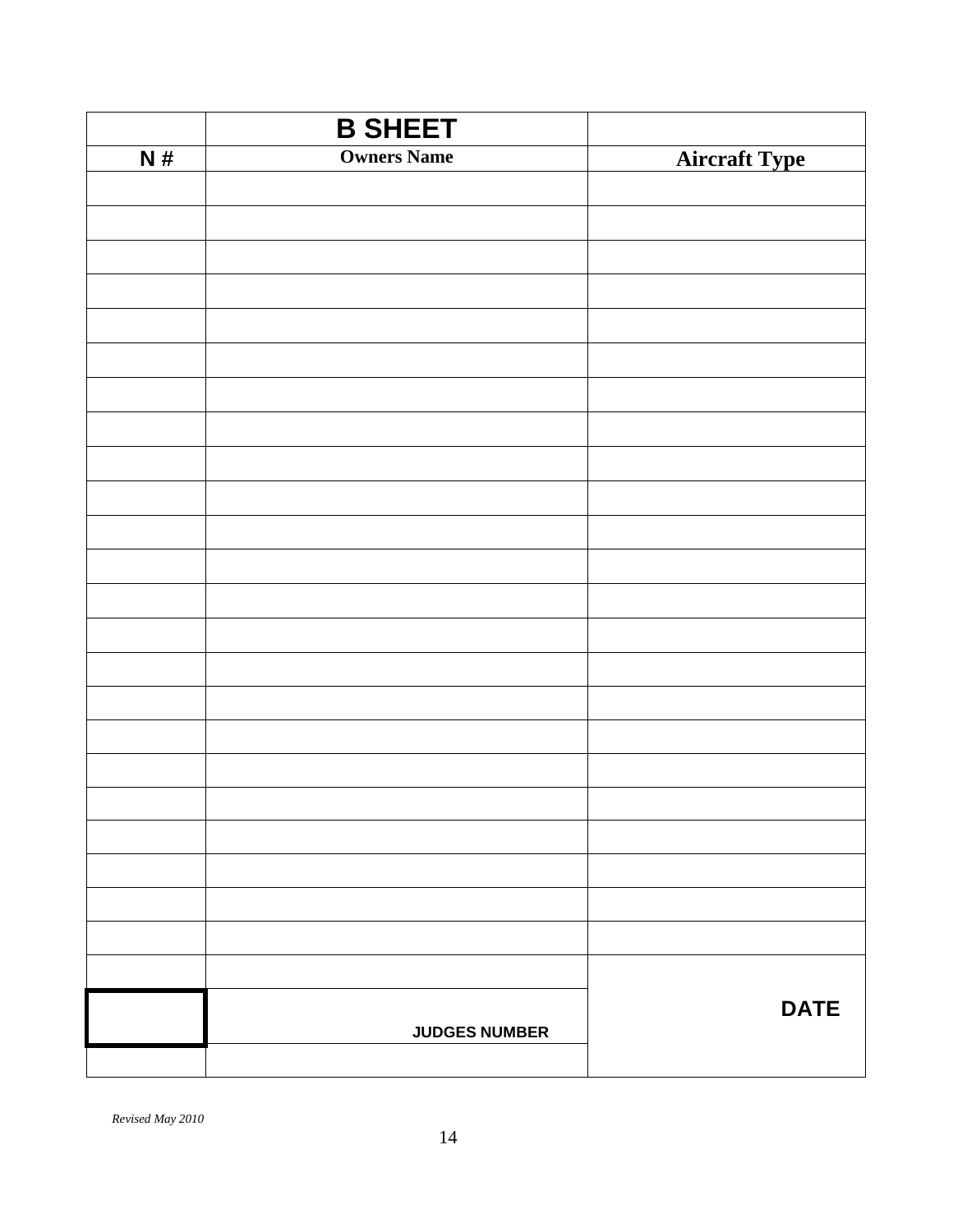| | **B SHEET** | |
|---|---|---|
| **N #** | **Owners Name** | **Aircraft Type** |
| | | |
| | | |
| | | |
| | | |
| | | |
| | | |
| | | |
| | | |
| | | |
| | | |
| | | |
| | | |
| | | |
| | | |
| | | |
| | | |
| | | |
| | | |
| | | |
| | | |
| | | |
| | | |
| | | |
| | | |
| | **JUDGES NUMBER** | **DATE** |
| | | |

*Revised May 2010*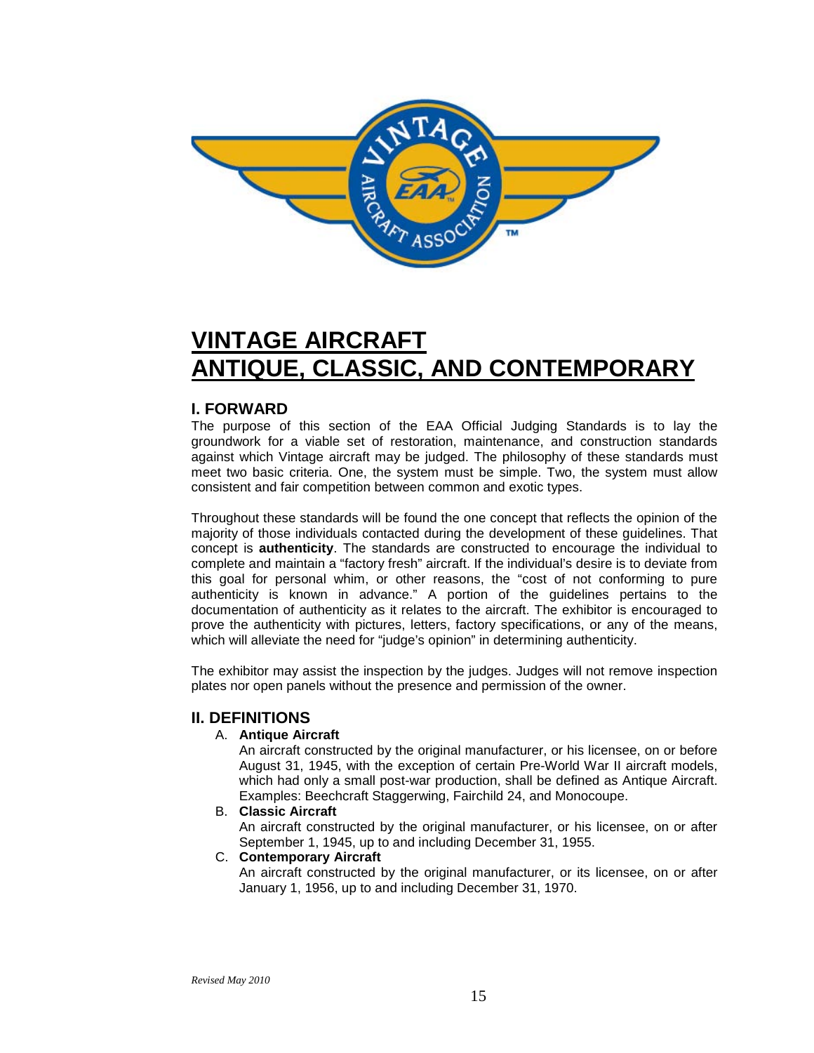# VINTAGE AIRCRAFT ANTIQUE, CLASSIC, AND CONTEMPORARY

## I. FORWARD

The purpose of this section of the EAA Official Judging Standards is to lay the groundwork for a viable set of restoration, maintenance, and construction standards against which Vintage aircraft may be judged. The philosophy of these standards must meet two basic criteria. One, the system must be simple. Two, the system must allow consistent and fair competition between common and exotic types.

Throughout these standards will be found the one concept that reflects the opinion of the majority of those individuals contacted during the development of these guidelines. That concept is **authenticity**. The standards are constructed to encourage the individual to complete and maintain a "factory fresh" aircraft. If the individual's desire is to deviate from this goal for personal whim, or other reasons, the "cost of not conforming to pure authenticity is known in advance." A portion of the guidelines pertains to the documentation of authenticity as it relates to the aircraft. The exhibitor is encouraged to prove the authenticity with pictures, letters, factory specifications, or any of the means, which will alleviate the need for "judge's opinion" in determining authenticity.

The exhibitor may assist the inspection by the judges. Judges will not remove inspection plates nor open panels without the presence and permission of the owner.

## II. DEFINITIONS

A. **Antique Aircraft**
An aircraft constructed by the original manufacturer, or his licensee, on or before August 31, 1945, with the exception of certain Pre-World War II aircraft models, which had only a small post-war production, shall be defined as Antique Aircraft. Examples: Beechcraft Staggerwing, Fairchild 24, and Monocoupe.

B. **Classic Aircraft**
An aircraft constructed by the original manufacturer, or his licensee, on or after September 1, 1945, up to and including December 31, 1955.

C. **Contemporary Aircraft**
An aircraft constructed by the original manufacturer, or its licensee, on or after January 1, 1956, up to and including December 31, 1970.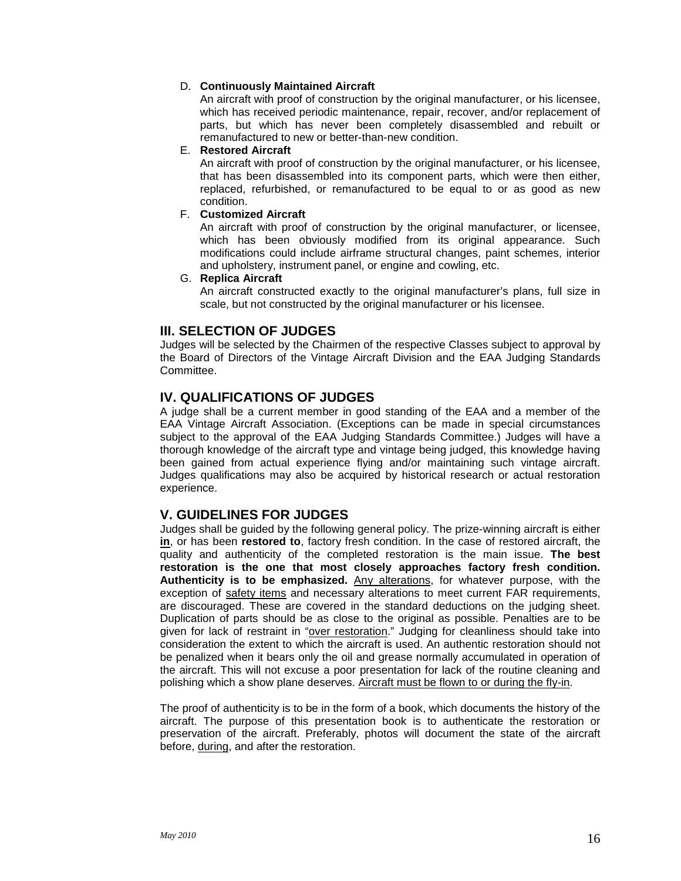D. **Continuously Maintained Aircraft**

An aircraft with proof of construction by the original manufacturer, or his licensee, which has received periodic maintenance, repair, recover, and/or replacement of parts, but which has never been completely disassembled and rebuilt or remanufactured to new or better-than-new condition.

E. **Restored Aircraft**

An aircraft with proof of construction by the original manufacturer, or his licensee, that has been disassembled into its component parts, which were then either, replaced, refurbished, or remanufactured to be equal to or as good as new condition.

F. **Customized Aircraft**

An aircraft with proof of construction by the original manufacturer, or licensee, which has been obviously modified from its original appearance. Such modifications could include airframe structural changes, paint schemes, interior and upholstery, instrument panel, or engine and cowling, etc.

G. **Replica Aircraft**

An aircraft constructed exactly to the original manufacturer's plans, full size in scale, but not constructed by the original manufacturer or his licensee.

## III. SELECTION OF JUDGES

Judges will be selected by the Chairmen of the respective Classes subject to approval by the Board of Directors of the Vintage Aircraft Division and the EAA Judging Standards Committee.

## IV. QUALIFICATIONS OF JUDGES

A judge shall be a current member in good standing of the EAA and a member of the EAA Vintage Aircraft Association. (Exceptions can be made in special circumstances subject to the approval of the EAA Judging Standards Committee.) Judges will have a thorough knowledge of the aircraft type and vintage being judged, this knowledge having been gained from actual experience flying and/or maintaining such vintage aircraft. Judges qualifications may also be acquired by historical research or actual restoration experience.

## V. GUIDELINES FOR JUDGES

Judges shall be guided by the following general policy. The prize-winning aircraft is either **in**, or has been **restored to**, factory fresh condition. In the case of restored aircraft, the quality and authenticity of the completed restoration is the main issue. **The best restoration is the one that most closely approaches factory fresh condition. Authenticity is to be emphasized.** Any alterations, for whatever purpose, with the exception of safety items and necessary alterations to meet current FAR requirements, are discouraged. These are covered in the standard deductions on the judging sheet. Duplication of parts should be as close to the original as possible. Penalties are to be given for lack of restraint in "over restoration." Judging for cleanliness should take into consideration the extent to which the aircraft is used. An authentic restoration should not be penalized when it bears only the oil and grease normally accumulated in operation of the aircraft. This will not excuse a poor presentation for lack of the routine cleaning and polishing which a show plane deserves. Aircraft must be flown to or during the fly-in.

The proof of authenticity is to be in the form of a book, which documents the history of the aircraft. The purpose of this presentation book is to authenticate the restoration or preservation of the aircraft. Preferably, photos will document the state of the aircraft before, during, and after the restoration.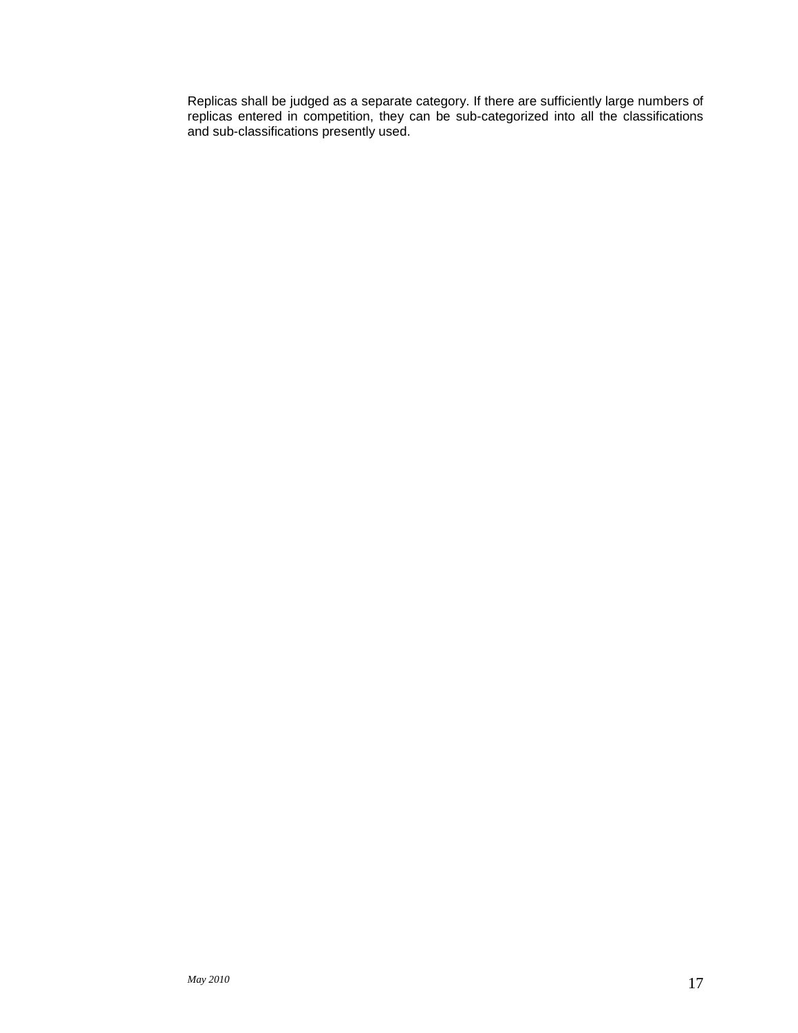Replicas shall be judged as a separate category. If there are sufficiently large numbers of replicas entered in competition, they can be sub-categorized into all the classifications and sub-classifications presently used.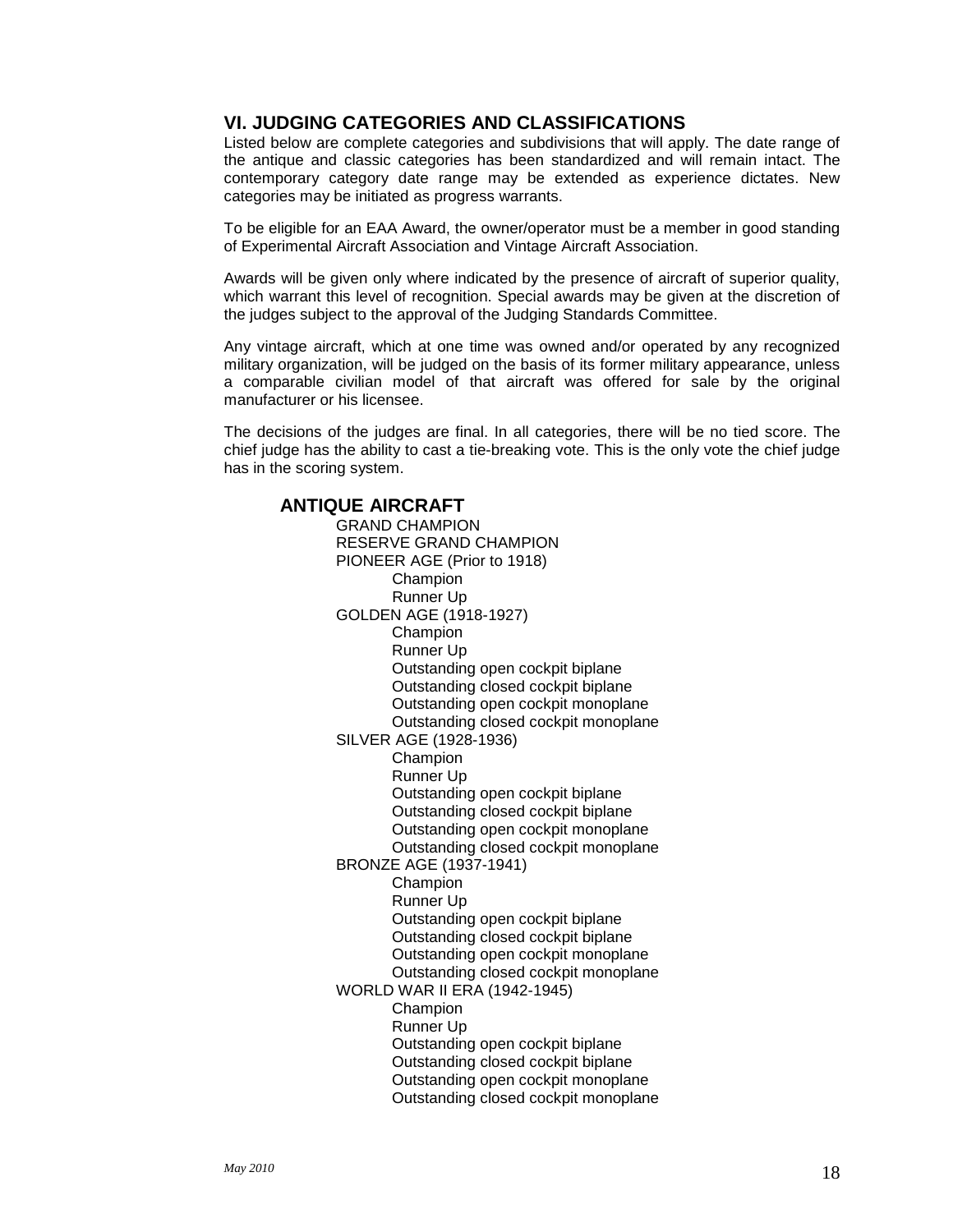## VI. JUDGING CATEGORIES AND CLASSIFICATIONS

Listed below are complete categories and subdivisions that will apply. The date range of the antique and classic categories has been standardized and will remain intact. The contemporary category date range may be extended as experience dictates. New categories may be initiated as progress warrants.

To be eligible for an EAA Award, the owner/operator must be a member in good standing of Experimental Aircraft Association and Vintage Aircraft Association.

Awards will be given only where indicated by the presence of aircraft of superior quality, which warrant this level of recognition. Special awards may be given at the discretion of the judges subject to the approval of the Judging Standards Committee.

Any vintage aircraft, which at one time was owned and/or operated by any recognized military organization, will be judged on the basis of its former military appearance, unless a comparable civilian model of that aircraft was offered for sale by the original manufacturer or his licensee.

The decisions of the judges are final. In all categories, there will be no tied score. The chief judge has the ability to cast a tie-breaking vote. This is the only vote the chief judge has in the scoring system.

### ANTIQUE AIRCRAFT

- GRAND CHAMPION
- RESERVE GRAND CHAMPION
- PIONEER AGE (Prior to 1918)
  - Champion
  - Runner Up
- GOLDEN AGE (1918-1927)
  - Champion
  - Runner Up
  - Outstanding open cockpit biplane
  - Outstanding closed cockpit biplane
  - Outstanding open cockpit monoplane
  - Outstanding closed cockpit monoplane
- SILVER AGE (1928-1936)
  - Champion
  - Runner Up
  - Outstanding open cockpit biplane
  - Outstanding closed cockpit biplane
  - Outstanding open cockpit monoplane
  - Outstanding closed cockpit monoplane
- BRONZE AGE (1937-1941)
  - Champion
  - Runner Up
  - Outstanding open cockpit biplane
  - Outstanding closed cockpit biplane
  - Outstanding open cockpit monoplane
  - Outstanding closed cockpit monoplane
- WORLD WAR II ERA (1942-1945)
  - Champion
  - Runner Up
  - Outstanding open cockpit biplane
  - Outstanding closed cockpit biplane
  - Outstanding open cockpit monoplane
  - Outstanding closed cockpit monoplane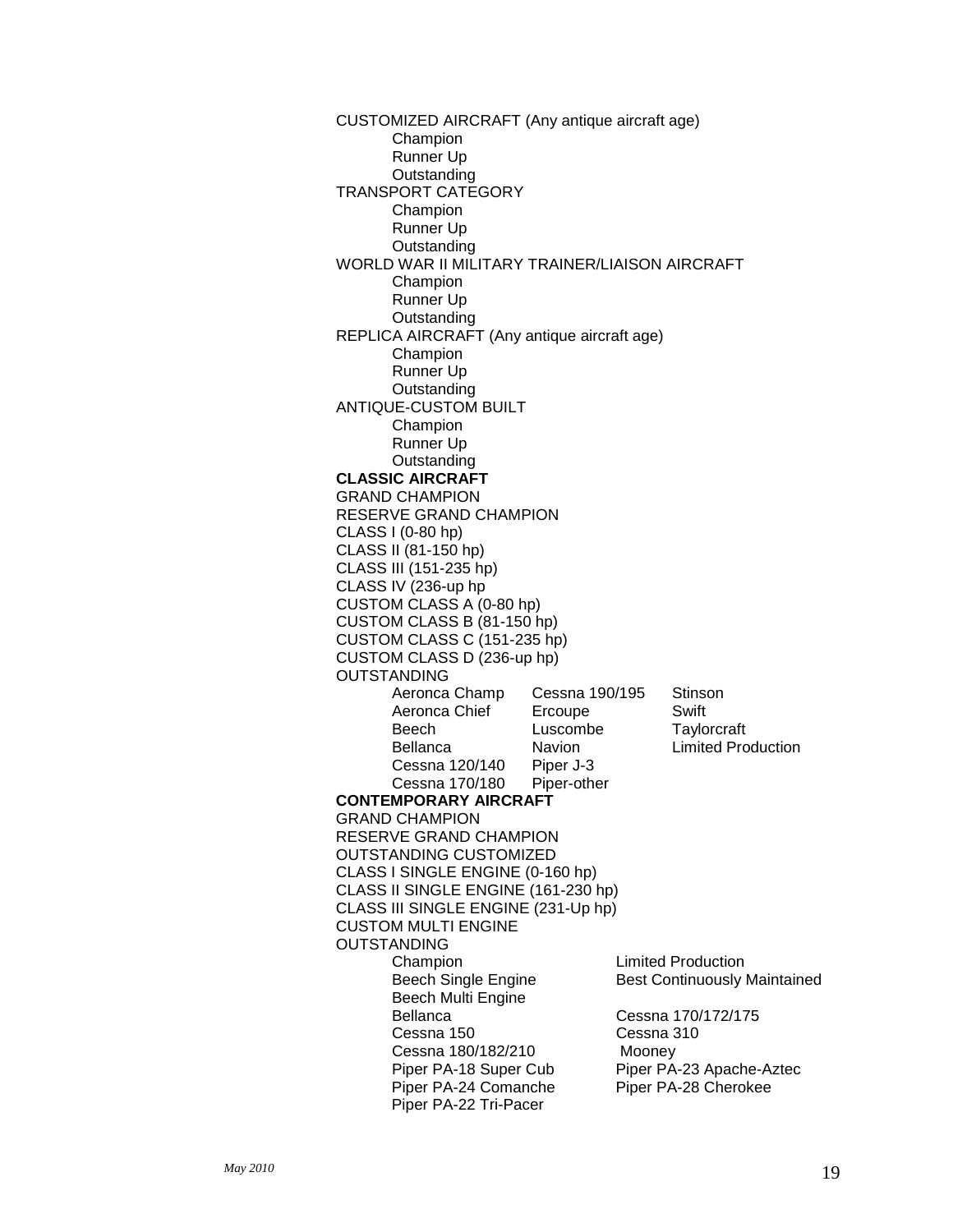CUSTOMIZED AIRCRAFT (Any antique aircraft age)
- Champion
- Runner Up
- Outstanding

TRANSPORT CATEGORY
- Champion
- Runner Up
- Outstanding

WORLD WAR II MILITARY TRAINER/LIAISON AIRCRAFT
- Champion
- Runner Up
- Outstanding

REPLICA AIRCRAFT (Any antique aircraft age)
- Champion
- Runner Up
- Outstanding

ANTIQUE-CUSTOM BUILT
- Champion
- Runner Up
- Outstanding

**CLASSIC AIRCRAFT**

GRAND CHAMPION
RESERVE GRAND CHAMPION
CLASS I (0-80 hp)
CLASS II (81-150 hp)
CLASS III (151-235 hp)
CLASS IV (236-up hp
CUSTOM CLASS A (0-80 hp)
CUSTOM CLASS B (81-150 hp)
CUSTOM CLASS C (151-235 hp)
CUSTOM CLASS D (236-up hp)
OUTSTANDING

| | | |
|---|---|---|
| Aeronca Champ | Cessna 190/195 | Stinson |
| Aeronca Chief | Ercoupe | Swift |
| Beech | Luscombe | Taylorcraft |
| Bellanca | Navion | Limited Production |
| Cessna 120/140 | Piper J-3 | |
| Cessna 170/180 | Piper-other | |

**CONTEMPORARY AIRCRAFT**

GRAND CHAMPION
RESERVE GRAND CHAMPION
OUTSTANDING CUSTOMIZED
CLASS I SINGLE ENGINE (0-160 hp)
CLASS II SINGLE ENGINE (161-230 hp)
CLASS III SINGLE ENGINE (231-Up hp)
CUSTOM MULTI ENGINE
OUTSTANDING

| | |
|---|---|
| Champion | Limited Production |
| Beech Single Engine | Best Continuously Maintained |
| Beech Multi Engine | |
| Bellanca | Cessna 170/172/175 |
| Cessna 150 | Cessna 310 |
| Cessna 180/182/210 | Mooney |
| Piper PA-18 Super Cub | Piper PA-23 Apache-Aztec |
| Piper PA-24 Comanche | Piper PA-28 Cherokee |
| Piper PA-22 Tri-Pacer | |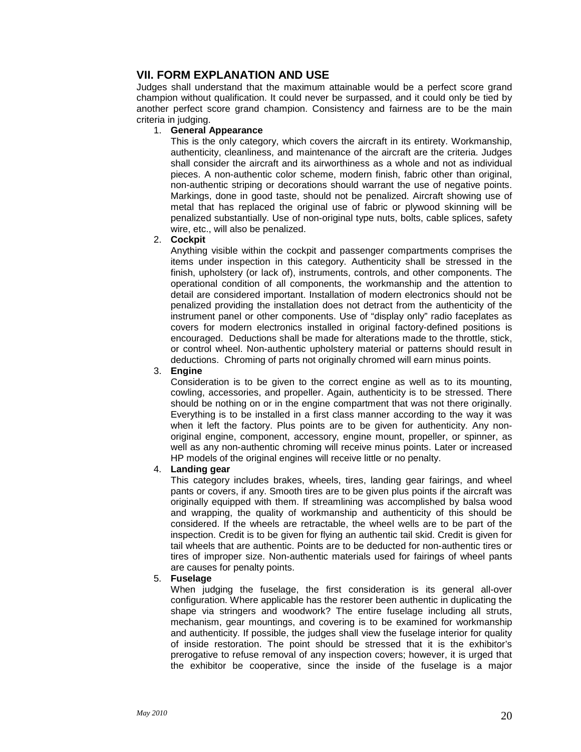## VII. FORM EXPLANATION AND USE

Judges shall understand that the maximum attainable would be a perfect score grand champion without qualification. It could never be surpassed, and it could only be tied by another perfect score grand champion. Consistency and fairness are to be the main criteria in judging.

1. **General Appearance**
   This is the only category, which covers the aircraft in its entirety. Workmanship, authenticity, cleanliness, and maintenance of the aircraft are the criteria. Judges shall consider the aircraft and its airworthiness as a whole and not as individual pieces. A non-authentic color scheme, modern finish, fabric other than original, non-authentic striping or decorations should warrant the use of negative points. Markings, done in good taste, should not be penalized. Aircraft showing use of metal that has replaced the original use of fabric or plywood skinning will be penalized substantially. Use of non-original type nuts, bolts, cable splices, safety wire, etc., will also be penalized.

2. **Cockpit**
   Anything visible within the cockpit and passenger compartments comprises the items under inspection in this category. Authenticity shall be stressed in the finish, upholstery (or lack of), instruments, controls, and other components. The operational condition of all components, the workmanship and the attention to detail are considered important. Installation of modern electronics should not be penalized providing the installation does not detract from the authenticity of the instrument panel or other components. Use of "display only" radio faceplates as covers for modern electronics installed in original factory-defined positions is encouraged. Deductions shall be made for alterations made to the throttle, stick, or control wheel. Non-authentic upholstery material or patterns should result in deductions. Chroming of parts not originally chromed will earn minus points.

3. **Engine**
   Consideration is to be given to the correct engine as well as to its mounting, cowling, accessories, and propeller. Again, authenticity is to be stressed. There should be nothing on or in the engine compartment that was not there originally. Everything is to be installed in a first class manner according to the way it was when it left the factory. Plus points are to be given for authenticity. Any non-original engine, component, accessory, engine mount, propeller, or spinner, as well as any non-authentic chroming will receive minus points. Later or increased HP models of the original engines will receive little or no penalty.

4. **Landing gear**
   This category includes brakes, wheels, tires, landing gear fairings, and wheel pants or covers, if any. Smooth tires are to be given plus points if the aircraft was originally equipped with them. If streamlining was accomplished by balsa wood and wrapping, the quality of workmanship and authenticity of this should be considered. If the wheels are retractable, the wheel wells are to be part of the inspection. Credit is to be given for flying an authentic tail skid. Credit is given for tail wheels that are authentic. Points are to be deducted for non-authentic tires or tires of improper size. Non-authentic materials used for fairings of wheel pants are causes for penalty points.

5. **Fuselage**
   When judging the fuselage, the first consideration is its general all-over configuration. Where applicable has the restorer been authentic in duplicating the shape via stringers and woodwork? The entire fuselage including all struts, mechanism, gear mountings, and covering is to be examined for workmanship and authenticity. If possible, the judges shall view the fuselage interior for quality of inside restoration. The point should be stressed that it is the exhibitor's prerogative to refuse removal of any inspection covers; however, it is urged that the exhibitor be cooperative, since the inside of the fuselage is a major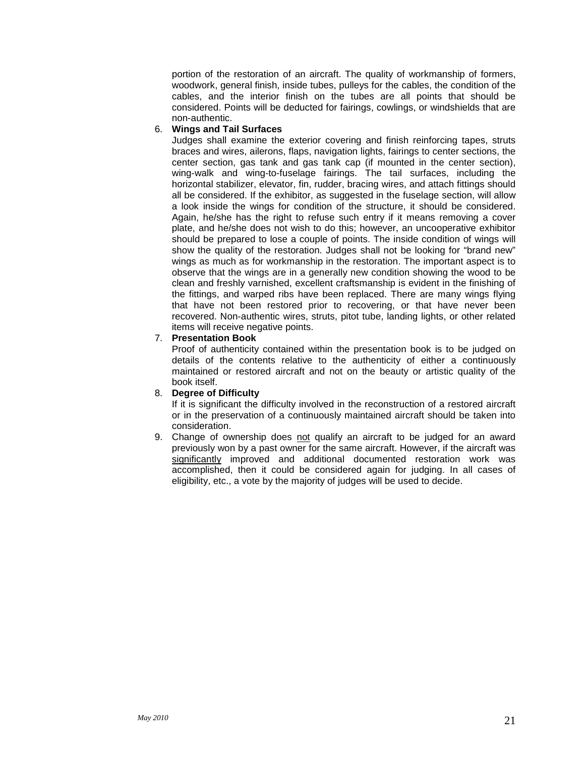portion of the restoration of an aircraft. The quality of workmanship of formers, woodwork, general finish, inside tubes, pulleys for the cables, the condition of the cables, and the interior finish on the tubes are all points that should be considered. Points will be deducted for fairings, cowlings, or windshields that are non-authentic.

6. **Wings and Tail Surfaces**
   Judges shall examine the exterior covering and finish reinforcing tapes, struts braces and wires, ailerons, flaps, navigation lights, fairings to center sections, the center section, gas tank and gas tank cap (if mounted in the center section), wing-walk and wing-to-fuselage fairings. The tail surfaces, including the horizontal stabilizer, elevator, fin, rudder, bracing wires, and attach fittings should all be considered. If the exhibitor, as suggested in the fuselage section, will allow a look inside the wings for condition of the structure, it should be considered. Again, he/she has the right to refuse such entry if it means removing a cover plate, and he/she does not wish to do this; however, an uncooperative exhibitor should be prepared to lose a couple of points. The inside condition of wings will show the quality of the restoration. Judges shall not be looking for "brand new" wings as much as for workmanship in the restoration. The important aspect is to observe that the wings are in a generally new condition showing the wood to be clean and freshly varnished, excellent craftsmanship is evident in the finishing of the fittings, and warped ribs have been replaced. There are many wings flying that have not been restored prior to recovering, or that have never been recovered. Non-authentic wires, struts, pitot tube, landing lights, or other related items will receive negative points.

7. **Presentation Book**
   Proof of authenticity contained within the presentation book is to be judged on details of the contents relative to the authenticity of either a continuously maintained or restored aircraft and not on the beauty or artistic quality of the book itself.

8. **Degree of Difficulty**
   If it is significant the difficulty involved in the reconstruction of a restored aircraft or in the preservation of a continuously maintained aircraft should be taken into consideration.

9. Change of ownership does <u>not</u> qualify an aircraft to be judged for an award previously won by a past owner for the same aircraft. However, if the aircraft was <u>significantly</u> improved and additional documented restoration work was accomplished, then it could be considered again for judging. In all cases of eligibility, etc., a vote by the majority of judges will be used to decide.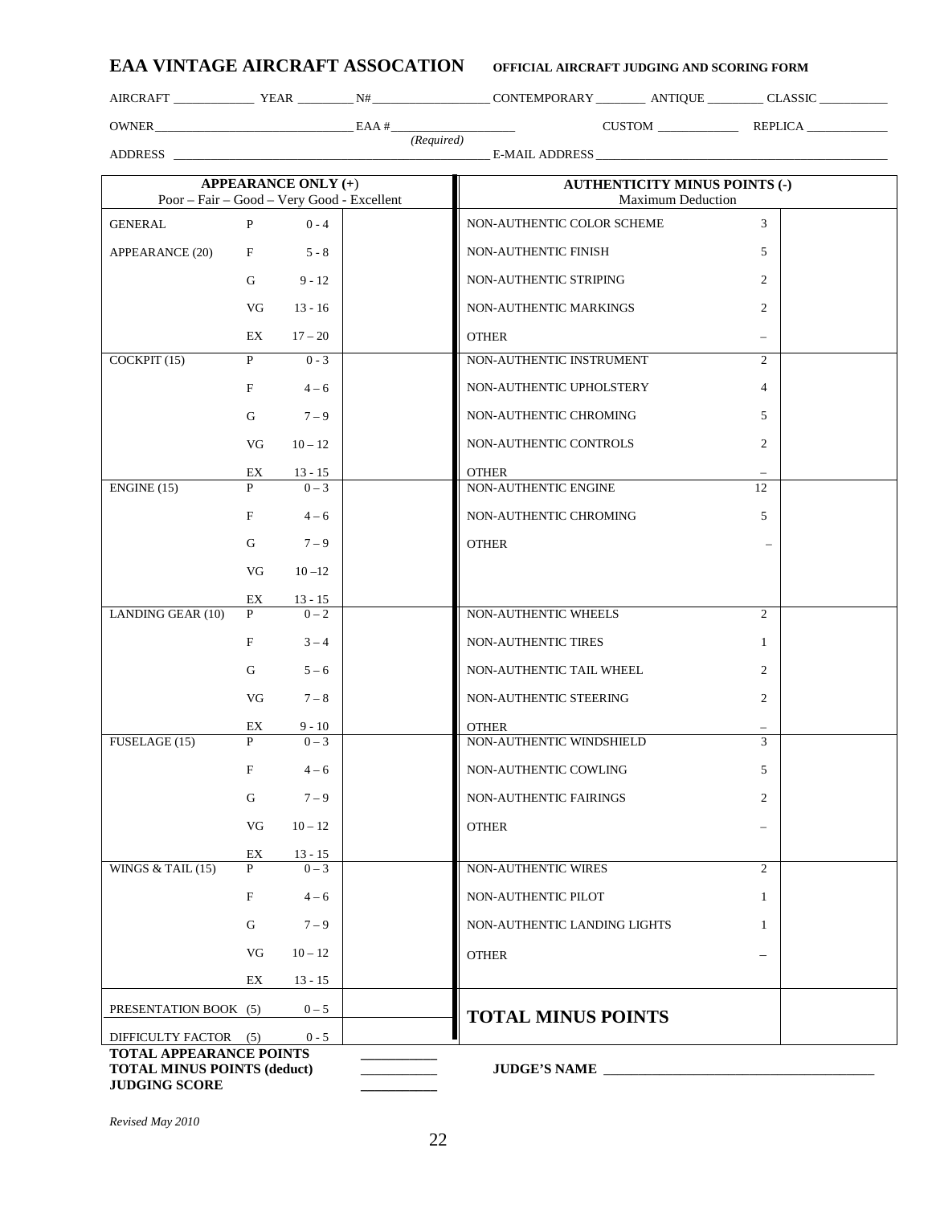# EAA VINTAGE AIRCRAFT ASSOCATION

**OFFICIAL AIRCRAFT JUDGING AND SCORING FORM**

AIRCRAFT _____________ YEAR _________ N# ___________________ CONTEMPORARY ________ ANTIQUE _________ CLASSIC ___________

OWNER _________________________________ EAA # _____________________ *(Required)* CUSTOM _____________ REPLICA _____________

ADDRESS _______________________________________________________ E-MAIL ADDRESS _____________________________________________

| APPEARANCE ONLY (+) Poor – Fair – Good – Very Good - Excellent | | | | AUTHENTICITY MINUS POINTS (-) Maximum Deduction | | |
|---|---|---|---|---|---|---|
| GENERAL | P | 0 - 4 | | NON-AUTHENTIC COLOR SCHEME | 3 | |
| APPEARANCE (20) | F | 5 - 8 | | NON-AUTHENTIC FINISH | 5 | |
| | G | 9 - 12 | | NON-AUTHENTIC STRIPING | 2 | |
| | VG | 13 - 16 | | NON-AUTHENTIC MARKINGS | 2 | |
| | EX | 17 – 20 | | OTHER | – | |
| COCKPIT (15) | P | 0 - 3 | | NON-AUTHENTIC INSTRUMENT | 2 | |
| | F | 4 – 6 | | NON-AUTHENTIC UPHOLSTERY | 4 | |
| | G | 7 – 9 | | NON-AUTHENTIC CHROMING | 5 | |
| | VG | 10 – 12 | | NON-AUTHENTIC CONTROLS | 2 | |
| | EX | 13 - 15 | | OTHER | – | |
| ENGINE (15) | P | 0 – 3 | | NON-AUTHENTIC ENGINE | 12 | |
| | F | 4 – 6 | | NON-AUTHENTIC CHROMING | 5 | |
| | G | 7 – 9 | | OTHER | – | |
| | VG | 10 –12 | | | | |
| | EX | 13 - 15 | | | | |
| LANDING GEAR (10) | P | 0 – 2 | | NON-AUTHENTIC WHEELS | 2 | |
| | F | 3 – 4 | | NON-AUTHENTIC TIRES | 1 | |
| | G | 5 – 6 | | NON-AUTHENTIC TAIL WHEEL | 2 | |
| | VG | 7 – 8 | | NON-AUTHENTIC STEERING | 2 | |
| | EX | 9 - 10 | | OTHER | – | |
| FUSELAGE (15) | P | 0 – 3 | | NON-AUTHENTIC WINDSHIELD | 3 | |
| | F | 4 – 6 | | NON-AUTHENTIC COWLING | 5 | |
| | G | 7 – 9 | | NON-AUTHENTIC FAIRINGS | 2 | |
| | VG | 10 – 12 | | OTHER | – | |
| | EX | 13 - 15 | | | | |
| WINGS & TAIL (15) | P | 0 – 3 | | NON-AUTHENTIC WIRES | 2 | |
| | F | 4 – 6 | | NON-AUTHENTIC PILOT | 1 | |
| | G | 7 – 9 | | NON-AUTHENTIC LANDING LIGHTS | 1 | |
| | VG | 10 – 12 | | OTHER | – | |
| | EX | 13 - 15 | | | | |
| PRESENTATION BOOK (5) | | 0 – 5 | | **TOTAL MINUS POINTS** | | |
| DIFFICULTY FACTOR (5) | | 0 - 5 | | | | |

**TOTAL APPEARANCE POINTS** ___________

**TOTAL MINUS POINTS (deduct)** ___________

**JUDGING SCORE** ___________

**JUDGE'S NAME** _________________________________________

*Revised May 2010*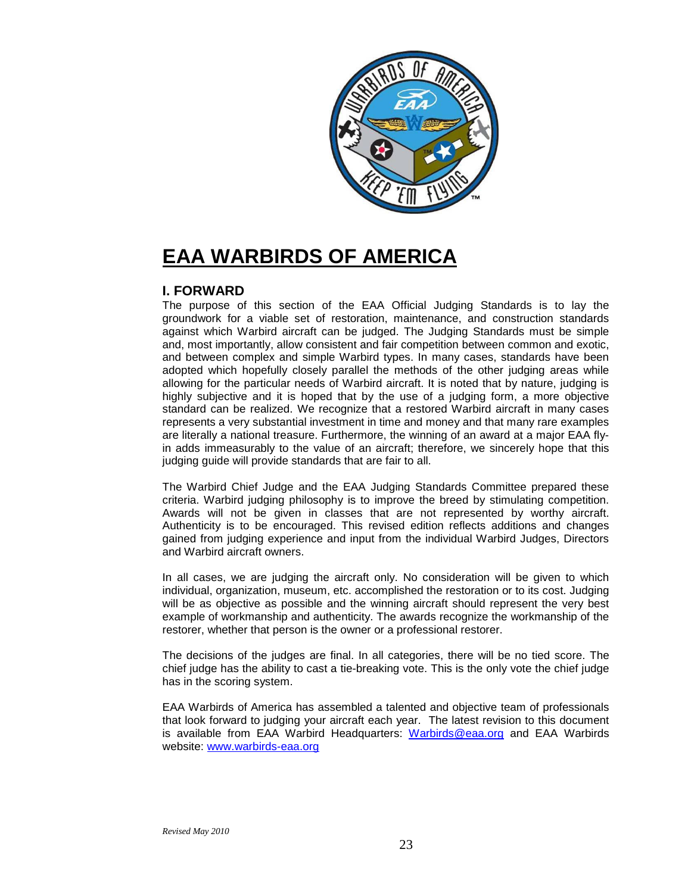# EAA WARBIRDS OF AMERICA

## I. FORWARD

The purpose of this section of the EAA Official Judging Standards is to lay the groundwork for a viable set of restoration, maintenance, and construction standards against which Warbird aircraft can be judged. The Judging Standards must be simple and, most importantly, allow consistent and fair competition between common and exotic, and between complex and simple Warbird types. In many cases, standards have been adopted which hopefully closely parallel the methods of the other judging areas while allowing for the particular needs of Warbird aircraft. It is noted that by nature, judging is highly subjective and it is hoped that by the use of a judging form, a more objective standard can be realized. We recognize that a restored Warbird aircraft in many cases represents a very substantial investment in time and money and that many rare examples are literally a national treasure. Furthermore, the winning of an award at a major EAA fly-in adds immeasurably to the value of an aircraft; therefore, we sincerely hope that this judging guide will provide standards that are fair to all.

The Warbird Chief Judge and the EAA Judging Standards Committee prepared these criteria. Warbird judging philosophy is to improve the breed by stimulating competition. Awards will not be given in classes that are not represented by worthy aircraft. Authenticity is to be encouraged. This revised edition reflects additions and changes gained from judging experience and input from the individual Warbird Judges, Directors and Warbird aircraft owners.

In all cases, we are judging the aircraft only. No consideration will be given to which individual, organization, museum, etc. accomplished the restoration or to its cost. Judging will be as objective as possible and the winning aircraft should represent the very best example of workmanship and authenticity. The awards recognize the workmanship of the restorer, whether that person is the owner or a professional restorer.

The decisions of the judges are final. In all categories, there will be no tied score. The chief judge has the ability to cast a tie-breaking vote. This is the only vote the chief judge has in the scoring system.

EAA Warbirds of America has assembled a talented and objective team of professionals that look forward to judging your aircraft each year. The latest revision to this document is available from EAA Warbird Headquarters: Warbirds@eaa.org and EAA Warbirds website: www.warbirds-eaa.org

*Revised May 2010*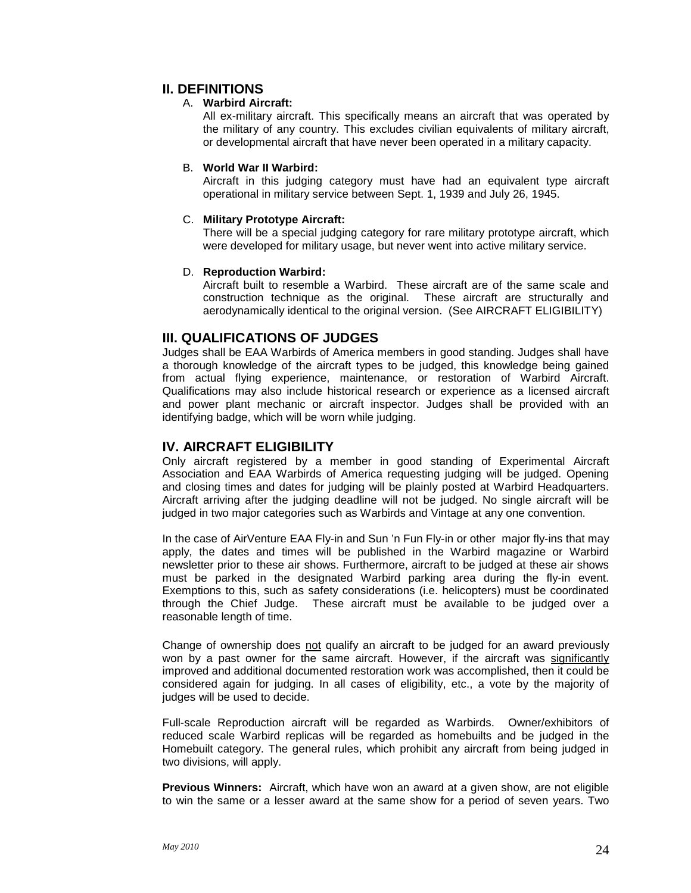## II. DEFINITIONS

A. **Warbird Aircraft:**

All ex-military aircraft. This specifically means an aircraft that was operated by the military of any country. This excludes civilian equivalents of military aircraft, or developmental aircraft that have never been operated in a military capacity.

B. **World War II Warbird:**

Aircraft in this judging category must have had an equivalent type aircraft operational in military service between Sept. 1, 1939 and July 26, 1945.

C. **Military Prototype Aircraft:**

There will be a special judging category for rare military prototype aircraft, which were developed for military usage, but never went into active military service.

D. **Reproduction Warbird:**

Aircraft built to resemble a Warbird. These aircraft are of the same scale and construction technique as the original. These aircraft are structurally and aerodynamically identical to the original version. (See AIRCRAFT ELIGIBILITY)

## III. QUALIFICATIONS OF JUDGES

Judges shall be EAA Warbirds of America members in good standing. Judges shall have a thorough knowledge of the aircraft types to be judged, this knowledge being gained from actual flying experience, maintenance, or restoration of Warbird Aircraft. Qualifications may also include historical research or experience as a licensed aircraft and power plant mechanic or aircraft inspector. Judges shall be provided with an identifying badge, which will be worn while judging.

## IV. AIRCRAFT ELIGIBILITY

Only aircraft registered by a member in good standing of Experimental Aircraft Association and EAA Warbirds of America requesting judging will be judged. Opening and closing times and dates for judging will be plainly posted at Warbird Headquarters. Aircraft arriving after the judging deadline will not be judged. No single aircraft will be judged in two major categories such as Warbirds and Vintage at any one convention.

In the case of AirVenture EAA Fly-in and Sun 'n Fun Fly-in or other major fly-ins that may apply, the dates and times will be published in the Warbird magazine or Warbird newsletter prior to these air shows. Furthermore, aircraft to be judged at these air shows must be parked in the designated Warbird parking area during the fly-in event. Exemptions to this, such as safety considerations (i.e. helicopters) must be coordinated through the Chief Judge. These aircraft must be available to be judged over a reasonable length of time.

Change of ownership does <u>not</u> qualify an aircraft to be judged for an award previously won by a past owner for the same aircraft. However, if the aircraft was <u>significantly</u> improved and additional documented restoration work was accomplished, then it could be considered again for judging. In all cases of eligibility, etc., a vote by the majority of judges will be used to decide.

Full-scale Reproduction aircraft will be regarded as Warbirds. Owner/exhibitors of reduced scale Warbird replicas will be regarded as homebuilts and be judged in the Homebuilt category. The general rules, which prohibit any aircraft from being judged in two divisions, will apply.

**Previous Winners:** Aircraft, which have won an award at a given show, are not eligible to win the same or a lesser award at the same show for a period of seven years. Two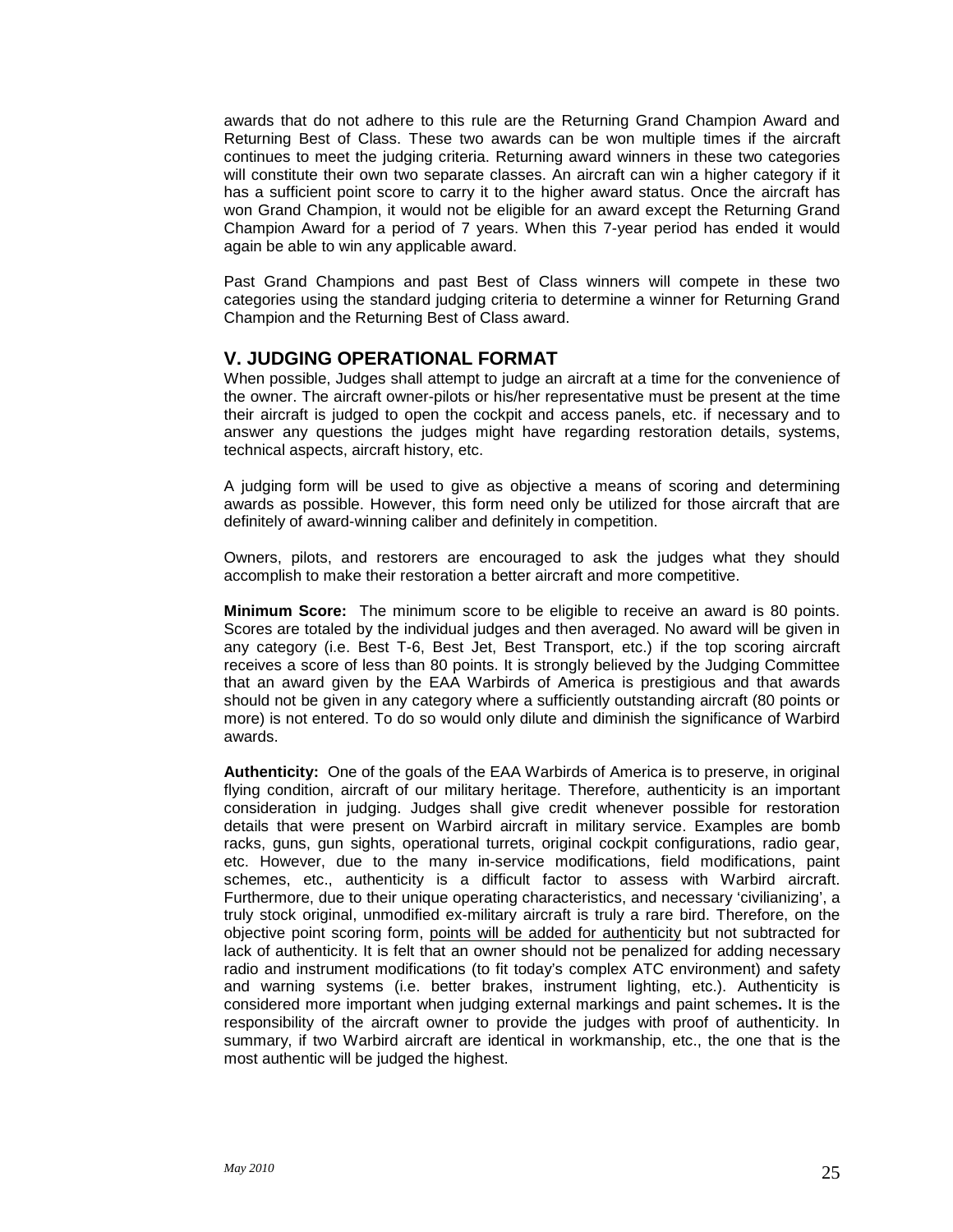awards that do not adhere to this rule are the Returning Grand Champion Award and Returning Best of Class. These two awards can be won multiple times if the aircraft continues to meet the judging criteria. Returning award winners in these two categories will constitute their own two separate classes. An aircraft can win a higher category if it has a sufficient point score to carry it to the higher award status. Once the aircraft has won Grand Champion, it would not be eligible for an award except the Returning Grand Champion Award for a period of 7 years. When this 7-year period has ended it would again be able to win any applicable award.

Past Grand Champions and past Best of Class winners will compete in these two categories using the standard judging criteria to determine a winner for Returning Grand Champion and the Returning Best of Class award.

## V. JUDGING OPERATIONAL FORMAT

When possible, Judges shall attempt to judge an aircraft at a time for the convenience of the owner. The aircraft owner-pilots or his/her representative must be present at the time their aircraft is judged to open the cockpit and access panels, etc. if necessary and to answer any questions the judges might have regarding restoration details, systems, technical aspects, aircraft history, etc.

A judging form will be used to give as objective a means of scoring and determining awards as possible. However, this form need only be utilized for those aircraft that are definitely of award-winning caliber and definitely in competition.

Owners, pilots, and restorers are encouraged to ask the judges what they should accomplish to make their restoration a better aircraft and more competitive.

**Minimum Score:** The minimum score to be eligible to receive an award is 80 points. Scores are totaled by the individual judges and then averaged. No award will be given in any category (i.e. Best T-6, Best Jet, Best Transport, etc.) if the top scoring aircraft receives a score of less than 80 points. It is strongly believed by the Judging Committee that an award given by the EAA Warbirds of America is prestigious and that awards should not be given in any category where a sufficiently outstanding aircraft (80 points or more) is not entered. To do so would only dilute and diminish the significance of Warbird awards.

**Authenticity:** One of the goals of the EAA Warbirds of America is to preserve, in original flying condition, aircraft of our military heritage. Therefore, authenticity is an important consideration in judging. Judges shall give credit whenever possible for restoration details that were present on Warbird aircraft in military service. Examples are bomb racks, guns, gun sights, operational turrets, original cockpit configurations, radio gear, etc. However, due to the many in-service modifications, field modifications, paint schemes, etc., authenticity is a difficult factor to assess with Warbird aircraft. Furthermore, due to their unique operating characteristics, and necessary 'civilianizing', a truly stock original, unmodified ex-military aircraft is truly a rare bird. Therefore, on the objective point scoring form, points will be added for authenticity but not subtracted for lack of authenticity. It is felt that an owner should not be penalized for adding necessary radio and instrument modifications (to fit today's complex ATC environment) and safety and warning systems (i.e. better brakes, instrument lighting, etc.). Authenticity is considered more important when judging external markings and paint schemes**.** It is the responsibility of the aircraft owner to provide the judges with proof of authenticity. In summary, if two Warbird aircraft are identical in workmanship, etc., the one that is the most authentic will be judged the highest.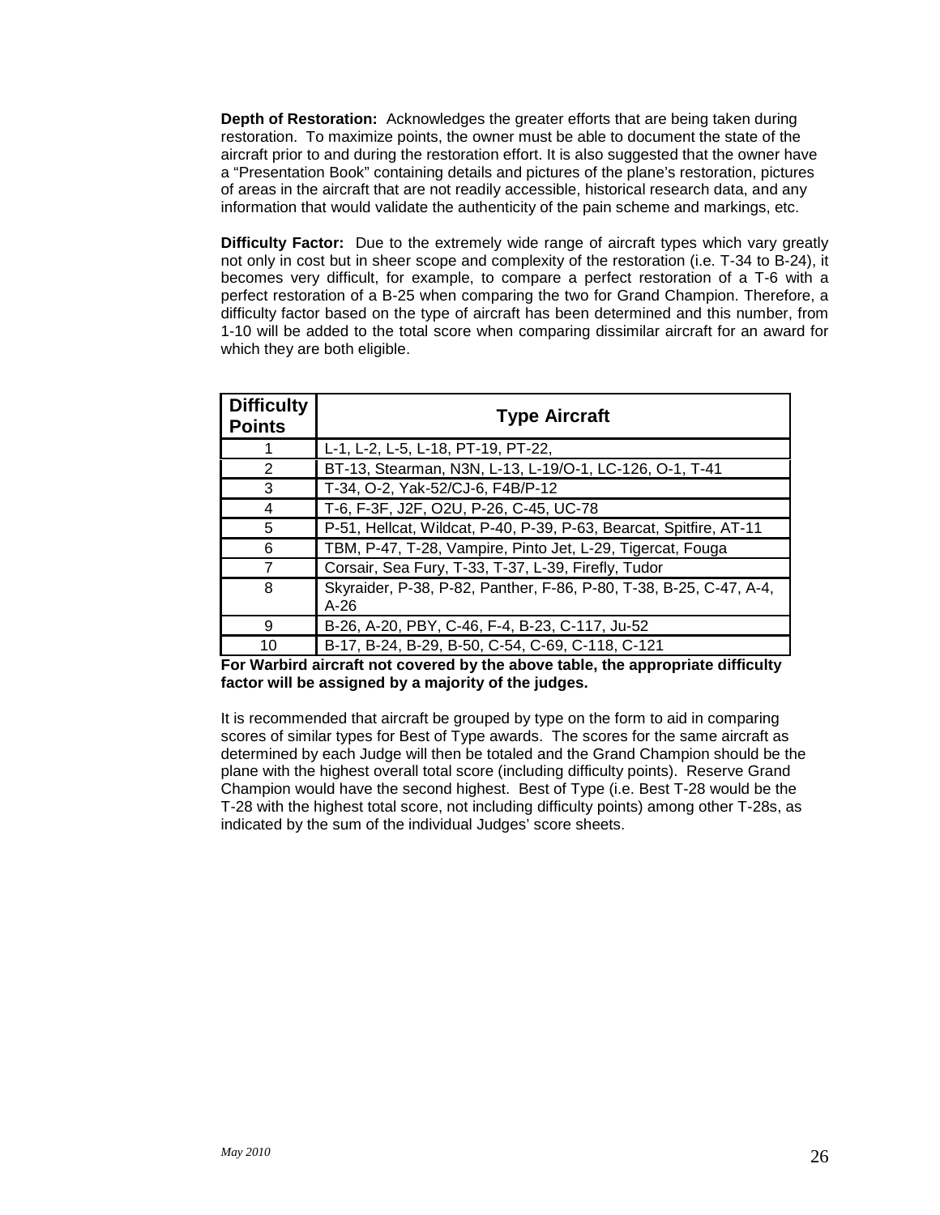**Depth of Restoration:** Acknowledges the greater efforts that are being taken during restoration. To maximize points, the owner must be able to document the state of the aircraft prior to and during the restoration effort. It is also suggested that the owner have a "Presentation Book" containing details and pictures of the plane's restoration, pictures of areas in the aircraft that are not readily accessible, historical research data, and any information that would validate the authenticity of the pain scheme and markings, etc.

**Difficulty Factor:** Due to the extremely wide range of aircraft types which vary greatly not only in cost but in sheer scope and complexity of the restoration (i.e. T-34 to B-24), it becomes very difficult, for example, to compare a perfect restoration of a T-6 with a perfect restoration of a B-25 when comparing the two for Grand Champion. Therefore, a difficulty factor based on the type of aircraft has been determined and this number, from 1-10 will be added to the total score when comparing dissimilar aircraft for an award for which they are both eligible.

| Difficulty Points | Type Aircraft |
|---|---|
| 1 | L-1, L-2, L-5, L-18, PT-19, PT-22, |
| 2 | BT-13, Stearman, N3N, L-13, L-19/O-1, LC-126, O-1, T-41 |
| 3 | T-34, O-2, Yak-52/CJ-6, F4B/P-12 |
| 4 | T-6, F-3F, J2F, O2U, P-26, C-45, UC-78 |
| 5 | P-51, Hellcat, Wildcat, P-40, P-39, P-63, Bearcat, Spitfire, AT-11 |
| 6 | TBM, P-47, T-28, Vampire, Pinto Jet, L-29, Tigercat, Fouga |
| 7 | Corsair, Sea Fury, T-33, T-37, L-39, Firefly, Tudor |
| 8 | Skyraider, P-38, P-82, Panther, F-86, P-80, T-38, B-25, C-47, A-4, A-26 |
| 9 | B-26, A-20, PBY, C-46, F-4, B-23, C-117, Ju-52 |
| 10 | B-17, B-24, B-29, B-50, C-54, C-69, C-118, C-121 |

**For Warbird aircraft not covered by the above table, the appropriate difficulty factor will be assigned by a majority of the judges.**

It is recommended that aircraft be grouped by type on the form to aid in comparing scores of similar types for Best of Type awards. The scores for the same aircraft as determined by each Judge will then be totaled and the Grand Champion should be the plane with the highest overall total score (including difficulty points). Reserve Grand Champion would have the second highest. Best of Type (i.e. Best T-28 would be the T-28 with the highest total score, not including difficulty points) among other T-28s, as indicated by the sum of the individual Judges' score sheets.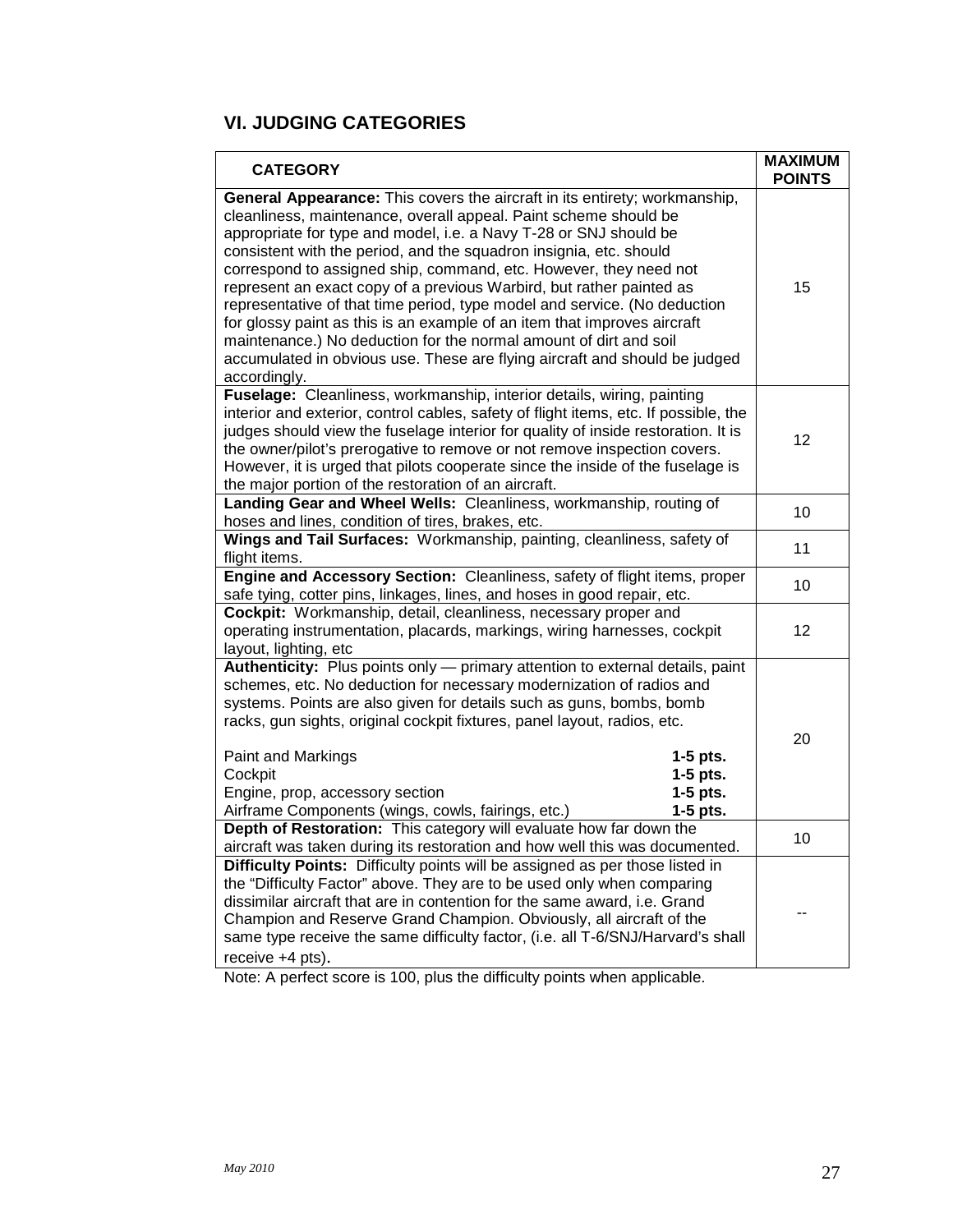## VI. JUDGING CATEGORIES

| CATEGORY | MAXIMUM POINTS |
|---|---|
| **General Appearance:** This covers the aircraft in its entirety; workmanship, cleanliness, maintenance, overall appeal. Paint scheme should be appropriate for type and model, i.e. a Navy T-28 or SNJ should be consistent with the period, and the squadron insignia, etc. should correspond to assigned ship, command, etc. However, they need not represent an exact copy of a previous Warbird, but rather painted as representative of that time period, type model and service. (No deduction for glossy paint as this is an example of an item that improves aircraft maintenance.) No deduction for the normal amount of dirt and soil accumulated in obvious use. These are flying aircraft and should be judged accordingly. | 15 |
| **Fuselage:** Cleanliness, workmanship, interior details, wiring, painting interior and exterior, control cables, safety of flight items, etc. If possible, the judges should view the fuselage interior for quality of inside restoration. It is the owner/pilot's prerogative to remove or not remove inspection covers. However, it is urged that pilots cooperate since the inside of the fuselage is the major portion of the restoration of an aircraft. | 12 |
| **Landing Gear and Wheel Wells:** Cleanliness, workmanship, routing of hoses and lines, condition of tires, brakes, etc. | 10 |
| **Wings and Tail Surfaces:** Workmanship, painting, cleanliness, safety of flight items. | 11 |
| **Engine and Accessory Section:** Cleanliness, safety of flight items, proper safe tying, cotter pins, linkages, lines, and hoses in good repair, etc. | 10 |
| **Cockpit:** Workmanship, detail, cleanliness, necessary proper and operating instrumentation, placards, markings, wiring harnesses, cockpit layout, lighting, etc | 12 |
| **Authenticity:** Plus points only — primary attention to external details, paint schemes, etc. No deduction for necessary modernization of radios and systems. Points are also given for details such as guns, bombs, bomb racks, gun sights, original cockpit fixtures, panel layout, radios, etc.<br><br>Paint and Markings **1-5 pts.**<br>Cockpit **1-5 pts.**<br>Engine, prop, accessory section **1-5 pts.**<br>Airframe Components (wings, cowls, fairings, etc.) **1-5 pts.** | 20 |
| **Depth of Restoration:** This category will evaluate how far down the aircraft was taken during its restoration and how well this was documented. | 10 |
| **Difficulty Points:** Difficulty points will be assigned as per those listed in the "Difficulty Factor" above. They are to be used only when comparing dissimilar aircraft that are in contention for the same award, i.e. Grand Champion and Reserve Grand Champion. Obviously, all aircraft of the same type receive the same difficulty factor, (i.e. all T-6/SNJ/Harvard's shall receive +4 pts). | -- |

Note: A perfect score is 100, plus the difficulty points when applicable.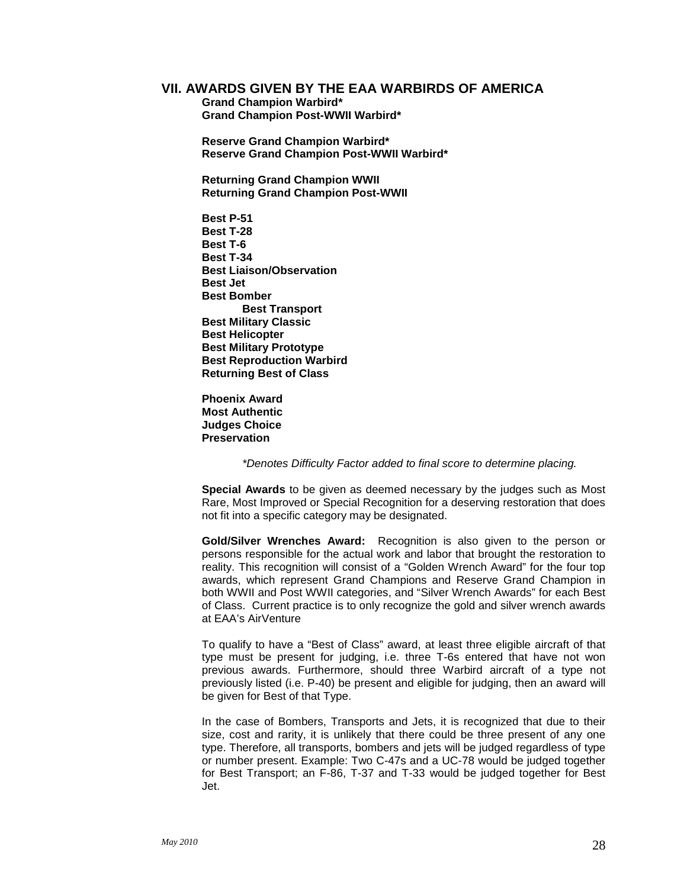## VII. AWARDS GIVEN BY THE EAA WARBIRDS OF AMERICA

**Grand Champion Warbird***
**Grand Champion Post-WWII Warbird***

**Reserve Grand Champion Warbird***
**Reserve Grand Champion Post-WWII Warbird***

**Returning Grand Champion WWII**
**Returning Grand Champion Post-WWII**

**Best P-51**
**Best T-28**
**Best T-6**
**Best T-34**
**Best Liaison/Observation**
**Best Jet**
**Best Bomber**
**Best Transport**
**Best Military Classic**
**Best Helicopter**
**Best Military Prototype**
**Best Reproduction Warbird**
**Returning Best of Class**

**Phoenix Award**
**Most Authentic**
**Judges Choice**
**Preservation**

*\*Denotes Difficulty Factor added to final score to determine placing.*

**Special Awards** to be given as deemed necessary by the judges such as Most Rare, Most Improved or Special Recognition for a deserving restoration that does not fit into a specific category may be designated.

**Gold/Silver Wrenches Award:** Recognition is also given to the person or persons responsible for the actual work and labor that brought the restoration to reality. This recognition will consist of a "Golden Wrench Award" for the four top awards, which represent Grand Champions and Reserve Grand Champion in both WWII and Post WWII categories, and "Silver Wrench Awards" for each Best of Class. Current practice is to only recognize the gold and silver wrench awards at EAA's AirVenture

To qualify to have a "Best of Class" award, at least three eligible aircraft of that type must be present for judging, i.e. three T-6s entered that have not won previous awards. Furthermore, should three Warbird aircraft of a type not previously listed (i.e. P-40) be present and eligible for judging, then an award will be given for Best of that Type.

In the case of Bombers, Transports and Jets, it is recognized that due to their size, cost and rarity, it is unlikely that there could be three present of any one type. Therefore, all transports, bombers and jets will be judged regardless of type or number present. Example: Two C-47s and a UC-78 would be judged together for Best Transport; an F-86, T-37 and T-33 would be judged together for Best Jet.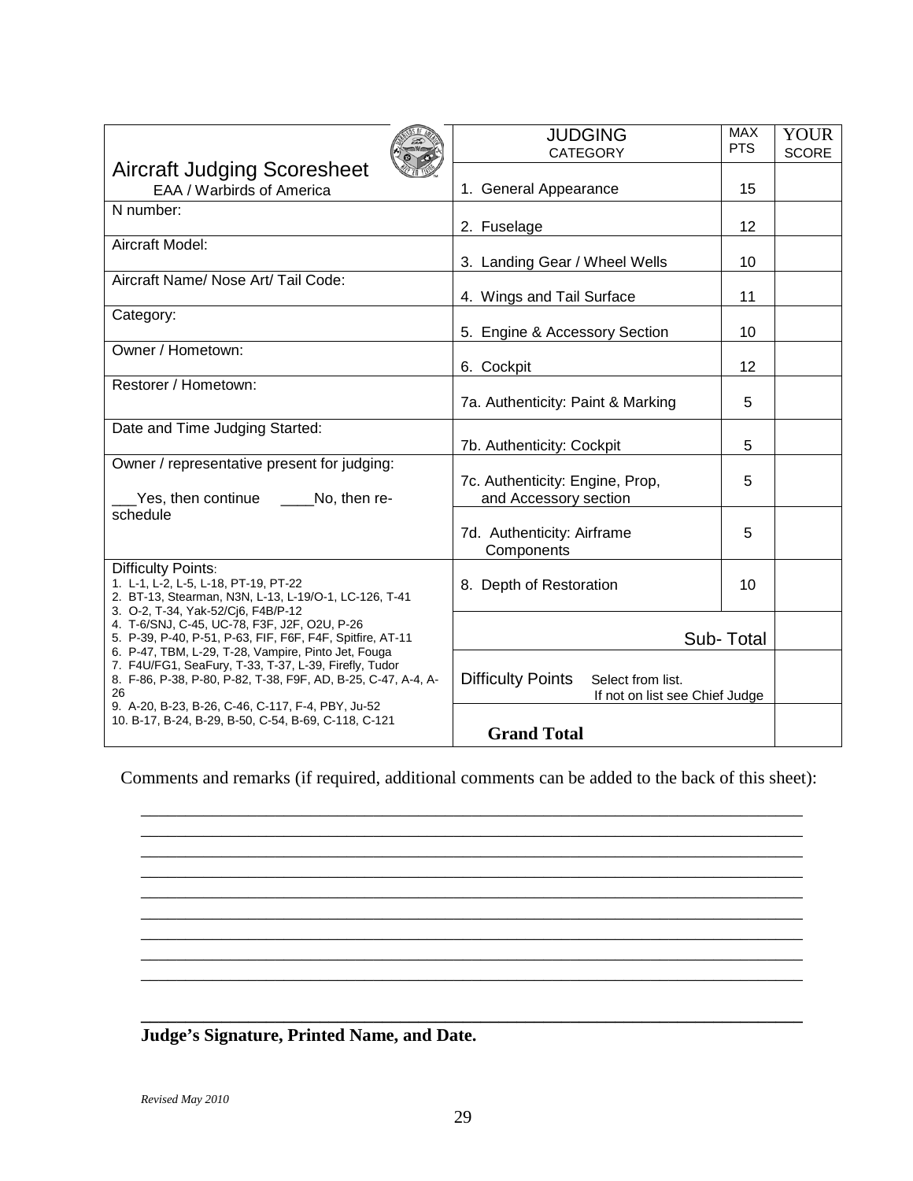# Aircraft Judging Scoresheet

EAA / Warbirds of America

| Aircraft Information | JUDGING CATEGORY | MAX PTS | YOUR SCORE |
|---|---|---|---|
| | 1. General Appearance | 15 | |
| N number: | 2. Fuselage | 12 | |
| Aircraft Model: | 3. Landing Gear / Wheel Wells | 10 | |
| Aircraft Name/ Nose Art/ Tail Code: | 4. Wings and Tail Surface | 11 | |
| Category: | 5. Engine & Accessory Section | 10 | |
| Owner / Hometown: | 6. Cockpit | 12 | |
| Restorer / Hometown: | 7a. Authenticity: Paint & Marking | 5 | |
| Date and Time Judging Started: | 7b. Authenticity: Cockpit | 5 | |
| Owner / representative present for judging: ___Yes, then continue ____No, then re-schedule | 7c. Authenticity: Engine, Prop, and Accessory section | 5 | |
| | 7d. Authenticity: Airframe Components | 5 | |
| Difficulty Points: 1. L-1, L-2, L-5, L-18, PT-19, PT-22 2. BT-13, Stearman, N3N, L-13, L-19/O-1, LC-126, T-41 3. O-2, T-34, Yak-52/Cj6, F4B/P-12 4. T-6/SNJ, C-45, UC-78, F3F, J2F, O2U, P-26 5. P-39, P-40, P-51, P-63, FIF, F6F, F4F, Spitfire, AT-11 6. P-47, TBM, L-29, T-28, Vampire, Pinto Jet, Fouga 7. F4U/FG1, SeaFury, T-33, T-37, L-39, Firefly, Tudor 8. F-86, P-38, P-80, P-82, T-38, F9F, AD, B-25, C-47, A-4, A-26 9. A-20, B-23, B-26, C-46, C-117, F-4, PBY, Ju-52 10. B-17, B-24, B-29, B-50, C-54, B-69, C-118, C-121 | 8. Depth of Restoration | 10 | |
| | Sub- Total | | |
| | Difficulty Points Select from list. If not on list see Chief Judge | | |
| | **Grand Total** | | |

Comments and remarks (if required, additional comments can be added to the back of this sheet):

\_\_\_\_\_\_\_\_\_\_\_\_\_\_\_\_\_\_\_\_\_\_\_\_\_\_\_\_\_\_\_\_\_\_\_\_\_\_\_\_\_\_\_\_\_\_\_\_\_\_\_\_\_\_\_\_\_\_\_\_\_\_\_\_\_\_\_\_

\_\_\_\_\_\_\_\_\_\_\_\_\_\_\_\_\_\_\_\_\_\_\_\_\_\_\_\_\_\_\_\_\_\_\_\_\_\_\_\_\_\_\_\_\_\_\_\_\_\_\_\_\_\_\_\_\_\_\_\_\_\_\_\_\_\_\_\_

\_\_\_\_\_\_\_\_\_\_\_\_\_\_\_\_\_\_\_\_\_\_\_\_\_\_\_\_\_\_\_\_\_\_\_\_\_\_\_\_\_\_\_\_\_\_\_\_\_\_\_\_\_\_\_\_\_\_\_\_\_\_\_\_\_\_\_\_

\_\_\_\_\_\_\_\_\_\_\_\_\_\_\_\_\_\_\_\_\_\_\_\_\_\_\_\_\_\_\_\_\_\_\_\_\_\_\_\_\_\_\_\_\_\_\_\_\_\_\_\_\_\_\_\_\_\_\_\_\_\_\_\_\_\_\_\_

\_\_\_\_\_\_\_\_\_\_\_\_\_\_\_\_\_\_\_\_\_\_\_\_\_\_\_\_\_\_\_\_\_\_\_\_\_\_\_\_\_\_\_\_\_\_\_\_\_\_\_\_\_\_\_\_\_\_\_\_\_\_\_\_\_\_\_\_

\_\_\_\_\_\_\_\_\_\_\_\_\_\_\_\_\_\_\_\_\_\_\_\_\_\_\_\_\_\_\_\_\_\_\_\_\_\_\_\_\_\_\_\_\_\_\_\_\_\_\_\_\_\_\_\_\_\_\_\_\_\_\_\_\_\_\_\_

\_\_\_\_\_\_\_\_\_\_\_\_\_\_\_\_\_\_\_\_\_\_\_\_\_\_\_\_\_\_\_\_\_\_\_\_\_\_\_\_\_\_\_\_\_\_\_\_\_\_\_\_\_\_\_\_\_\_\_\_\_\_\_\_\_\_\_\_

\_\_\_\_\_\_\_\_\_\_\_\_\_\_\_\_\_\_\_\_\_\_\_\_\_\_\_\_\_\_\_\_\_\_\_\_\_\_\_\_\_\_\_\_\_\_\_\_\_\_\_\_\_\_\_\_\_\_\_\_\_\_\_\_\_\_\_\_

\_\_\_\_\_\_\_\_\_\_\_\_\_\_\_\_\_\_\_\_\_\_\_\_\_\_\_\_\_\_\_\_\_\_\_\_\_\_\_\_\_\_\_\_\_\_\_\_\_\_\_\_\_\_\_\_\_\_\_\_\_\_\_\_\_\_\_\_

\_\_\_\_\_\_\_\_\_\_\_\_\_\_\_\_\_\_\_\_\_\_\_\_\_\_\_\_\_\_\_\_\_\_\_\_\_\_\_\_\_\_\_\_\_\_\_\_\_\_\_\_\_\_\_\_\_\_\_\_\_\_\_\_\_\_\_\_

**Judge's Signature, Printed Name, and Date.**

*Revised May 2010*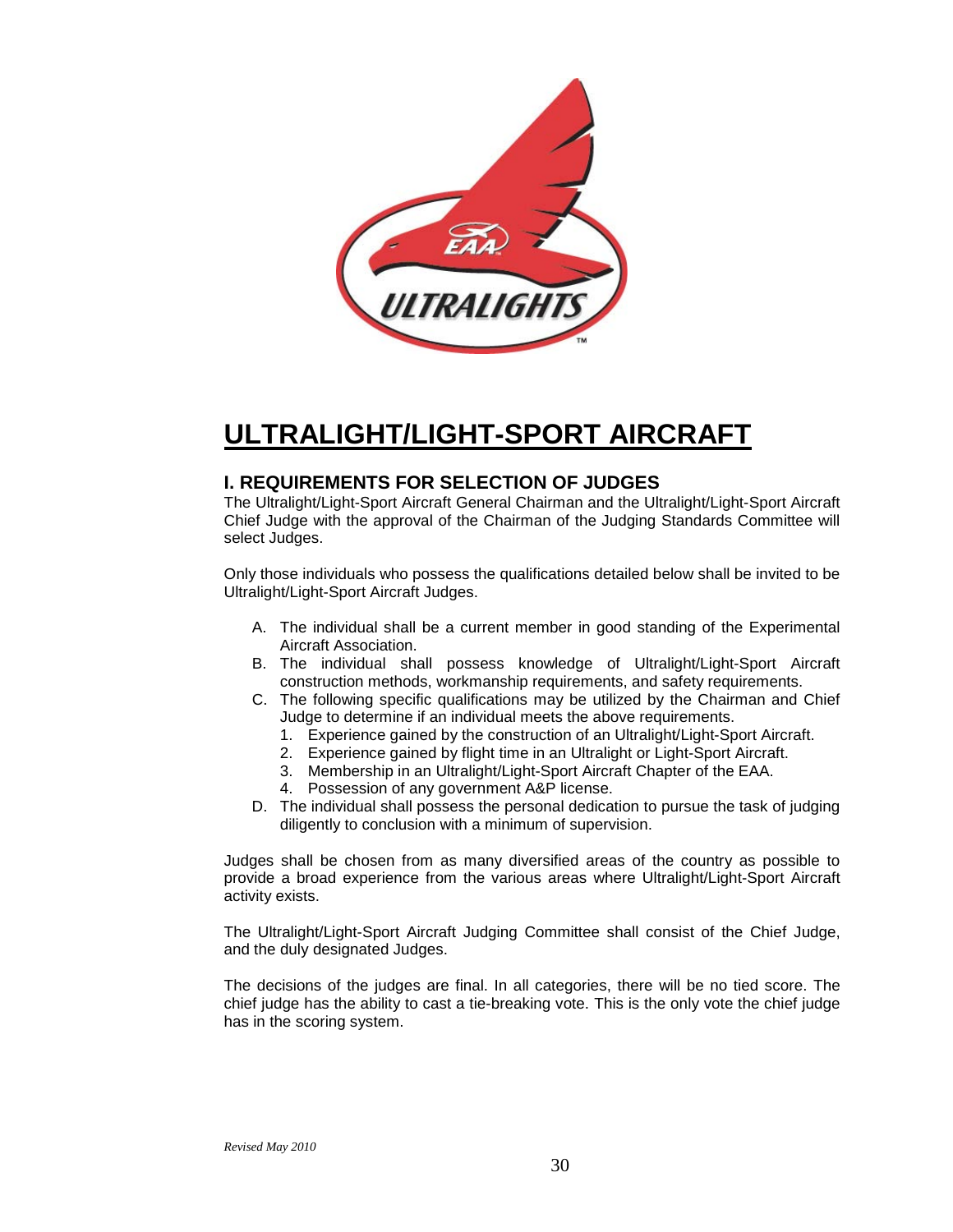# ULTRALIGHT/LIGHT-SPORT AIRCRAFT

## I. REQUIREMENTS FOR SELECTION OF JUDGES

The Ultralight/Light-Sport Aircraft General Chairman and the Ultralight/Light-Sport Aircraft Chief Judge with the approval of the Chairman of the Judging Standards Committee will select Judges.

Only those individuals who possess the qualifications detailed below shall be invited to be Ultralight/Light-Sport Aircraft Judges.

A. The individual shall be a current member in good standing of the Experimental Aircraft Association.
B. The individual shall possess knowledge of Ultralight/Light-Sport Aircraft construction methods, workmanship requirements, and safety requirements.
C. The following specific qualifications may be utilized by the Chairman and Chief Judge to determine if an individual meets the above requirements.
   1. Experience gained by the construction of an Ultralight/Light-Sport Aircraft.
   2. Experience gained by flight time in an Ultralight or Light-Sport Aircraft.
   3. Membership in an Ultralight/Light-Sport Aircraft Chapter of the EAA.
   4. Possession of any government A&P license.
D. The individual shall possess the personal dedication to pursue the task of judging diligently to conclusion with a minimum of supervision.

Judges shall be chosen from as many diversified areas of the country as possible to provide a broad experience from the various areas where Ultralight/Light-Sport Aircraft activity exists.

The Ultralight/Light-Sport Aircraft Judging Committee shall consist of the Chief Judge, and the duly designated Judges.

The decisions of the judges are final. In all categories, there will be no tied score. The chief judge has the ability to cast a tie-breaking vote. This is the only vote the chief judge has in the scoring system.

*Revised May 2010*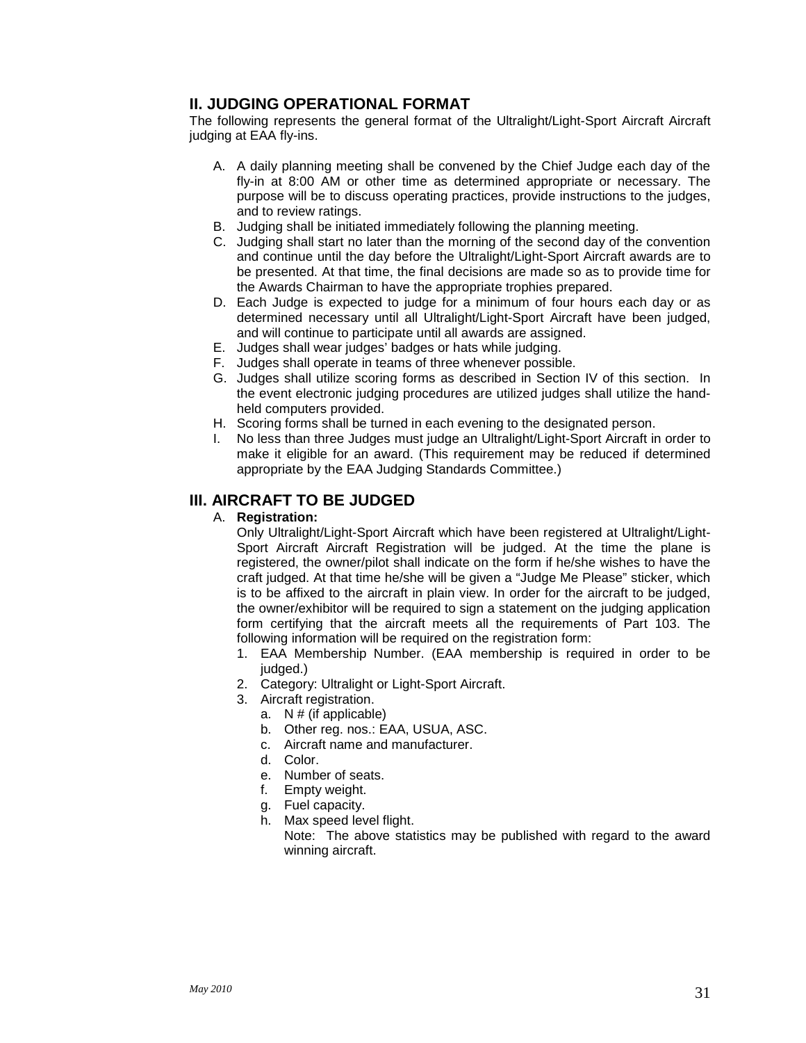## II. JUDGING OPERATIONAL FORMAT

The following represents the general format of the Ultralight/Light-Sport Aircraft Aircraft judging at EAA fly-ins.

A. A daily planning meeting shall be convened by the Chief Judge each day of the fly-in at 8:00 AM or other time as determined appropriate or necessary. The purpose will be to discuss operating practices, provide instructions to the judges, and to review ratings.
B. Judging shall be initiated immediately following the planning meeting.
C. Judging shall start no later than the morning of the second day of the convention and continue until the day before the Ultralight/Light-Sport Aircraft awards are to be presented. At that time, the final decisions are made so as to provide time for the Awards Chairman to have the appropriate trophies prepared.
D. Each Judge is expected to judge for a minimum of four hours each day or as determined necessary until all Ultralight/Light-Sport Aircraft have been judged, and will continue to participate until all awards are assigned.
E. Judges shall wear judges' badges or hats while judging.
F. Judges shall operate in teams of three whenever possible.
G. Judges shall utilize scoring forms as described in Section IV of this section. In the event electronic judging procedures are utilized judges shall utilize the hand-held computers provided.
H. Scoring forms shall be turned in each evening to the designated person.
I. No less than three Judges must judge an Ultralight/Light-Sport Aircraft in order to make it eligible for an award. (This requirement may be reduced if determined appropriate by the EAA Judging Standards Committee.)

## III. AIRCRAFT TO BE JUDGED

A. **Registration:**

Only Ultralight/Light-Sport Aircraft which have been registered at Ultralight/Light-Sport Aircraft Registration will be judged. At the time the plane is registered, the owner/pilot shall indicate on the form if he/she wishes to have the craft judged. At that time he/she will be given a "Judge Me Please" sticker, which is to be affixed to the aircraft in plain view. In order for the aircraft to be judged, the owner/exhibitor will be required to sign a statement on the judging application form certifying that the aircraft meets all the requirements of Part 103. The following information will be required on the registration form:

1. EAA Membership Number. (EAA membership is required in order to be judged.)
2. Category: Ultralight or Light-Sport Aircraft.
3. Aircraft registration.
   a. N # (if applicable)
   b. Other reg. nos.: EAA, USUA, ASC.
   c. Aircraft name and manufacturer.
   d. Color.
   e. Number of seats.
   f. Empty weight.
   g. Fuel capacity.
   h. Max speed level flight.

   Note: The above statistics may be published with regard to the award winning aircraft.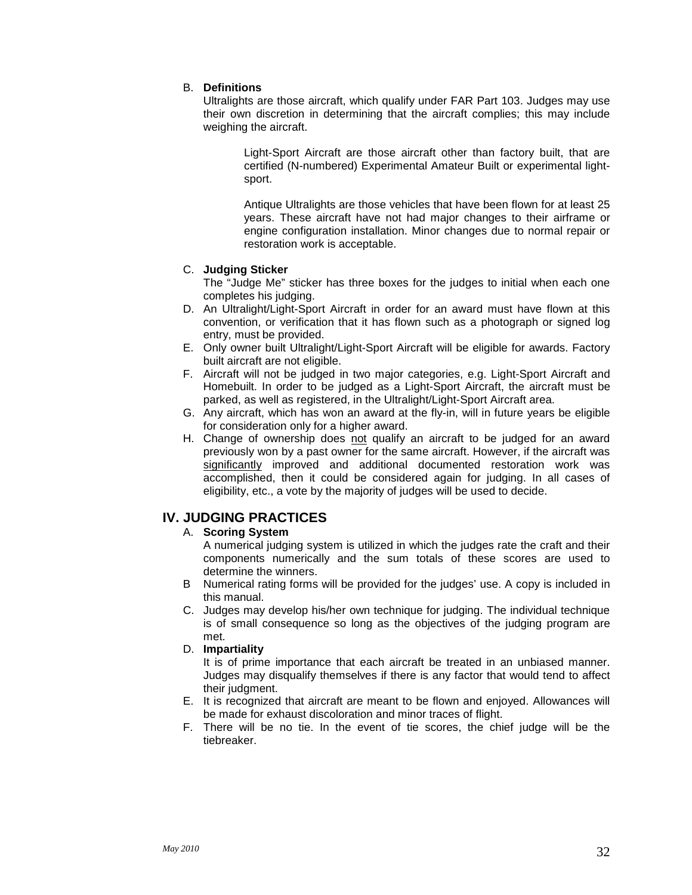B. **Definitions**

Ultralights are those aircraft, which qualify under FAR Part 103. Judges may use their own discretion in determining that the aircraft complies; this may include weighing the aircraft.

Light-Sport Aircraft are those aircraft other than factory built, that are certified (N-numbered) Experimental Amateur Built or experimental light-sport.

Antique Ultralights are those vehicles that have been flown for at least 25 years. These aircraft have not had major changes to their airframe or engine configuration installation. Minor changes due to normal repair or restoration work is acceptable.

C. **Judging Sticker**

The "Judge Me" sticker has three boxes for the judges to initial when each one completes his judging.

D. An Ultralight/Light-Sport Aircraft in order for an award must have flown at this convention, or verification that it has flown such as a photograph or signed log entry, must be provided.

E. Only owner built Ultralight/Light-Sport Aircraft will be eligible for awards. Factory built aircraft are not eligible.

F. Aircraft will not be judged in two major categories, e.g. Light-Sport Aircraft and Homebuilt. In order to be judged as a Light-Sport Aircraft, the aircraft must be parked, as well as registered, in the Ultralight/Light-Sport Aircraft area.

G. Any aircraft, which has won an award at the fly-in, will in future years be eligible for consideration only for a higher award.

H. Change of ownership does <u>not</u> qualify an aircraft to be judged for an award previously won by a past owner for the same aircraft. However, if the aircraft was <u>significantly</u> improved and additional documented restoration work was accomplished, then it could be considered again for judging. In all cases of eligibility, etc., a vote by the majority of judges will be used to decide.

## IV. JUDGING PRACTICES

A. **Scoring System**

A numerical judging system is utilized in which the judges rate the craft and their components numerically and the sum totals of these scores are used to determine the winners.

B Numerical rating forms will be provided for the judges' use. A copy is included in this manual.

C. Judges may develop his/her own technique for judging. The individual technique is of small consequence so long as the objectives of the judging program are met.

D. **Impartiality**

It is of prime importance that each aircraft be treated in an unbiased manner. Judges may disqualify themselves if there is any factor that would tend to affect their judgment.

E. It is recognized that aircraft are meant to be flown and enjoyed. Allowances will be made for exhaust discoloration and minor traces of flight.

F. There will be no tie. In the event of tie scores, the chief judge will be the tiebreaker.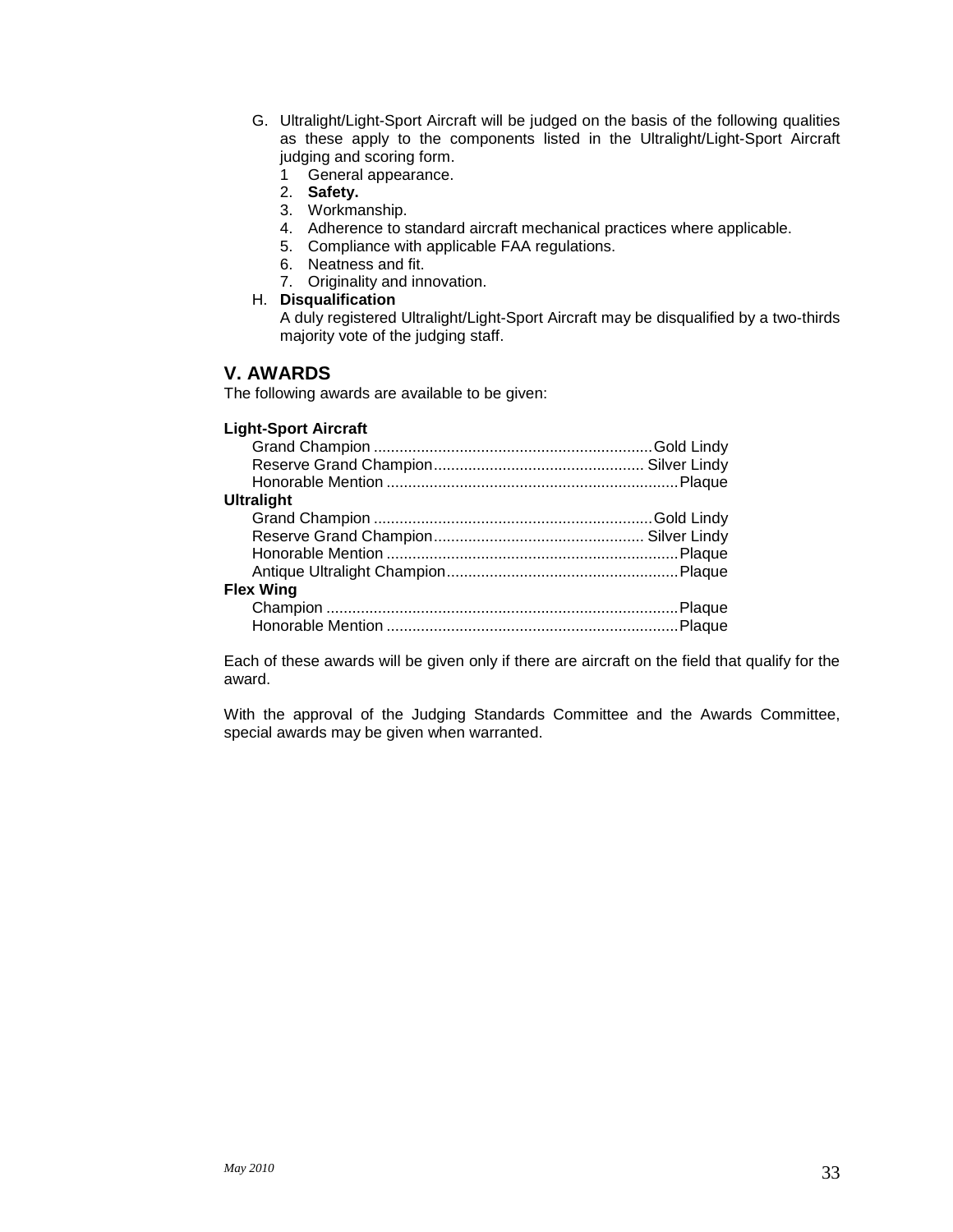G. Ultralight/Light-Sport Aircraft will be judged on the basis of the following qualities as these apply to the components listed in the Ultralight/Light-Sport Aircraft judging and scoring form.
   1 General appearance.
   2. **Safety.**
   3. Workmanship.
   4. Adherence to standard aircraft mechanical practices where applicable.
   5. Compliance with applicable FAA regulations.
   6. Neatness and fit.
   7. Originality and innovation.

H. **Disqualification**
   A duly registered Ultralight/Light-Sport Aircraft may be disqualified by a two-thirds majority vote of the judging staff.

## V. AWARDS

The following awards are available to be given:

**Light-Sport Aircraft**

| Award | Prize |
|---|---|
| Grand Champion | Gold Lindy |
| Reserve Grand Champion | Silver Lindy |
| Honorable Mention | Plaque |

**Ultralight**

| Award | Prize |
|---|---|
| Grand Champion | Gold Lindy |
| Reserve Grand Champion | Silver Lindy |
| Honorable Mention | Plaque |
| Antique Ultralight Champion | Plaque |

**Flex Wing**

| Award | Prize |
|---|---|
| Champion | Plaque |
| Honorable Mention | Plaque |

Each of these awards will be given only if there are aircraft on the field that qualify for the award.

With the approval of the Judging Standards Committee and the Awards Committee, special awards may be given when warranted.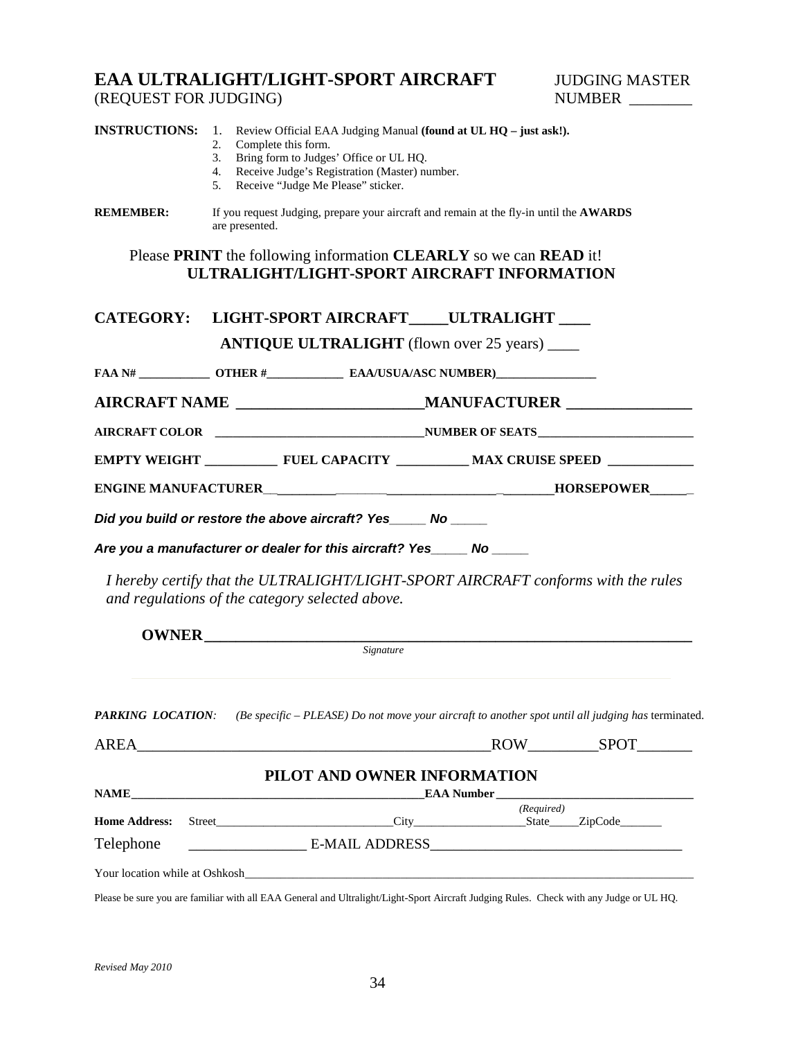# EAA ULTRALIGHT/LIGHT-SPORT AIRCRAFT

(REQUEST FOR JUDGING)

JUDGING MASTER NUMBER ________

**INSTRUCTIONS:**
1. Review Official EAA Judging Manual **(found at UL HQ – just ask!).**
2. Complete this form.
3. Bring form to Judges' Office or UL HQ.
4. Receive Judge's Registration (Master) number.
5. Receive "Judge Me Please" sticker.

**REMEMBER:** If you request Judging, prepare your aircraft and remain at the fly-in until the **AWARDS** are presented.

Please **PRINT** the following information **CLEARLY** so we can **READ** it!

## ULTRALIGHT/LIGHT-SPORT AIRCRAFT INFORMATION

**CATEGORY: LIGHT-SPORT AIRCRAFT_____ULTRALIGHT ____**

**ANTIQUE ULTRALIGHT** (flown over 25 years) ____

**FAA N# ____________ OTHER #_____________ EAA/USUA/ASC NUMBER)_________________**

**AIRCRAFT NAME ________________________MANUFACTURER ________________**

**AIRCRAFT COLOR ___________________________________NUMBER OF SEATS_________________________**

**EMPTY WEIGHT ___________ FUEL CAPACITY ___________ MAX CRUISE SPEED _____________**

**ENGINE MANUFACTURER__________________________________________HORSEPOWER______**

***Did you build or restore the above aircraft? Yes_____ No _____***

***Are you a manufacturer or dealer for this aircraft? Yes_____ No _____***

*I hereby certify that the ULTRALIGHT/LIGHT-SPORT AIRCRAFT conforms with the rules and regulations of the category selected above.*

**OWNER_________________________________________________________________**
*Signature*

***PARKING LOCATION:*** *(Be specific – PLEASE) Do not move your aircraft to another spot until all judging has* terminated.

AREA_______________________________________________ROW_________SPOT_______

## PILOT AND OWNER INFORMATION

**NAME_________________________________________________EAA Number ________________________________**
*(Required)*

**Home Address:** Street______________________________City___________________State_____ZipCode_______

Telephone ________________ E-MAIL ADDRESS__________________________________

Your location while at Oshkosh_____________________________________________________________________________

Please be sure you are familiar with all EAA General and Ultralight/Light-Sport Aircraft Judging Rules. Check with any Judge or UL HQ.

*Revised May 2010*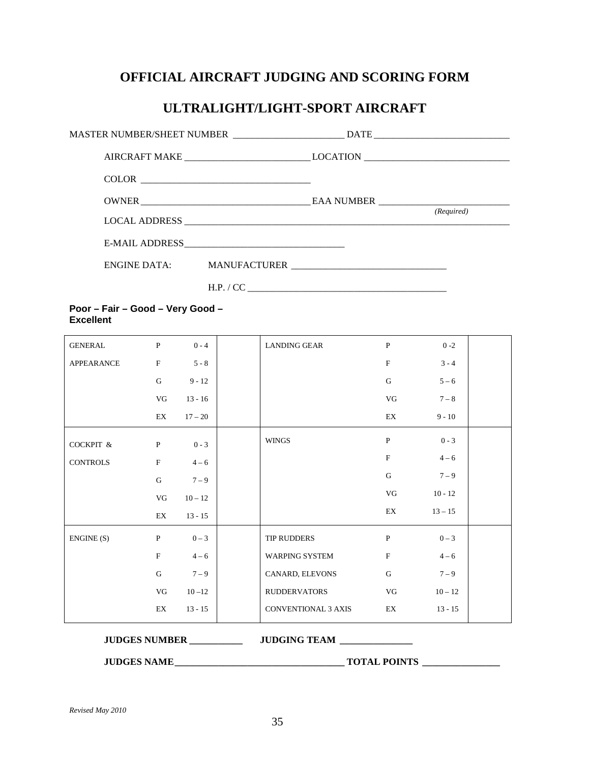# OFFICIAL AIRCRAFT JUDGING AND SCORING FORM

## ULTRALIGHT/LIGHT-SPORT AIRCRAFT

MASTER NUMBER/SHEET NUMBER ______________________ DATE ___________________________

AIRCRAFT MAKE _________________________ LOCATION _____________________________

COLOR __________________________________

OWNER __________________________________ EAA NUMBER __________________________ *(Required)*

LOCAL ADDRESS _____________________________________________________________________

E-MAIL ADDRESS________________________________

ENGINE DATA: MANUFACTURER _______________________________

H.P. / CC ________________________________________

**Poor – Fair – Good – Very Good – Excellent**

| | | | | | | | |
|---|---|---|---|---|---|---|---|
| GENERAL | P | 0 - 4 | | LANDING GEAR | P | 0 -2 | |
| APPEARANCE | F | 5 - 8 | | | F | 3 - 4 | |
| | G | 9 - 12 | | | G | 5 – 6 | |
| | VG | 13 - 16 | | | VG | 7 – 8 | |
| | EX | 17 – 20 | | | EX | 9 - 10 | |
| COCKPIT & | P | 0 - 3 | | WINGS | P | 0 - 3 | |
| CONTROLS | F | 4 – 6 | | | F | 4 – 6 | |
| | G | 7 – 9 | | | G | 7 – 9 | |
| | VG | 10 – 12 | | | VG | 10 - 12 | |
| | EX | 13 - 15 | | | EX | 13 – 15 | |
| ENGINE (S) | P | 0 – 3 | | TIP RUDDERS | P | 0 – 3 | |
| | F | 4 – 6 | | WARPING SYSTEM | F | 4 – 6 | |
| | G | 7 – 9 | | CANARD, ELEVONS | G | 7 – 9 | |
| | VG | 10 –12 | | RUDDERVATORS | VG | 10 – 12 | |
| | EX | 13 - 15 | | CONVENTIONAL 3 AXIS | EX | 13 - 15 | |

**JUDGES NUMBER ___________ JUDGING TEAM _______________**

**JUDGES NAME___________________________________ TOTAL POINTS ________________**

*Revised May 2010*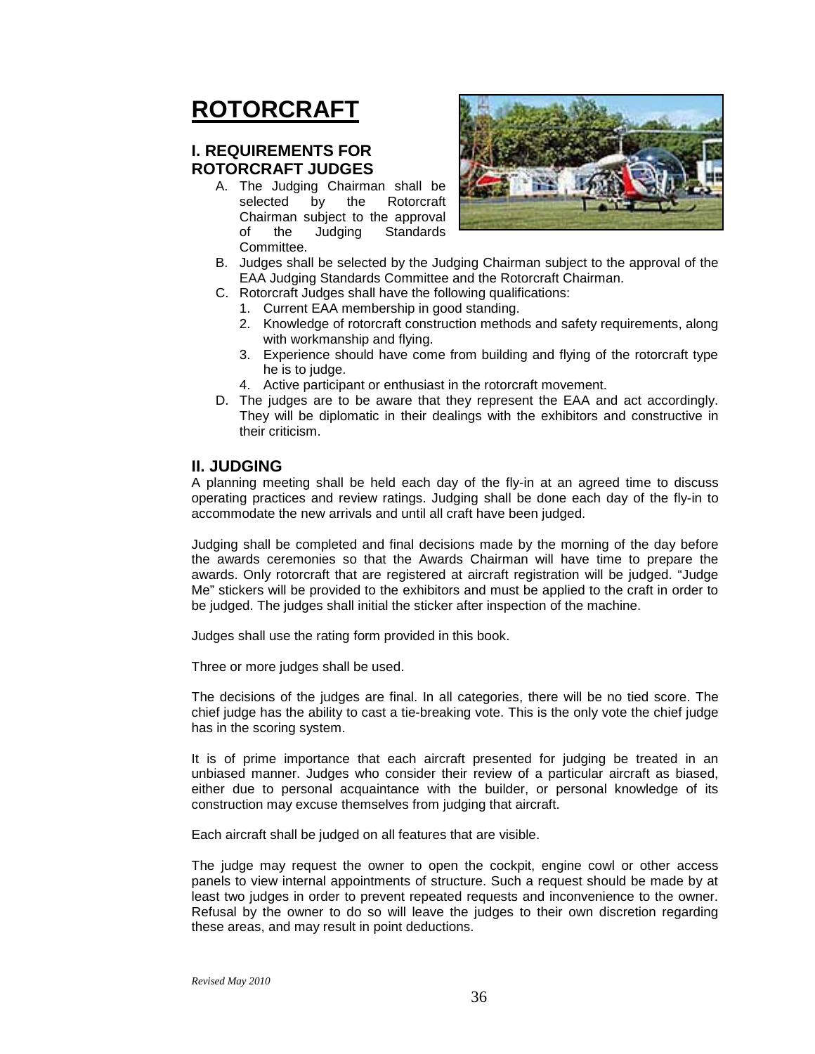# ROTORCRAFT

## I. REQUIREMENTS FOR ROTORCRAFT JUDGES

A. The Judging Chairman shall be selected by the Rotorcraft Chairman subject to the approval of the Judging Standards Committee.

B. Judges shall be selected by the Judging Chairman subject to the approval of the EAA Judging Standards Committee and the Rotorcraft Chairman.

C. Rotorcraft Judges shall have the following qualifications:
   1. Current EAA membership in good standing.
   2. Knowledge of rotorcraft construction methods and safety requirements, along with workmanship and flying.
   3. Experience should have come from building and flying of the rotorcraft type he is to judge.
   4. Active participant or enthusiast in the rotorcraft movement.

D. The judges are to be aware that they represent the EAA and act accordingly. They will be diplomatic in their dealings with the exhibitors and constructive in their criticism.

## II. JUDGING

A planning meeting shall be held each day of the fly-in at an agreed time to discuss operating practices and review ratings. Judging shall be done each day of the fly-in to accommodate the new arrivals and until all craft have been judged.

Judging shall be completed and final decisions made by the morning of the day before the awards ceremonies so that the Awards Chairman will have time to prepare the awards. Only rotorcraft that are registered at aircraft registration will be judged. "Judge Me" stickers will be provided to the exhibitors and must be applied to the craft in order to be judged. The judges shall initial the sticker after inspection of the machine.

Judges shall use the rating form provided in this book.

Three or more judges shall be used.

The decisions of the judges are final. In all categories, there will be no tied score. The chief judge has the ability to cast a tie-breaking vote. This is the only vote the chief judge has in the scoring system.

It is of prime importance that each aircraft presented for judging be treated in an unbiased manner. Judges who consider their review of a particular aircraft as biased, either due to personal acquaintance with the builder, or personal knowledge of its construction may excuse themselves from judging that aircraft.

Each aircraft shall be judged on all features that are visible.

The judge may request the owner to open the cockpit, engine cowl or other access panels to view internal appointments of structure. Such a request should be made by at least two judges in order to prevent repeated requests and inconvenience to the owner. Refusal by the owner to do so will leave the judges to their own discretion regarding these areas, and may result in point deductions.

*Revised May 2010*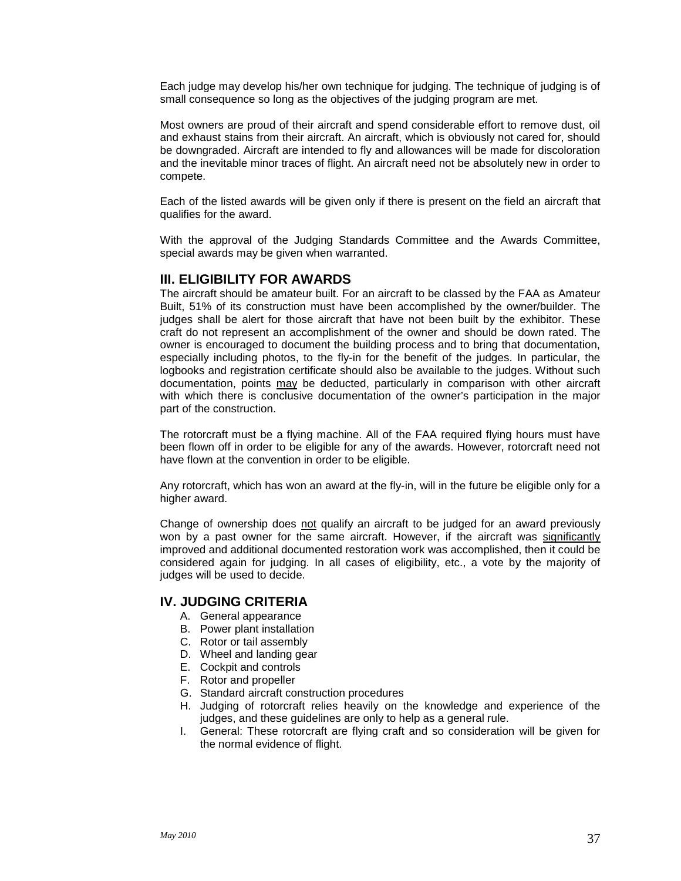Each judge may develop his/her own technique for judging. The technique of judging is of small consequence so long as the objectives of the judging program are met.

Most owners are proud of their aircraft and spend considerable effort to remove dust, oil and exhaust stains from their aircraft. An aircraft, which is obviously not cared for, should be downgraded. Aircraft are intended to fly and allowances will be made for discoloration and the inevitable minor traces of flight. An aircraft need not be absolutely new in order to compete.

Each of the listed awards will be given only if there is present on the field an aircraft that qualifies for the award.

With the approval of the Judging Standards Committee and the Awards Committee, special awards may be given when warranted.

## III. ELIGIBILITY FOR AWARDS

The aircraft should be amateur built. For an aircraft to be classed by the FAA as Amateur Built, 51% of its construction must have been accomplished by the owner/builder. The judges shall be alert for those aircraft that have not been built by the exhibitor. These craft do not represent an accomplishment of the owner and should be down rated. The owner is encouraged to document the building process and to bring that documentation, especially including photos, to the fly-in for the benefit of the judges. In particular, the logbooks and registration certificate should also be available to the judges. Without such documentation, points <u>may</u> be deducted, particularly in comparison with other aircraft with which there is conclusive documentation of the owner's participation in the major part of the construction.

The rotorcraft must be a flying machine. All of the FAA required flying hours must have been flown off in order to be eligible for any of the awards. However, rotorcraft need not have flown at the convention in order to be eligible.

Any rotorcraft, which has won an award at the fly-in, will in the future be eligible only for a higher award.

Change of ownership does <u>not</u> qualify an aircraft to be judged for an award previously won by a past owner for the same aircraft. However, if the aircraft was <u>significantly</u> improved and additional documented restoration work was accomplished, then it could be considered again for judging. In all cases of eligibility, etc., a vote by the majority of judges will be used to decide.

## IV. JUDGING CRITERIA

A. General appearance
B. Power plant installation
C. Rotor or tail assembly
D. Wheel and landing gear
E. Cockpit and controls
F. Rotor and propeller
G. Standard aircraft construction procedures
H. Judging of rotorcraft relies heavily on the knowledge and experience of the judges, and these guidelines are only to help as a general rule.
I. General: These rotorcraft are flying craft and so consideration will be given for the normal evidence of flight.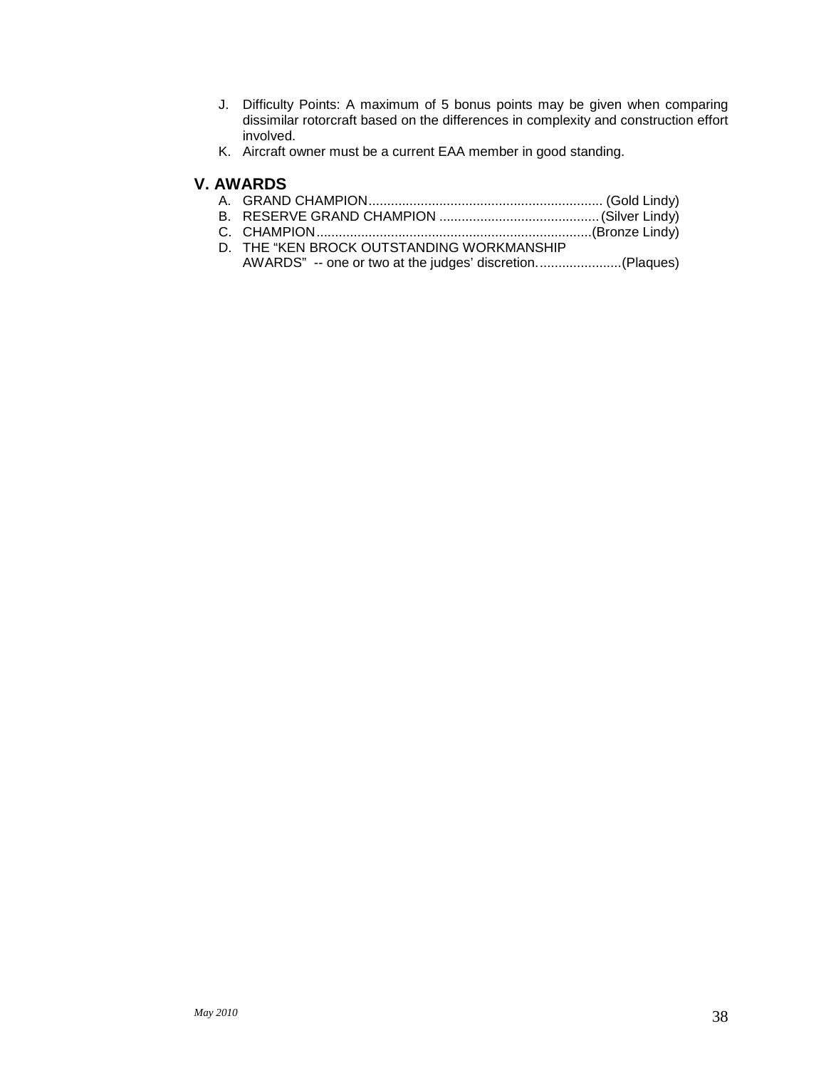J. Difficulty Points: A maximum of 5 bonus points may be given when comparing dissimilar rotorcraft based on the differences in complexity and construction effort involved.

K. Aircraft owner must be a current EAA member in good standing.

## V. AWARDS

A. GRAND CHAMPION.............................................................. (Gold Lindy)

B. RESERVE GRAND CHAMPION ..........................................(Silver Lindy)

C. CHAMPION.........................................................................(Bronze Lindy)

D. THE "KEN BROCK OUTSTANDING WORKMANSHIP AWARDS" -- one or two at the judges' discretion.......................(Plaques)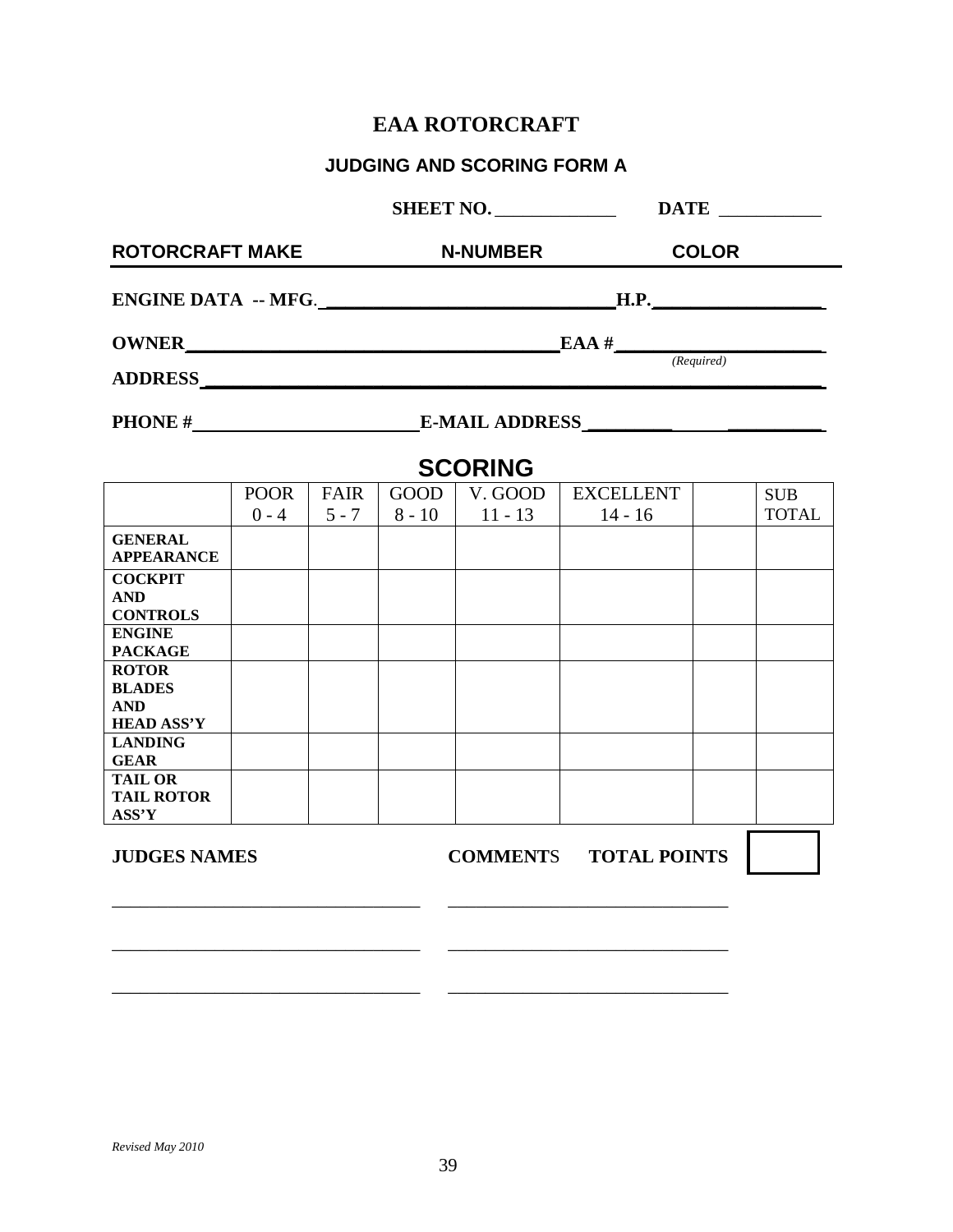# EAA ROTORCRAFT

## JUDGING AND SCORING FORM A

**SHEET NO.** ____________ **DATE** __________

**ROTORCRAFT MAKE** **N-NUMBER** **COLOR**

**ENGINE DATA -- MFG.** ____________________________ **H.P.** ________________

**OWNER** ____________________________________ **EAA #** ____________________ *(Required)*

**ADDRESS** ____________________________________________________________

**PHONE #** ______________________ **E-MAIL ADDRESS** ____________________

## SCORING

| | POOR 0 - 4 | FAIR 5 - 7 | GOOD 8 - 10 | V. GOOD 11 - 13 | EXCELLENT 14 - 16 | | SUB TOTAL |
|---|---|---|---|---|---|---|---|
| **GENERAL APPEARANCE** | | | | | | | |
| **COCKPIT AND CONTROLS** | | | | | | | |
| **ENGINE PACKAGE** | | | | | | | |
| **ROTOR BLADES AND HEAD ASS'Y** | | | | | | | |
| **LANDING GEAR** | | | | | | | |
| **TAIL OR TAIL ROTOR ASS'Y** | | | | | | | |

**JUDGES NAMES** **COMMENTS** **TOTAL POINTS** [ ]

________________________________ ______________________________

________________________________ ______________________________

________________________________ ______________________________

*Revised May 2010*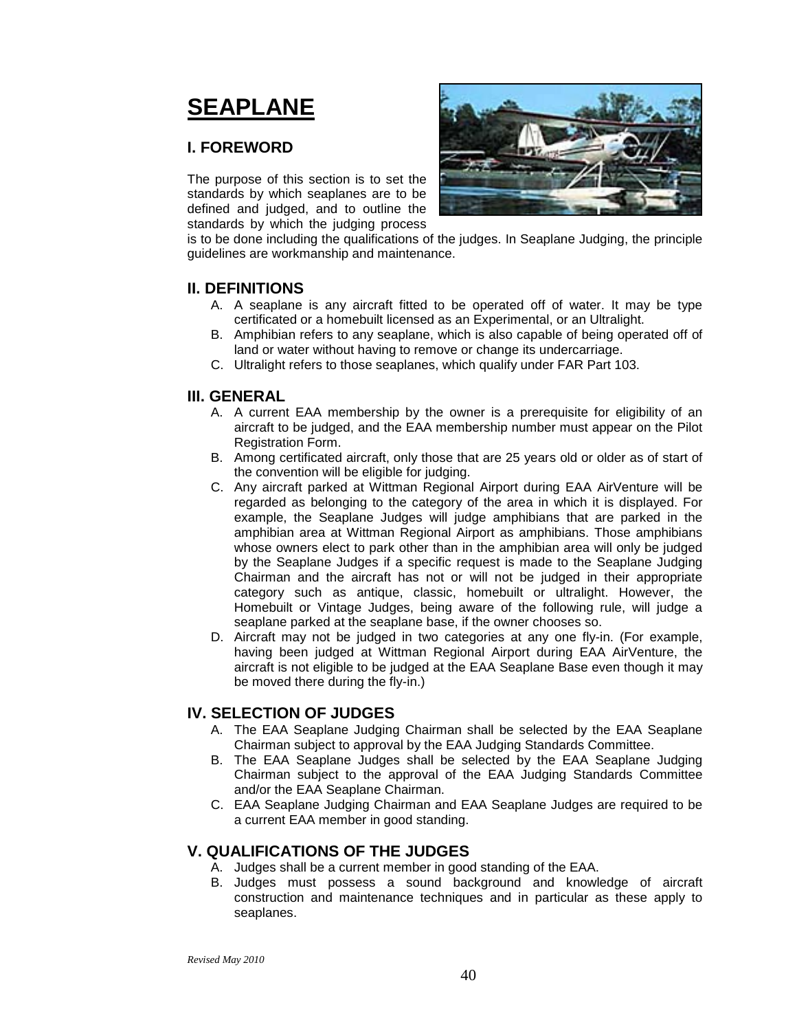# SEAPLANE

## I. FOREWORD

The purpose of this section is to set the standards by which seaplanes are to be defined and judged, and to outline the standards by which the judging process is to be done including the qualifications of the judges. In Seaplane Judging, the principle guidelines are workmanship and maintenance.

## II. DEFINITIONS

A. A seaplane is any aircraft fitted to be operated off of water. It may be type certificated or a homebuilt licensed as an Experimental, or an Ultralight.

B. Amphibian refers to any seaplane, which is also capable of being operated off of land or water without having to remove or change its undercarriage.

C. Ultralight refers to those seaplanes, which qualify under FAR Part 103.

## III. GENERAL

A. A current EAA membership by the owner is a prerequisite for eligibility of an aircraft to be judged, and the EAA membership number must appear on the Pilot Registration Form.

B. Among certificated aircraft, only those that are 25 years old or older as of start of the convention will be eligible for judging.

C. Any aircraft parked at Wittman Regional Airport during EAA AirVenture will be regarded as belonging to the category of the area in which it is displayed. For example, the Seaplane Judges will judge amphibians that are parked in the amphibian area at Wittman Regional Airport as amphibians. Those amphibians whose owners elect to park other than in the amphibian area will only be judged by the Seaplane Judges if a specific request is made to the Seaplane Judging Chairman and the aircraft has not or will not be judged in their appropriate category such as antique, classic, homebuilt or ultralight. However, the Homebuilt or Vintage Judges, being aware of the following rule, will judge a seaplane parked at the seaplane base, if the owner chooses so.

D. Aircraft may not be judged in two categories at any one fly-in. (For example, having been judged at Wittman Regional Airport during EAA AirVenture, the aircraft is not eligible to be judged at the EAA Seaplane Base even though it may be moved there during the fly-in.)

## IV. SELECTION OF JUDGES

A. The EAA Seaplane Judging Chairman shall be selected by the EAA Seaplane Chairman subject to approval by the EAA Judging Standards Committee.

B. The EAA Seaplane Judges shall be selected by the EAA Seaplane Judging Chairman subject to the approval of the EAA Judging Standards Committee and/or the EAA Seaplane Chairman.

C. EAA Seaplane Judging Chairman and EAA Seaplane Judges are required to be a current EAA member in good standing.

## V. QUALIFICATIONS OF THE JUDGES

A. Judges shall be a current member in good standing of the EAA.

B. Judges must possess a sound background and knowledge of aircraft construction and maintenance techniques and in particular as these apply to seaplanes.

*Revised May 2010*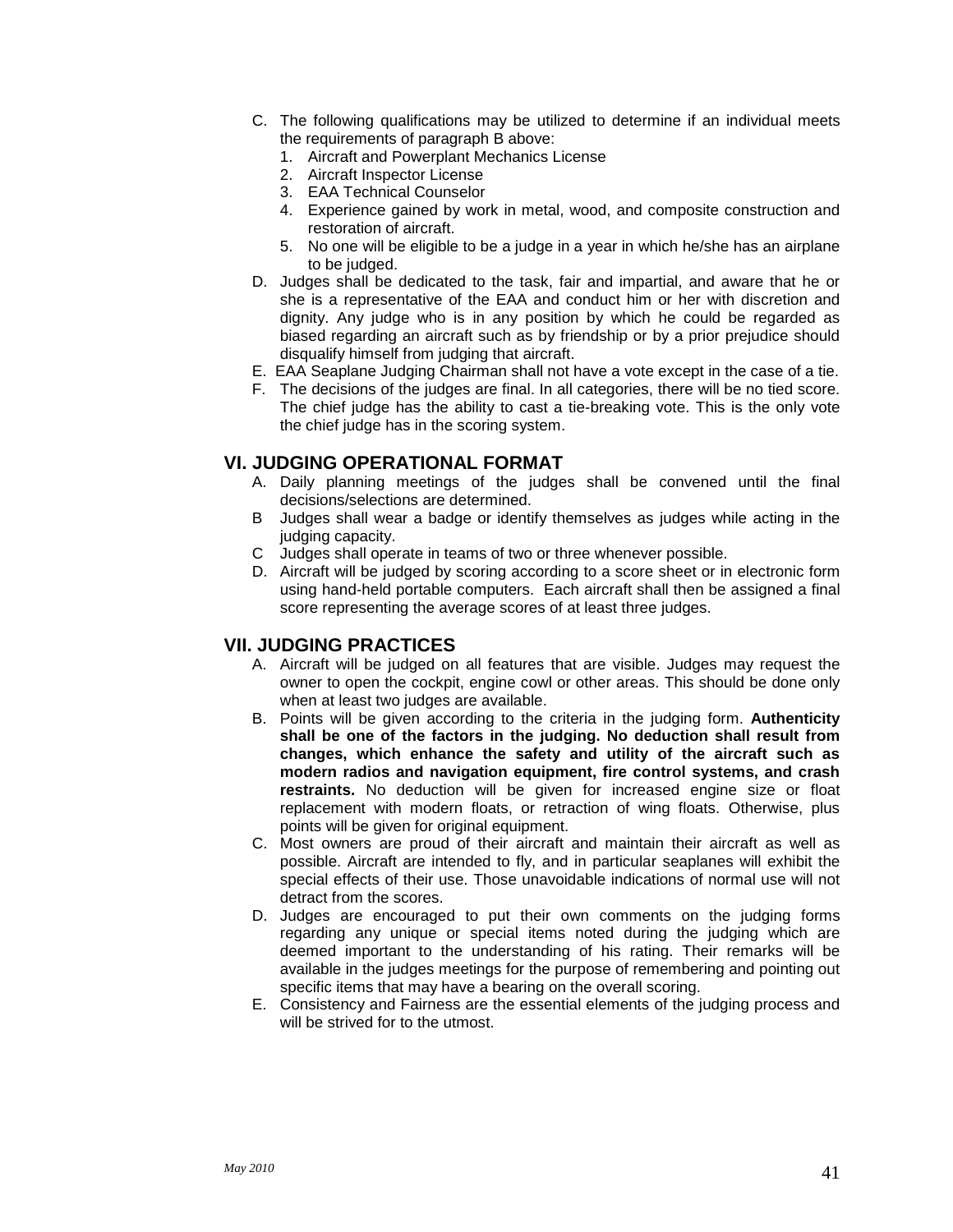C. The following qualifications may be utilized to determine if an individual meets the requirements of paragraph B above:
   1. Aircraft and Powerplant Mechanics License
   2. Aircraft Inspector License
   3. EAA Technical Counselor
   4. Experience gained by work in metal, wood, and composite construction and restoration of aircraft.
   5. No one will be eligible to be a judge in a year in which he/she has an airplane to be judged.

D. Judges shall be dedicated to the task, fair and impartial, and aware that he or she is a representative of the EAA and conduct him or her with discretion and dignity. Any judge who is in any position by which he could be regarded as biased regarding an aircraft such as by friendship or by a prior prejudice should disqualify himself from judging that aircraft.

E. EAA Seaplane Judging Chairman shall not have a vote except in the case of a tie.

F. The decisions of the judges are final. In all categories, there will be no tied score. The chief judge has the ability to cast a tie-breaking vote. This is the only vote the chief judge has in the scoring system.

## VI. JUDGING OPERATIONAL FORMAT

A. Daily planning meetings of the judges shall be convened until the final decisions/selections are determined.

B Judges shall wear a badge or identify themselves as judges while acting in the judging capacity.

C Judges shall operate in teams of two or three whenever possible.

D. Aircraft will be judged by scoring according to a score sheet or in electronic form using hand-held portable computers. Each aircraft shall then be assigned a final score representing the average scores of at least three judges.

## VII. JUDGING PRACTICES

A. Aircraft will be judged on all features that are visible. Judges may request the owner to open the cockpit, engine cowl or other areas. This should be done only when at least two judges are available.

B. Points will be given according to the criteria in the judging form. **Authenticity shall be one of the factors in the judging. No deduction shall result from changes, which enhance the safety and utility of the aircraft such as modern radios and navigation equipment, fire control systems, and crash restraints.** No deduction will be given for increased engine size or float replacement with modern floats, or retraction of wing floats. Otherwise, plus points will be given for original equipment.

C. Most owners are proud of their aircraft and maintain their aircraft as well as possible. Aircraft are intended to fly, and in particular seaplanes will exhibit the special effects of their use. Those unavoidable indications of normal use will not detract from the scores.

D. Judges are encouraged to put their own comments on the judging forms regarding any unique or special items noted during the judging which are deemed important to the understanding of his rating. Their remarks will be available in the judges meetings for the purpose of remembering and pointing out specific items that may have a bearing on the overall scoring.

E. Consistency and Fairness are the essential elements of the judging process and will be strived for to the utmost.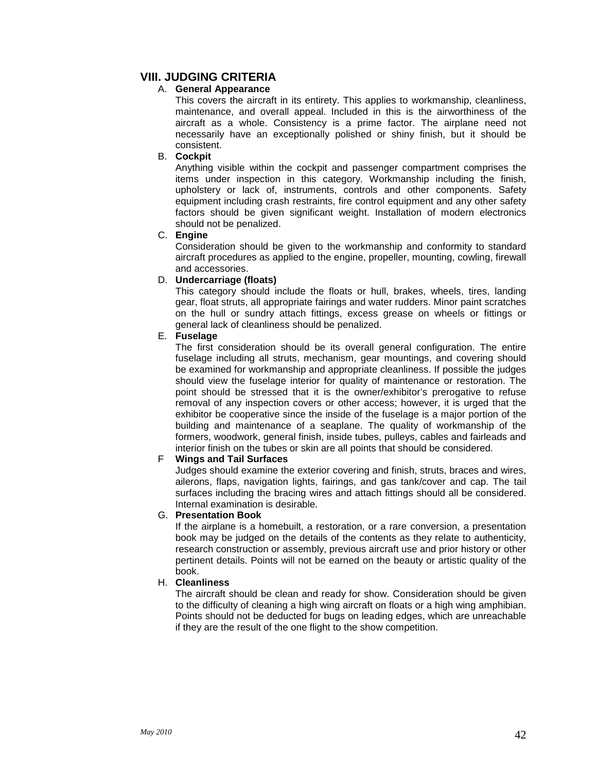## VIII. JUDGING CRITERIA

A. **General Appearance**

This covers the aircraft in its entirety. This applies to workmanship, cleanliness, maintenance, and overall appeal. Included in this is the airworthiness of the aircraft as a whole. Consistency is a prime factor. The airplane need not necessarily have an exceptionally polished or shiny finish, but it should be consistent.

B. **Cockpit**

Anything visible within the cockpit and passenger compartment comprises the items under inspection in this category. Workmanship including the finish, upholstery or lack of, instruments, controls and other components. Safety equipment including crash restraints, fire control equipment and any other safety factors should be given significant weight. Installation of modern electronics should not be penalized.

C. **Engine**

Consideration should be given to the workmanship and conformity to standard aircraft procedures as applied to the engine, propeller, mounting, cowling, firewall and accessories.

D. **Undercarriage (floats)**

This category should include the floats or hull, brakes, wheels, tires, landing gear, float struts, all appropriate fairings and water rudders. Minor paint scratches on the hull or sundry attach fittings, excess grease on wheels or fittings or general lack of cleanliness should be penalized.

E. **Fuselage**

The first consideration should be its overall general configuration. The entire fuselage including all struts, mechanism, gear mountings, and covering should be examined for workmanship and appropriate cleanliness. If possible the judges should view the fuselage interior for quality of maintenance or restoration. The point should be stressed that it is the owner/exhibitor's prerogative to refuse removal of any inspection covers or other access; however, it is urged that the exhibitor be cooperative since the inside of the fuselage is a major portion of the building and maintenance of a seaplane. The quality of workmanship of the formers, woodwork, general finish, inside tubes, pulleys, cables and fairleads and interior finish on the tubes or skin are all points that should be considered.

F **Wings and Tail Surfaces**

Judges should examine the exterior covering and finish, struts, braces and wires, ailerons, flaps, navigation lights, fairings, and gas tank/cover and cap. The tail surfaces including the bracing wires and attach fittings should all be considered. Internal examination is desirable.

G. **Presentation Book**

If the airplane is a homebuilt, a restoration, or a rare conversion, a presentation book may be judged on the details of the contents as they relate to authenticity, research construction or assembly, previous aircraft use and prior history or other pertinent details. Points will not be earned on the beauty or artistic quality of the book.

H. **Cleanliness**

The aircraft should be clean and ready for show. Consideration should be given to the difficulty of cleaning a high wing aircraft on floats or a high wing amphibian. Points should not be deducted for bugs on leading edges, which are unreachable if they are the result of the one flight to the show competition.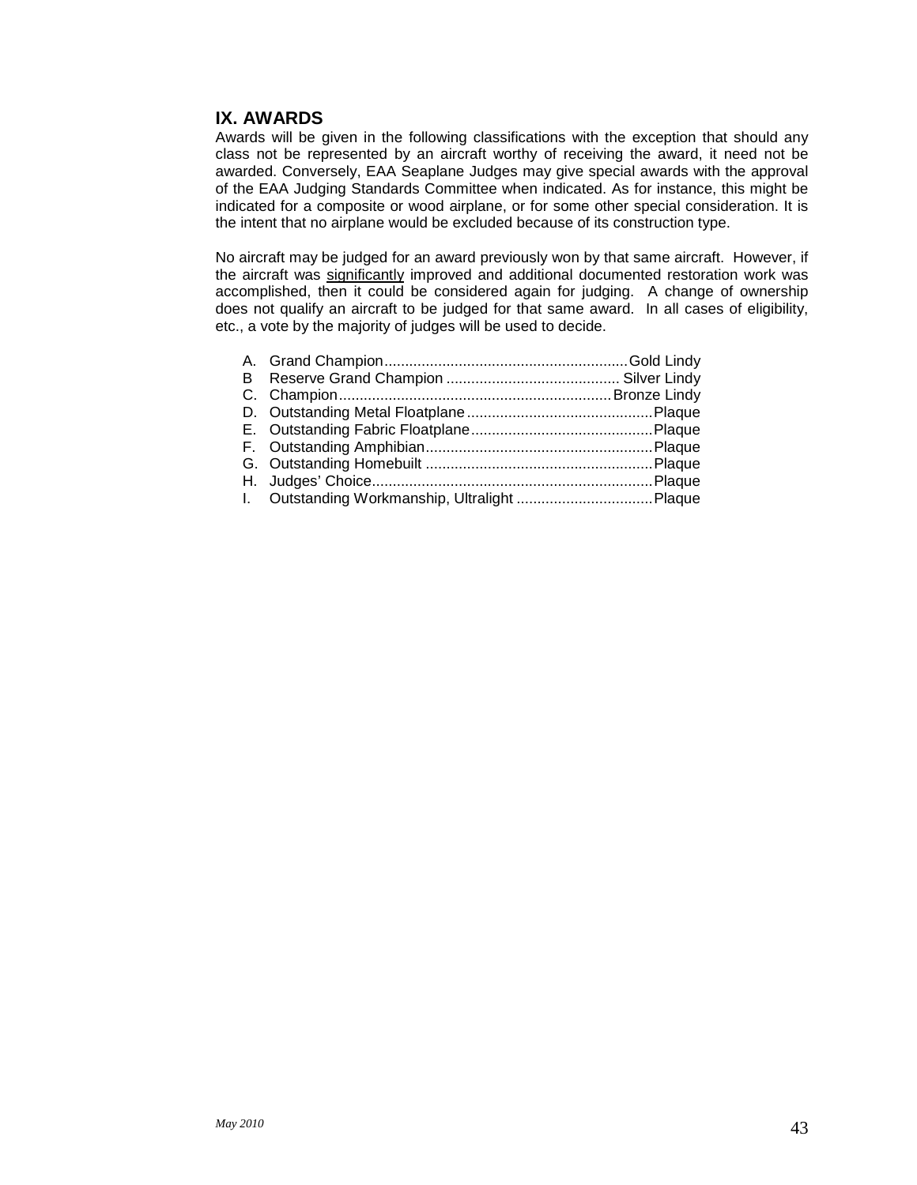## IX. AWARDS

Awards will be given in the following classifications with the exception that should any class not be represented by an aircraft worthy of receiving the award, it need not be awarded. Conversely, EAA Seaplane Judges may give special awards with the approval of the EAA Judging Standards Committee when indicated. As for instance, this might be indicated for a composite or wood airplane, or for some other special consideration. It is the intent that no airplane would be excluded because of its construction type.

No aircraft may be judged for an award previously won by that same aircraft. However, if the aircraft was <u>significantly</u> improved and additional documented restoration work was accomplished, then it could be considered again for judging. A change of ownership does not qualify an aircraft to be judged for that same award. In all cases of eligibility, etc., a vote by the majority of judges will be used to decide.

A. Grand Champion........................................................Gold Lindy
B Reserve Grand Champion ......................................... Silver Lindy
C. Champion.................................................................Bronze Lindy
D. Outstanding Metal Floatplane............................................Plaque
E. Outstanding Fabric Floatplane...........................................Plaque
F. Outstanding Amphibian......................................................Plaque
G. Outstanding Homebuilt ......................................................Plaque
H. Judges' Choice...................................................................Plaque
I. Outstanding Workmanship, Ultralight ................................Plaque

*May 2010*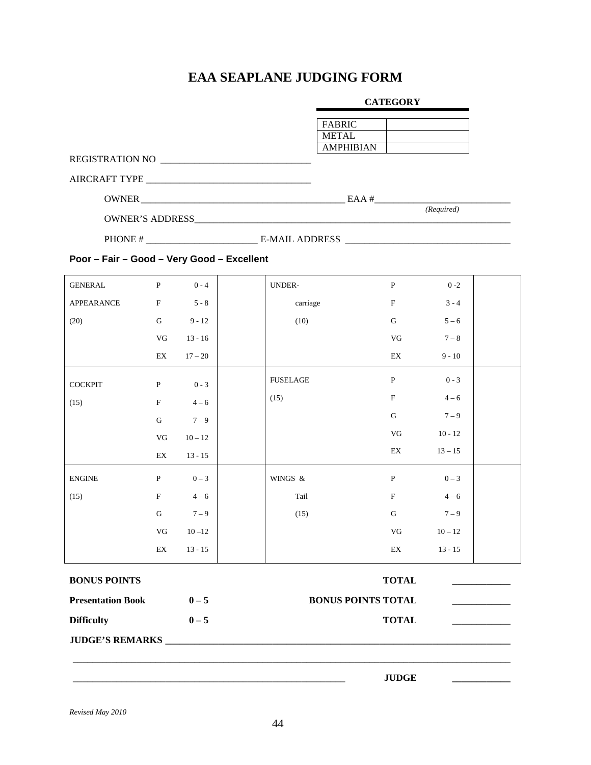# EAA SEAPLANE JUDGING FORM

**CATEGORY**

| | |
|---|---|
| FABRIC | |
| METAL | |
| AMPHIBIAN | |

REGISTRATION NO ______________________________

AIRCRAFT TYPE __________________________________

OWNER ___________________________________________ EAA #___________________________ *(Required)*

OWNER'S ADDRESS___________________________________________________________________

PHONE # ________________________ E-MAIL ADDRESS __________________________________

**Poor – Fair – Good – Very Good – Excellent**

| | | | | | | | |
|---|---|---|---|---|---|---|---|
| GENERAL APPEARANCE (20) | P | 0 - 4 | | UNDER-carriage (10) | P | 0 -2 | |
| | F | 5 - 8 | | | F | 3 - 4 | |
| | G | 9 - 12 | | | G | 5 – 6 | |
| | VG | 13 - 16 | | | VG | 7 – 8 | |
| | EX | 17 – 20 | | | EX | 9 - 10 | |
| COCKPIT (15) | P | 0 - 3 | | FUSELAGE (15) | P | 0 - 3 | |
| | F | 4 – 6 | | | F | 4 – 6 | |
| | G | 7 – 9 | | | G | 7 – 9 | |
| | VG | 10 – 12 | | | VG | 10 - 12 | |
| | EX | 13 - 15 | | | EX | 13 – 15 | |
| ENGINE (15) | P | 0 – 3 | | WINGS & Tail (15) | P | 0 – 3 | |
| | F | 4 – 6 | | | F | 4 – 6 | |
| | G | 7 – 9 | | | G | 7 – 9 | |
| | VG | 10 –12 | | | VG | 10 – 12 | |
| | EX | 13 - 15 | | | EX | 13 - 15 | |

**BONUS POINTS** **TOTAL** ____________

**Presentation Book** **0 – 5** **BONUS POINTS TOTAL** ____________

**Difficulty** **0 – 5** **TOTAL** ____________

**JUDGE'S REMARKS** ___________________________________________________________________

_____________________________________________________________________________________

_______________________________________________________ **JUDGE** ____________

*Revised May 2010*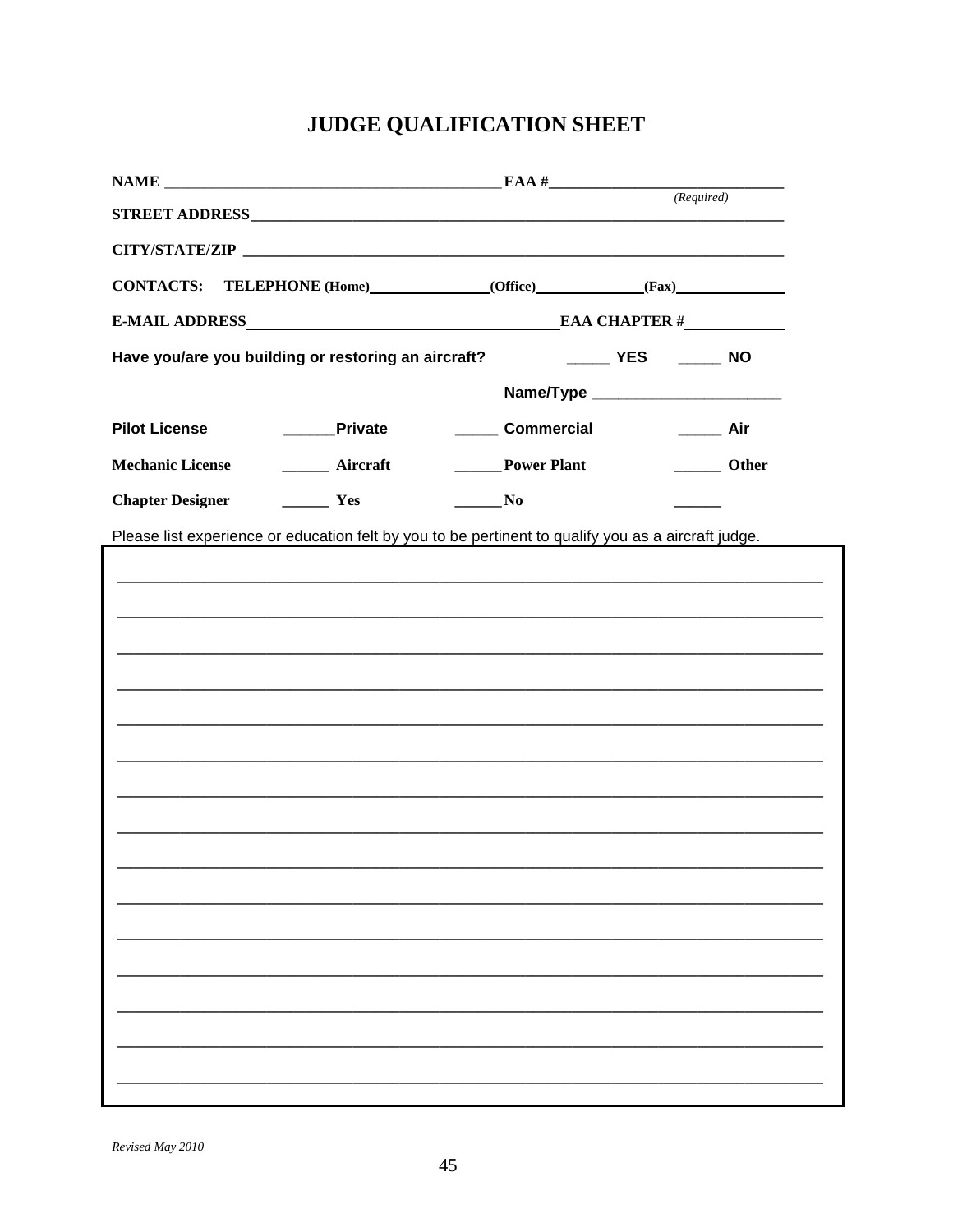# JUDGE QUALIFICATION SHEET

**NAME** ____________________________________________ **EAA #**______________________________
*(Required)*

**STREET ADDRESS**__________________________________________________________________________

**CITY/STATE/ZIP** __________________________________________________________________________

**CONTACTS: TELEPHONE (Home)**______________**(Office)**_____________**(Fax)**______________

**E-MAIL ADDRESS**_______________________________________**EAA CHAPTER #**____________

**Have you/are you building or restoring an aircraft?** _____ **YES** _____ **NO**

**Name/Type** _______________________

| | | | |
|---|---|---|---|
| **Pilot License** | ______**Private** | _____ **Commercial** | _____ **Air** |
| **Mechanic License** | ______ **Aircraft** | ______**Power Plant** | ______ **Other** |
| **Chapter Designer** | ______ **Yes** | ______**No** | ______ |

Please list experience or education felt by you to be pertinent to qualify you as a aircraft judge.

_____________________________________________________________________________________

_____________________________________________________________________________________

_____________________________________________________________________________________

_____________________________________________________________________________________

_____________________________________________________________________________________

_____________________________________________________________________________________

_____________________________________________________________________________________

_____________________________________________________________________________________

_____________________________________________________________________________________

_____________________________________________________________________________________

_____________________________________________________________________________________

_____________________________________________________________________________________

_____________________________________________________________________________________

_____________________________________________________________________________________

_____________________________________________________________________________________

*Revised May 2010*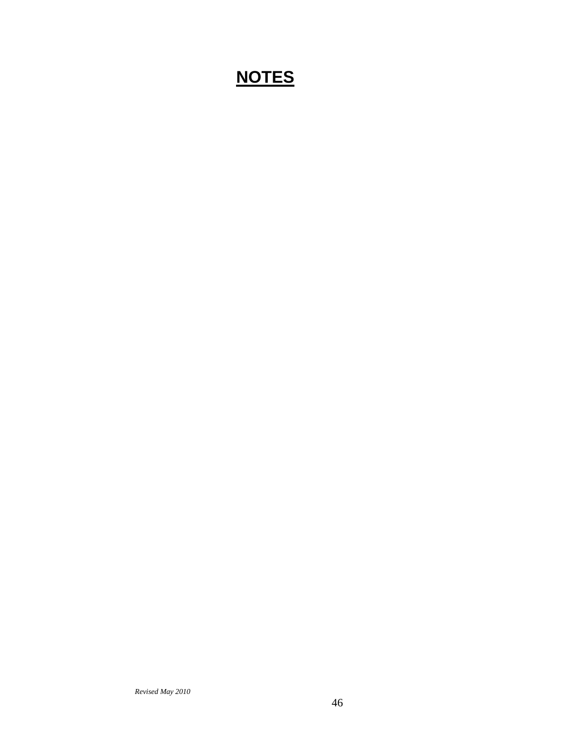# **NOTES**

*Revised May 2010*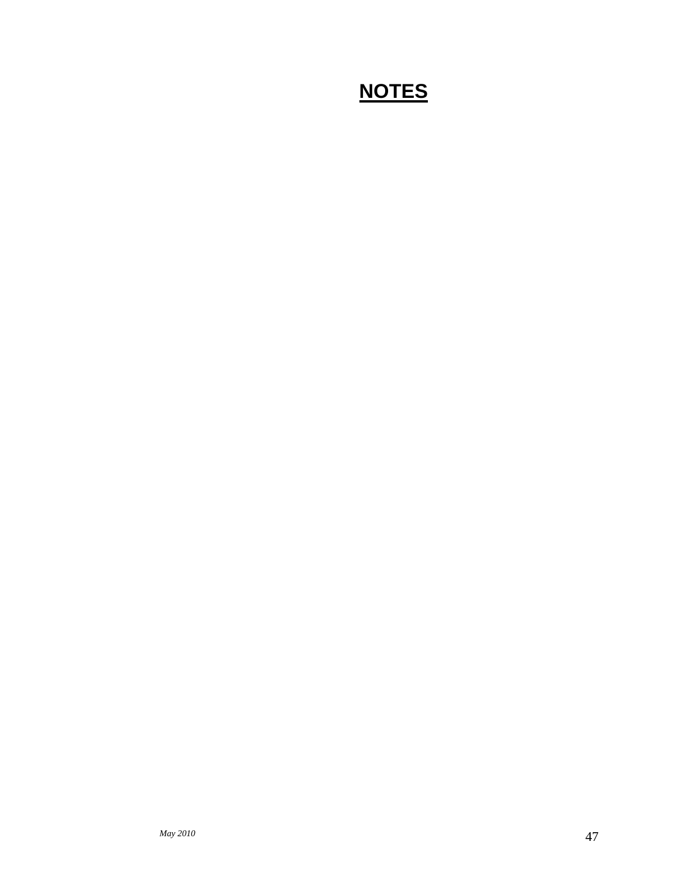# NOTES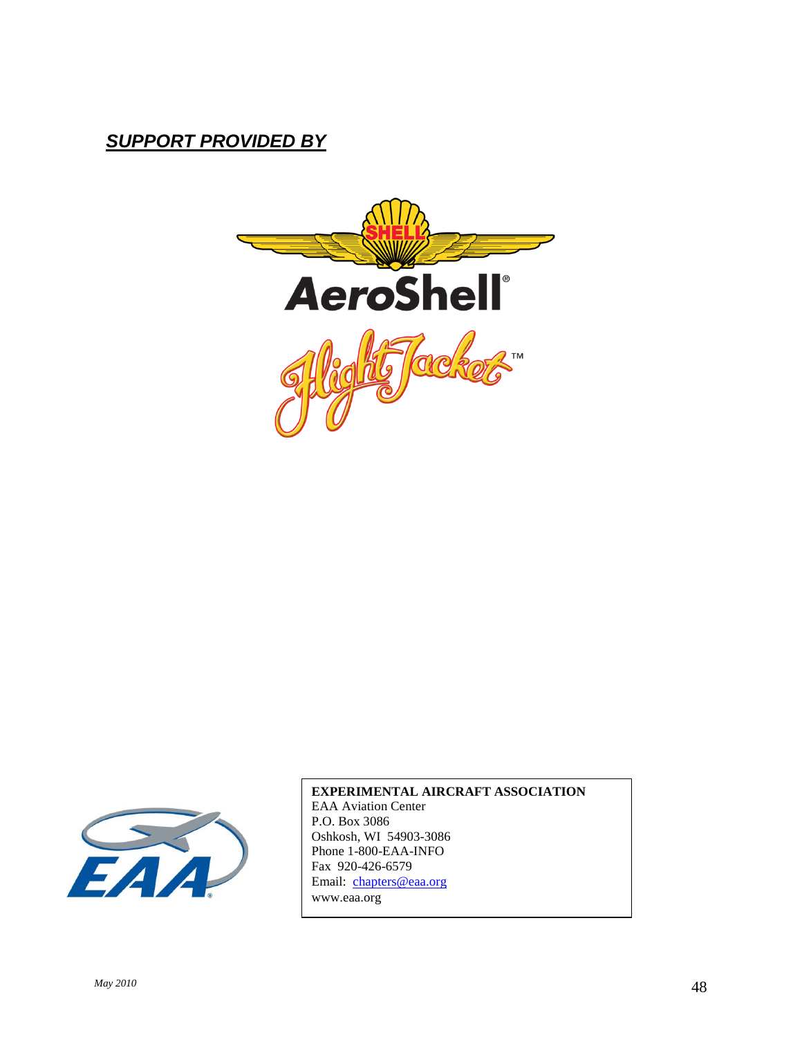***SUPPORT PROVIDED BY***

**EXPERIMENTAL AIRCRAFT ASSOCIATION**
EAA Aviation Center
P.O. Box 3086
Oshkosh, WI 54903-3086
Phone 1-800-EAA-INFO
Fax 920-426-6579
Email: chapters@eaa.org
www.eaa.org

*May 2010*